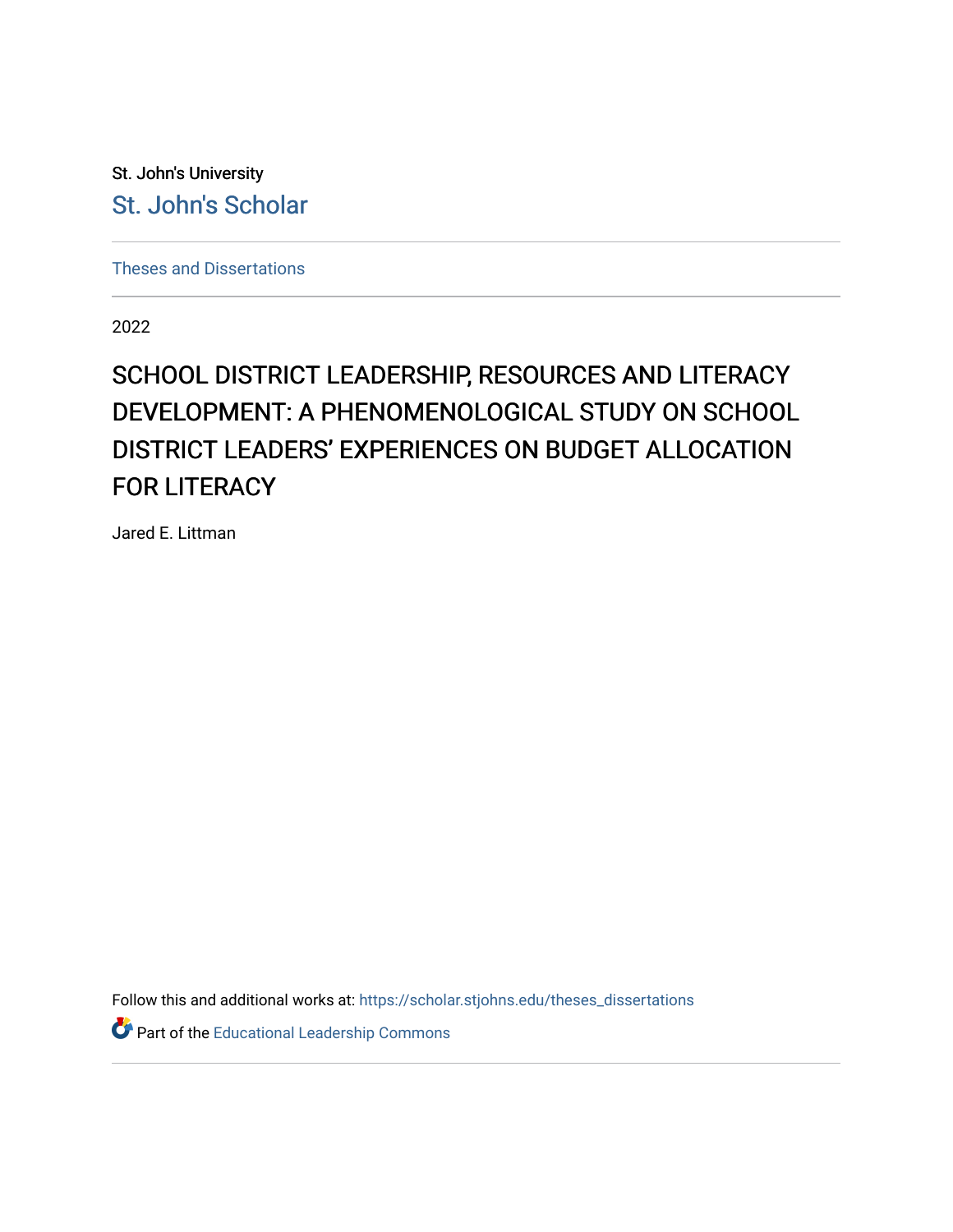St. John's University

St. John's Scholar

Theses and Dissertations

2022

# SCHOOL DISTRICT LEADERSHIP, RESOURCES AND LITERACY DEVELOPMENT: A PHENOMENOLOGICAL STUDY ON SCHOOL DISTRICT LEADERS' EXPERIENCES ON BUDGET ALLOCATION FOR LITERACY

Jared E. Littman

Follow this and additional works at: https://scholar.stjohns.edu/theses_dissertations

Part of the Educational Leadership Commons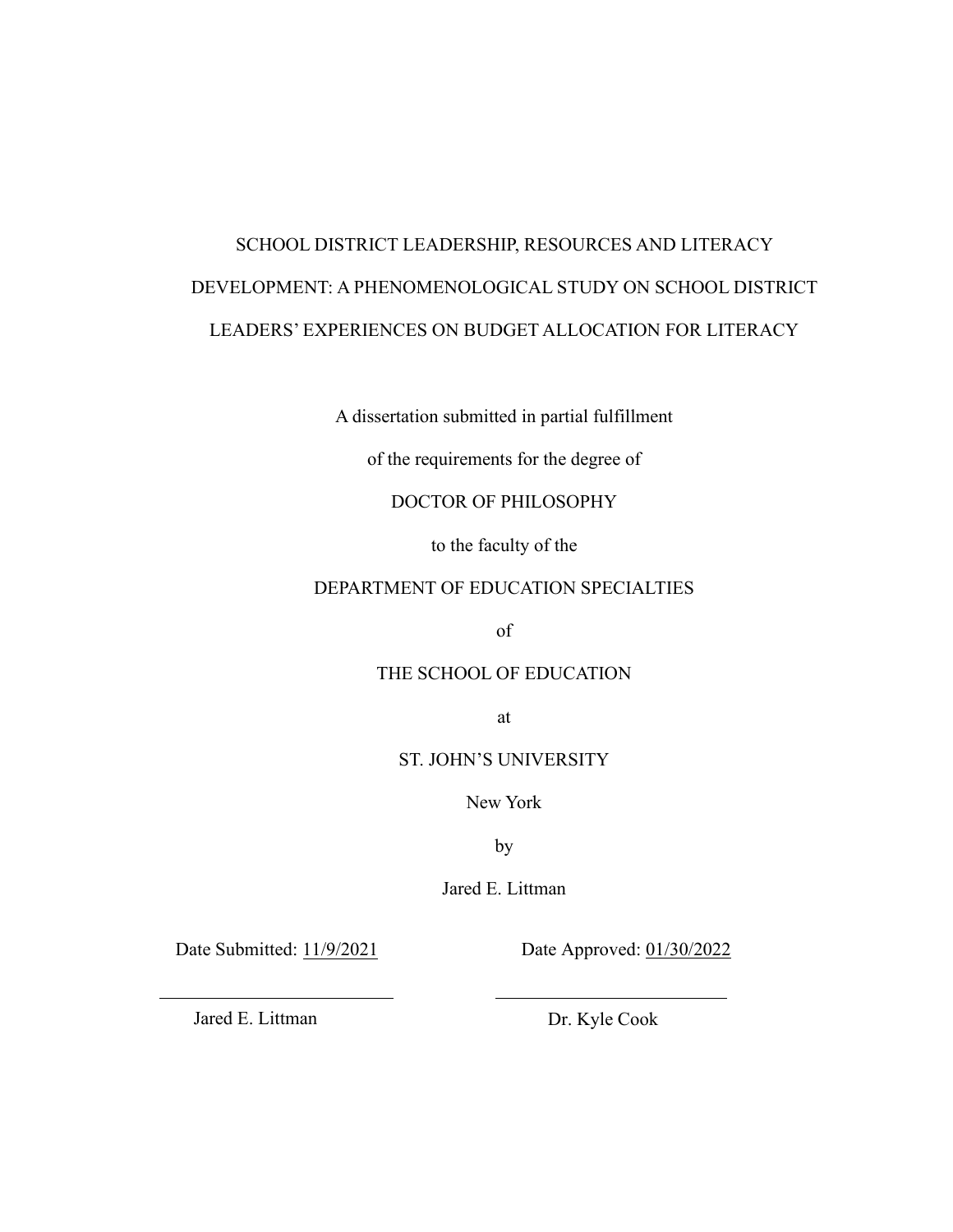SCHOOL DISTRICT LEADERSHIP, RESOURCES AND LITERACY DEVELOPMENT: A PHENOMENOLOGICAL STUDY ON SCHOOL DISTRICT LEADERS' EXPERIENCES ON BUDGET ALLOCATION FOR LITERACY

A dissertation submitted in partial fulfillment

of the requirements for the degree of

DOCTOR OF PHILOSOPHY

to the faculty of the

DEPARTMENT OF EDUCATION SPECIALTIES

of

THE SCHOOL OF EDUCATION

at

ST. JOHN'S UNIVERSITY

New York

by

Jared E. Littman

Date Submitted: 11/9/2021 Date Approved: 01/30/2022

Jared E. Littman Dr. Kyle Cook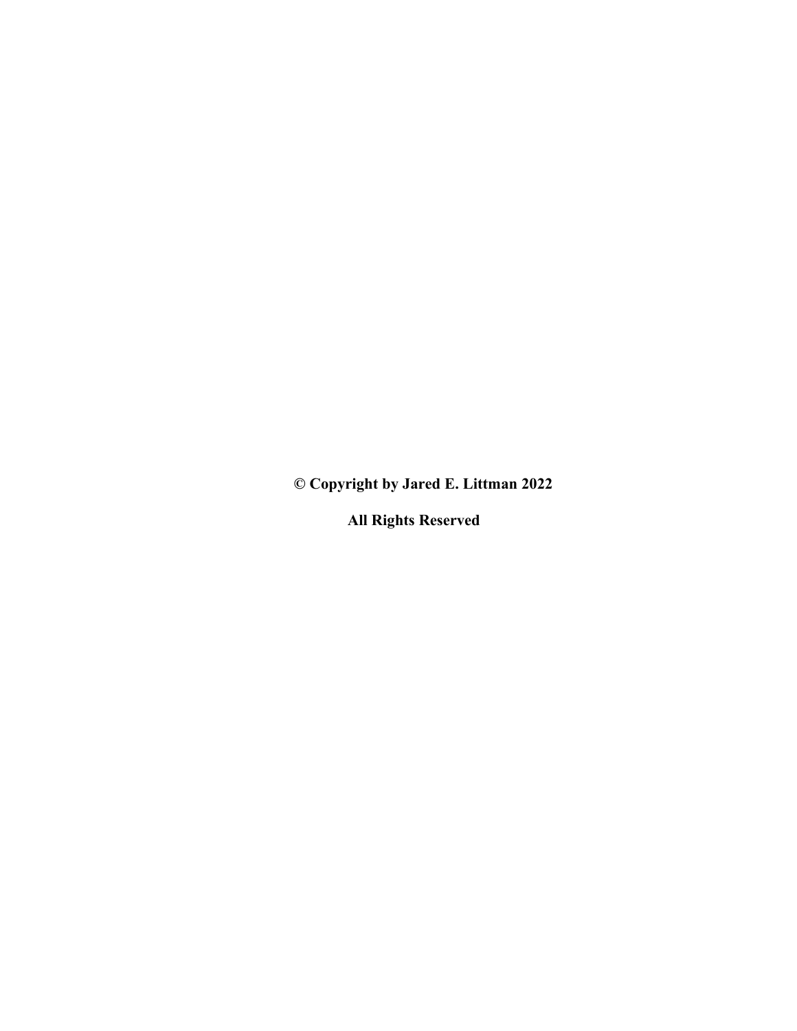**© Copyright by Jared E. Littman 2022**

**All Rights Reserved**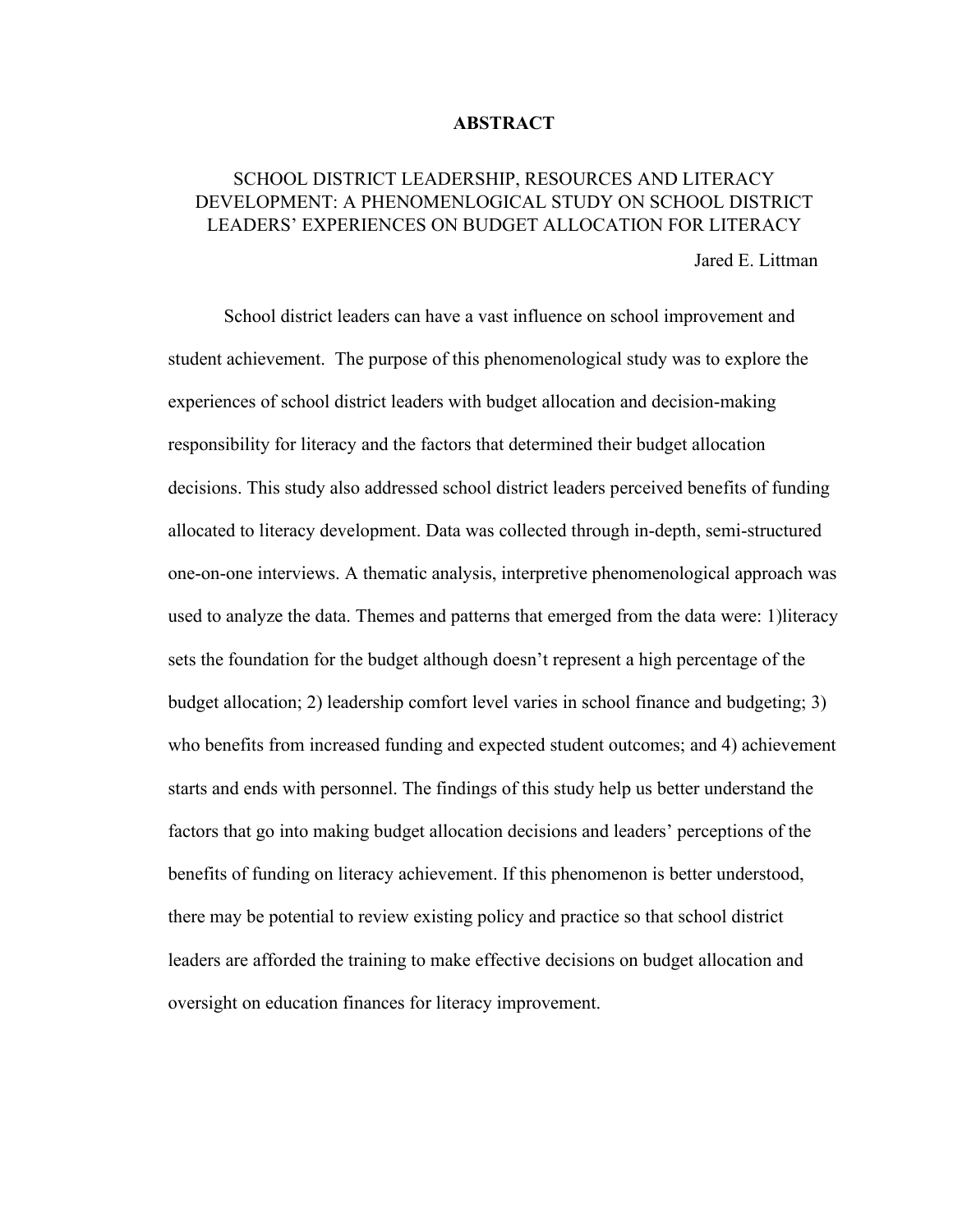# ABSTRACT

SCHOOL DISTRICT LEADERSHIP, RESOURCES AND LITERACY DEVELOPMENT: A PHENOMENLOGICAL STUDY ON SCHOOL DISTRICT LEADERS' EXPERIENCES ON BUDGET ALLOCATION FOR LITERACY

Jared E. Littman

School district leaders can have a vast influence on school improvement and student achievement. The purpose of this phenomenological study was to explore the experiences of school district leaders with budget allocation and decision-making responsibility for literacy and the factors that determined their budget allocation decisions. This study also addressed school district leaders perceived benefits of funding allocated to literacy development. Data was collected through in-depth, semi-structured one-on-one interviews. A thematic analysis, interpretive phenomenological approach was used to analyze the data. Themes and patterns that emerged from the data were: 1)literacy sets the foundation for the budget although doesn't represent a high percentage of the budget allocation; 2) leadership comfort level varies in school finance and budgeting; 3) who benefits from increased funding and expected student outcomes; and 4) achievement starts and ends with personnel. The findings of this study help us better understand the factors that go into making budget allocation decisions and leaders' perceptions of the benefits of funding on literacy achievement. If this phenomenon is better understood, there may be potential to review existing policy and practice so that school district leaders are afforded the training to make effective decisions on budget allocation and oversight on education finances for literacy improvement.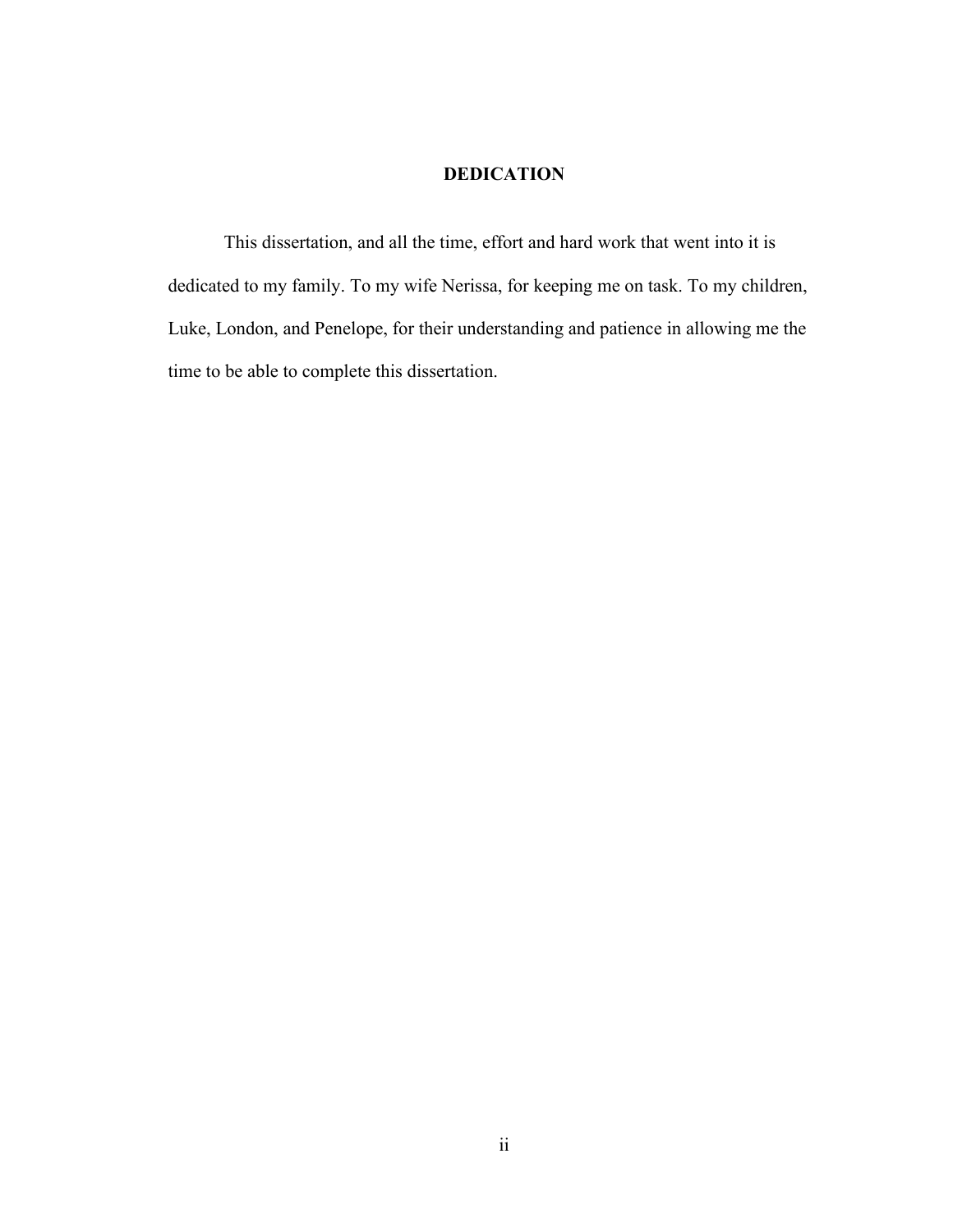# DEDICATION

This dissertation, and all the time, effort and hard work that went into it is dedicated to my family. To my wife Nerissa, for keeping me on task. To my children, Luke, London, and Penelope, for their understanding and patience in allowing me the time to be able to complete this dissertation.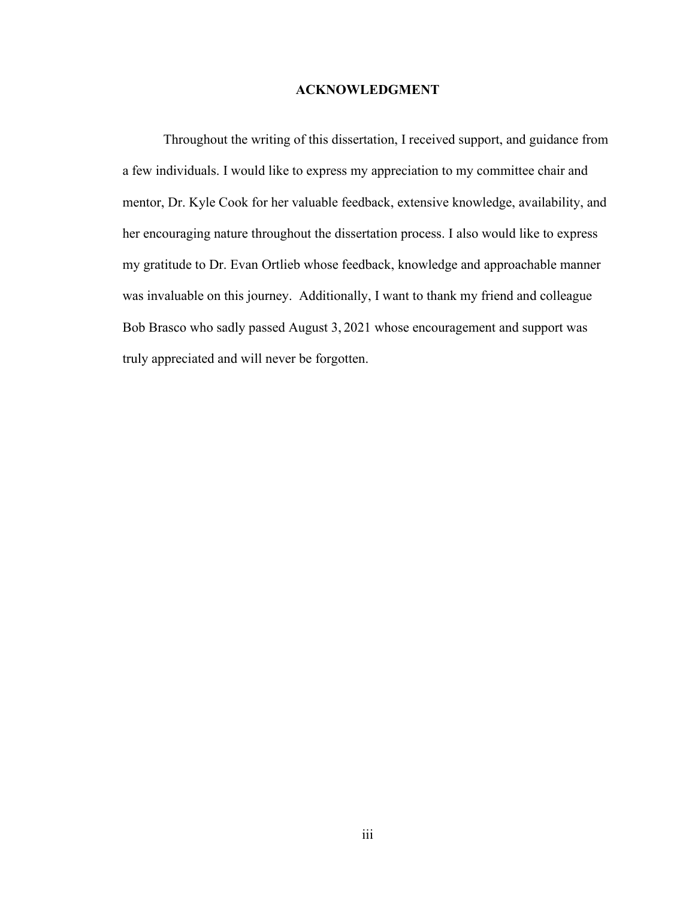# ACKNOWLEDGMENT

Throughout the writing of this dissertation, I received support, and guidance from a few individuals. I would like to express my appreciation to my committee chair and mentor, Dr. Kyle Cook for her valuable feedback, extensive knowledge, availability, and her encouraging nature throughout the dissertation process. I also would like to express my gratitude to Dr. Evan Ortlieb whose feedback, knowledge and approachable manner was invaluable on this journey. Additionally, I want to thank my friend and colleague Bob Brasco who sadly passed August 3, 2021 whose encouragement and support was truly appreciated and will never be forgotten.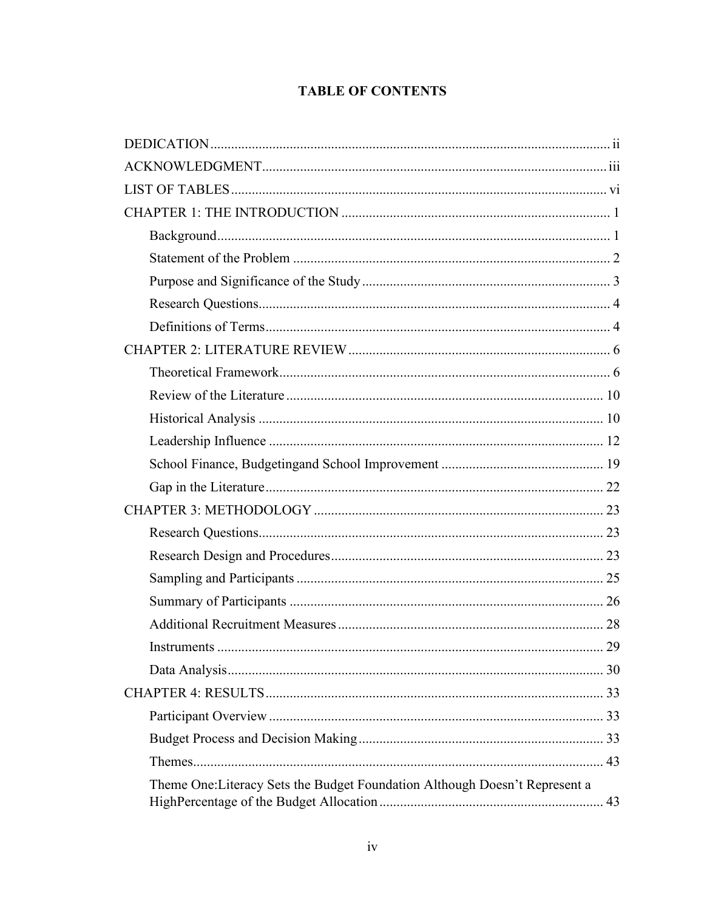# TABLE OF CONTENTS

DEDICATION ..... ii

ACKNOWLEDGMENT ..... iii

LIST OF TABLES ..... vi

CHAPTER 1: THE INTRODUCTION ..... 1

- Background ..... 1
- Statement of the Problem ..... 2
- Purpose and Significance of the Study ..... 3
- Research Questions ..... 4
- Definitions of Terms ..... 4

CHAPTER 2: LITERATURE REVIEW ..... 6

- Theoretical Framework ..... 6
- Review of the Literature ..... 10
- Historical Analysis ..... 10
- Leadership Influence ..... 12
- School Finance, Budgetingand School Improvement ..... 19
- Gap in the Literature ..... 22

CHAPTER 3: METHODOLOGY ..... 23

- Research Questions ..... 23
- Research Design and Procedures ..... 23
- Sampling and Participants ..... 25
- Summary of Participants ..... 26
- Additional Recruitment Measures ..... 28
- Instruments ..... 29
- Data Analysis ..... 30

CHAPTER 4: RESULTS ..... 33

- Participant Overview ..... 33
- Budget Process and Decision Making ..... 33
- Themes ..... 43
- Theme One:Literacy Sets the Budget Foundation Although Doesn't Represent a HighPercentage of the Budget Allocation ..... 43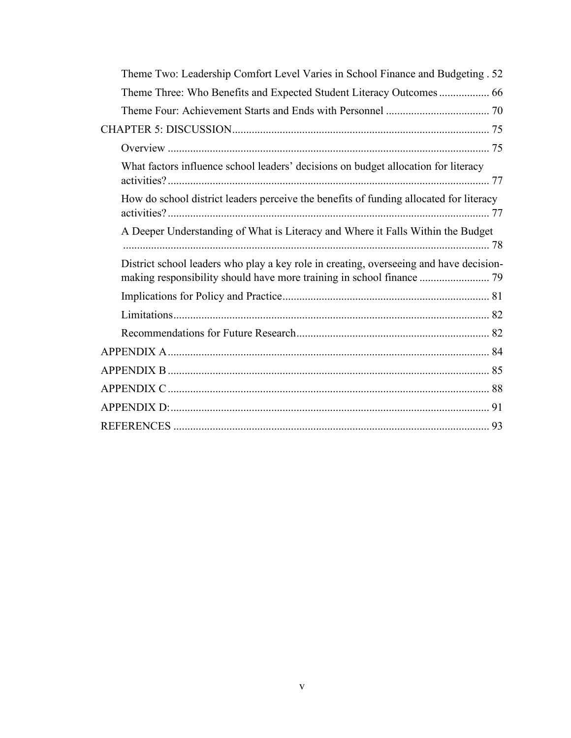Theme Two: Leadership Comfort Level Varies in School Finance and Budgeting . 52

Theme Three: Who Benefits and Expected Student Literacy Outcomes .................. 66

Theme Four: Achievement Starts and Ends with Personnel ..................................... 70

CHAPTER 5: DISCUSSION........................................................................................... 75

Overview .................................................................................................................. 75

What factors influence school leaders’ decisions on budget allocation for literacy activities?.................................................................................................................. 77

How do school district leaders perceive the benefits of funding allocated for literacy activities?.................................................................................................................. 77

A Deeper Understanding of What is Literacy and Where it Falls Within the Budget .................................................................................................................................. 78

District school leaders who play a key role in creating, overseeing and have decision-making responsibility should have more training in school finance ......................... 79

Implications for Policy and Practice......................................................................... 81

Limitations................................................................................................................ 82

Recommendations for Future Research.................................................................... 82

APPENDIX A.................................................................................................................. 84

APPENDIX B .................................................................................................................. 85

APPENDIX C .................................................................................................................. 88

APPENDIX D:................................................................................................................. 91

REFERENCES ................................................................................................................ 93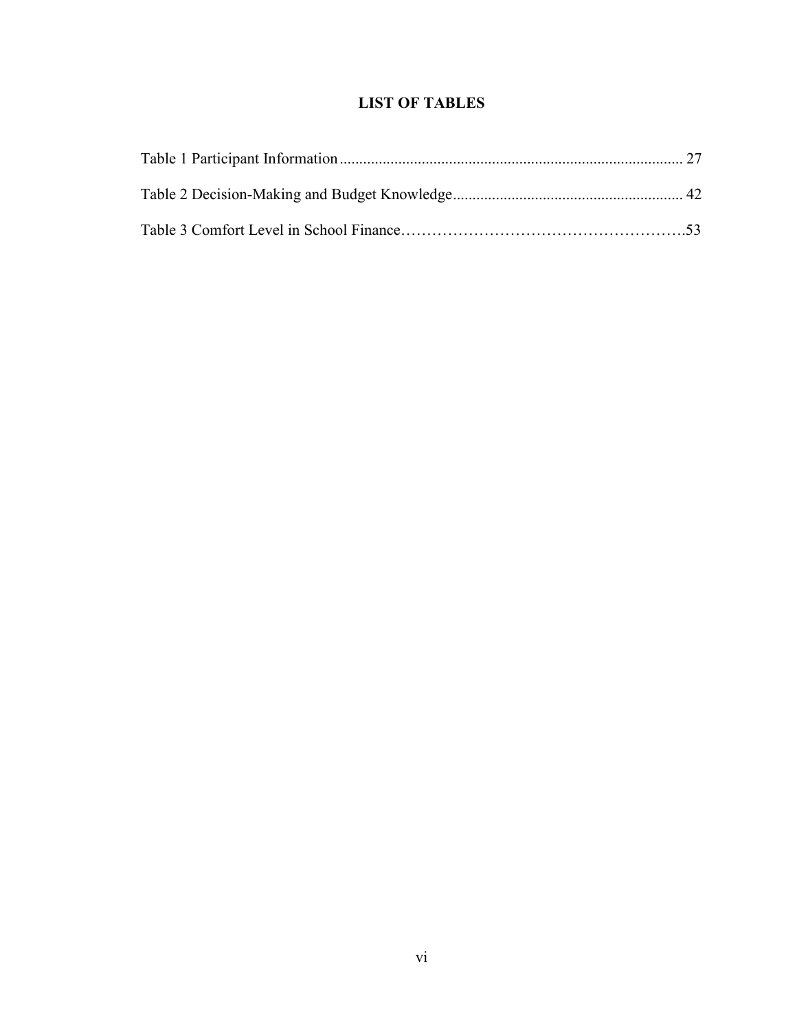# LIST OF TABLES

Table 1 Participant Information ........................................................................................ 27

Table 2 Decision-Making and Budget Knowledge ........................................................... 42

Table 3 Comfort Level in School Finance……………………………………………….53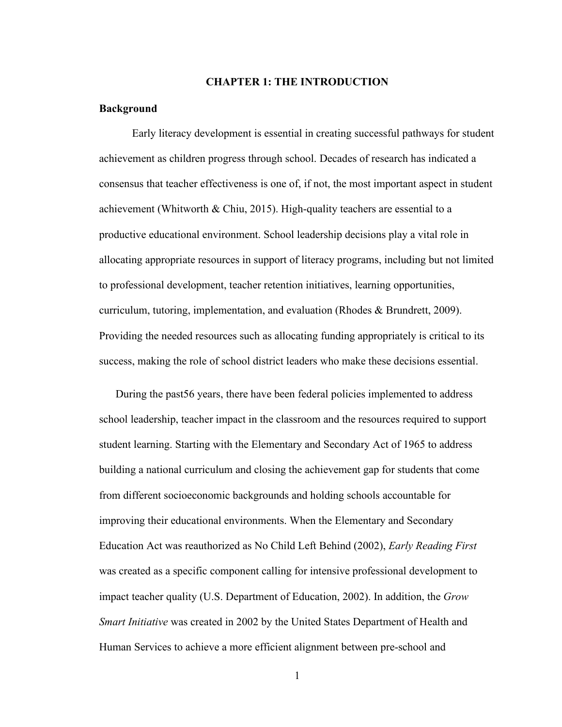# CHAPTER 1: THE INTRODUCTION

## Background

Early literacy development is essential in creating successful pathways for student achievement as children progress through school. Decades of research has indicated a consensus that teacher effectiveness is one of, if not, the most important aspect in student achievement (Whitworth & Chiu, 2015). High-quality teachers are essential to a productive educational environment. School leadership decisions play a vital role in allocating appropriate resources in support of literacy programs, including but not limited to professional development, teacher retention initiatives, learning opportunities, curriculum, tutoring, implementation, and evaluation (Rhodes & Brundrett, 2009). Providing the needed resources such as allocating funding appropriately is critical to its success, making the role of school district leaders who make these decisions essential.

During the past56 years, there have been federal policies implemented to address school leadership, teacher impact in the classroom and the resources required to support student learning. Starting with the Elementary and Secondary Act of 1965 to address building a national curriculum and closing the achievement gap for students that come from different socioeconomic backgrounds and holding schools accountable for improving their educational environments. When the Elementary and Secondary Education Act was reauthorized as No Child Left Behind (2002), *Early Reading First* was created as a specific component calling for intensive professional development to impact teacher quality (U.S. Department of Education, 2002). In addition, the *Grow Smart Initiative* was created in 2002 by the United States Department of Health and Human Services to achieve a more efficient alignment between pre-school and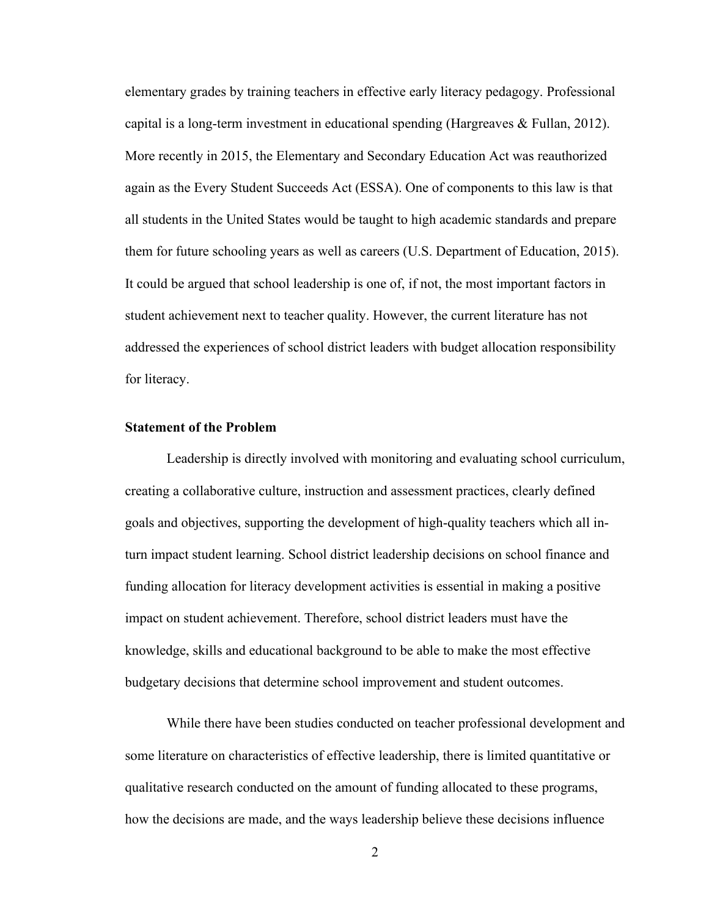elementary grades by training teachers in effective early literacy pedagogy. Professional capital is a long-term investment in educational spending (Hargreaves & Fullan, 2012). More recently in 2015, the Elementary and Secondary Education Act was reauthorized again as the Every Student Succeeds Act (ESSA). One of components to this law is that all students in the United States would be taught to high academic standards and prepare them for future schooling years as well as careers (U.S. Department of Education, 2015). It could be argued that school leadership is one of, if not, the most important factors in student achievement next to teacher quality. However, the current literature has not addressed the experiences of school district leaders with budget allocation responsibility for literacy.

## Statement of the Problem

Leadership is directly involved with monitoring and evaluating school curriculum, creating a collaborative culture, instruction and assessment practices, clearly defined goals and objectives, supporting the development of high-quality teachers which all in-turn impact student learning. School district leadership decisions on school finance and funding allocation for literacy development activities is essential in making a positive impact on student achievement. Therefore, school district leaders must have the knowledge, skills and educational background to be able to make the most effective budgetary decisions that determine school improvement and student outcomes.

While there have been studies conducted on teacher professional development and some literature on characteristics of effective leadership, there is limited quantitative or qualitative research conducted on the amount of funding allocated to these programs, how the decisions are made, and the ways leadership believe these decisions influence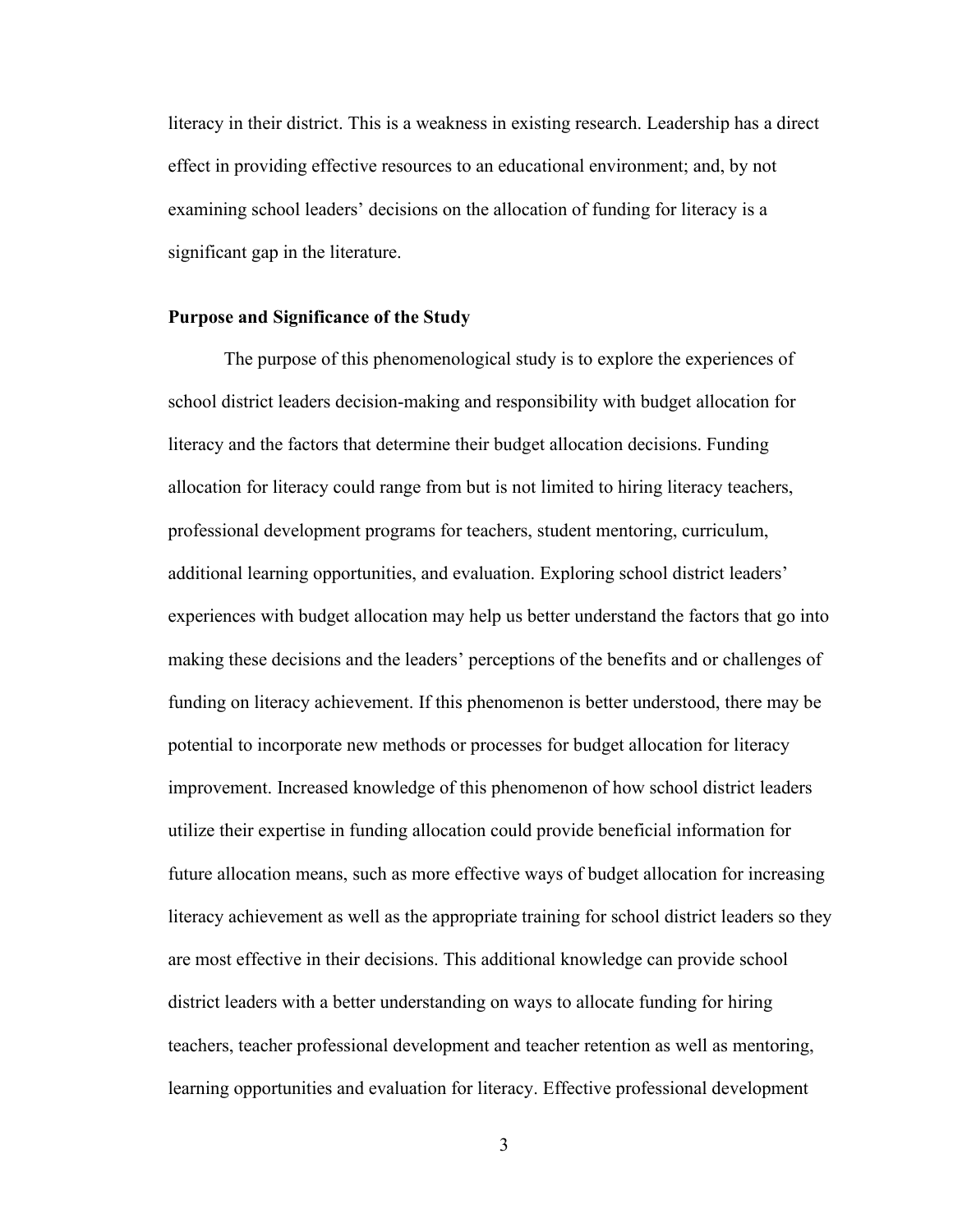literacy in their district. This is a weakness in existing research. Leadership has a direct effect in providing effective resources to an educational environment; and, by not examining school leaders' decisions on the allocation of funding for literacy is a significant gap in the literature.

## Purpose and Significance of the Study

The purpose of this phenomenological study is to explore the experiences of school district leaders decision-making and responsibility with budget allocation for literacy and the factors that determine their budget allocation decisions. Funding allocation for literacy could range from but is not limited to hiring literacy teachers, professional development programs for teachers, student mentoring, curriculum, additional learning opportunities, and evaluation. Exploring school district leaders' experiences with budget allocation may help us better understand the factors that go into making these decisions and the leaders' perceptions of the benefits and or challenges of funding on literacy achievement. If this phenomenon is better understood, there may be potential to incorporate new methods or processes for budget allocation for literacy improvement. Increased knowledge of this phenomenon of how school district leaders utilize their expertise in funding allocation could provide beneficial information for future allocation means, such as more effective ways of budget allocation for increasing literacy achievement as well as the appropriate training for school district leaders so they are most effective in their decisions. This additional knowledge can provide school district leaders with a better understanding on ways to allocate funding for hiring teachers, teacher professional development and teacher retention as well as mentoring, learning opportunities and evaluation for literacy. Effective professional development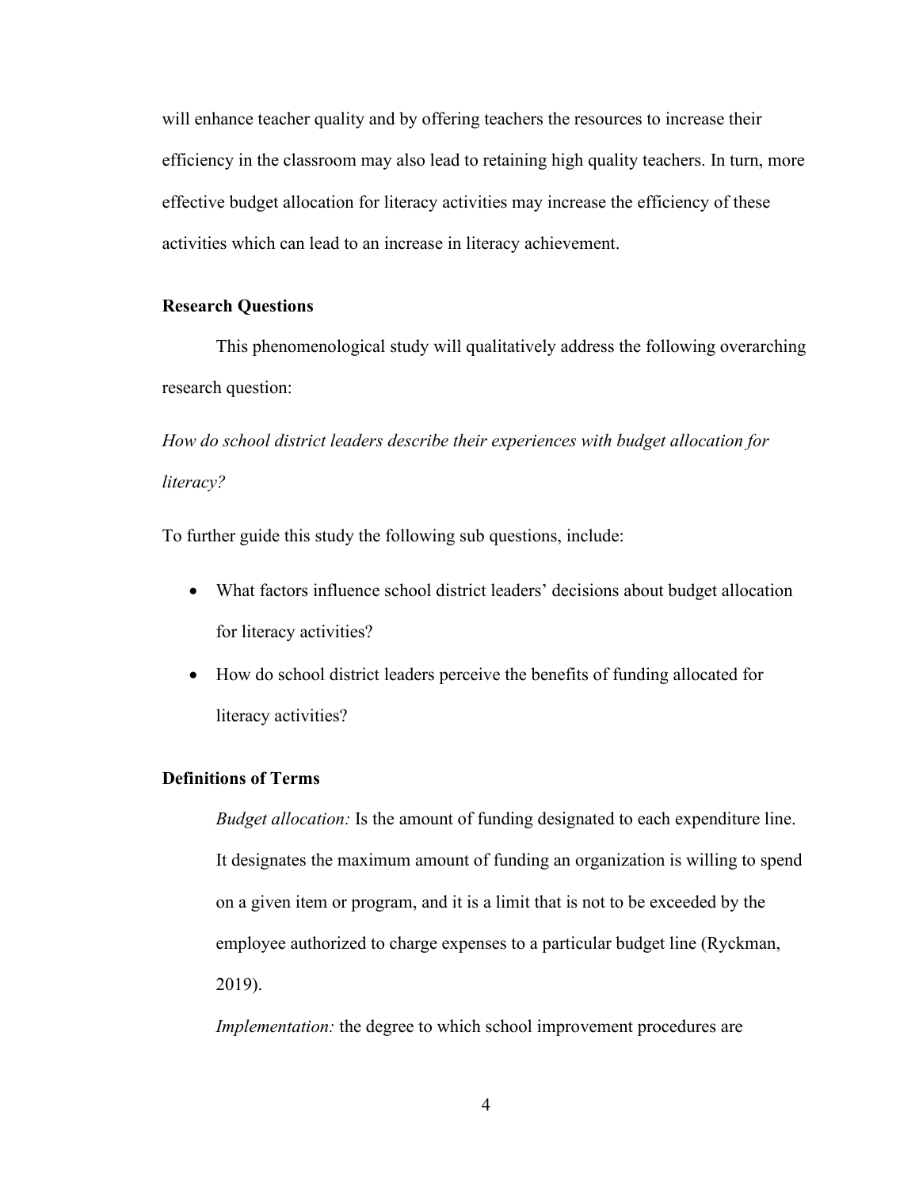will enhance teacher quality and by offering teachers the resources to increase their efficiency in the classroom may also lead to retaining high quality teachers. In turn, more effective budget allocation for literacy activities may increase the efficiency of these activities which can lead to an increase in literacy achievement.

### Research Questions

This phenomenological study will qualitatively address the following overarching research question:

*How do school district leaders describe their experiences with budget allocation for literacy?*

To further guide this study the following sub questions, include:

- What factors influence school district leaders' decisions about budget allocation for literacy activities?
- How do school district leaders perceive the benefits of funding allocated for literacy activities?

### Definitions of Terms

*Budget allocation:* Is the amount of funding designated to each expenditure line. It designates the maximum amount of funding an organization is willing to spend on a given item or program, and it is a limit that is not to be exceeded by the employee authorized to charge expenses to a particular budget line (Ryckman, 2019).

*Implementation:* the degree to which school improvement procedures are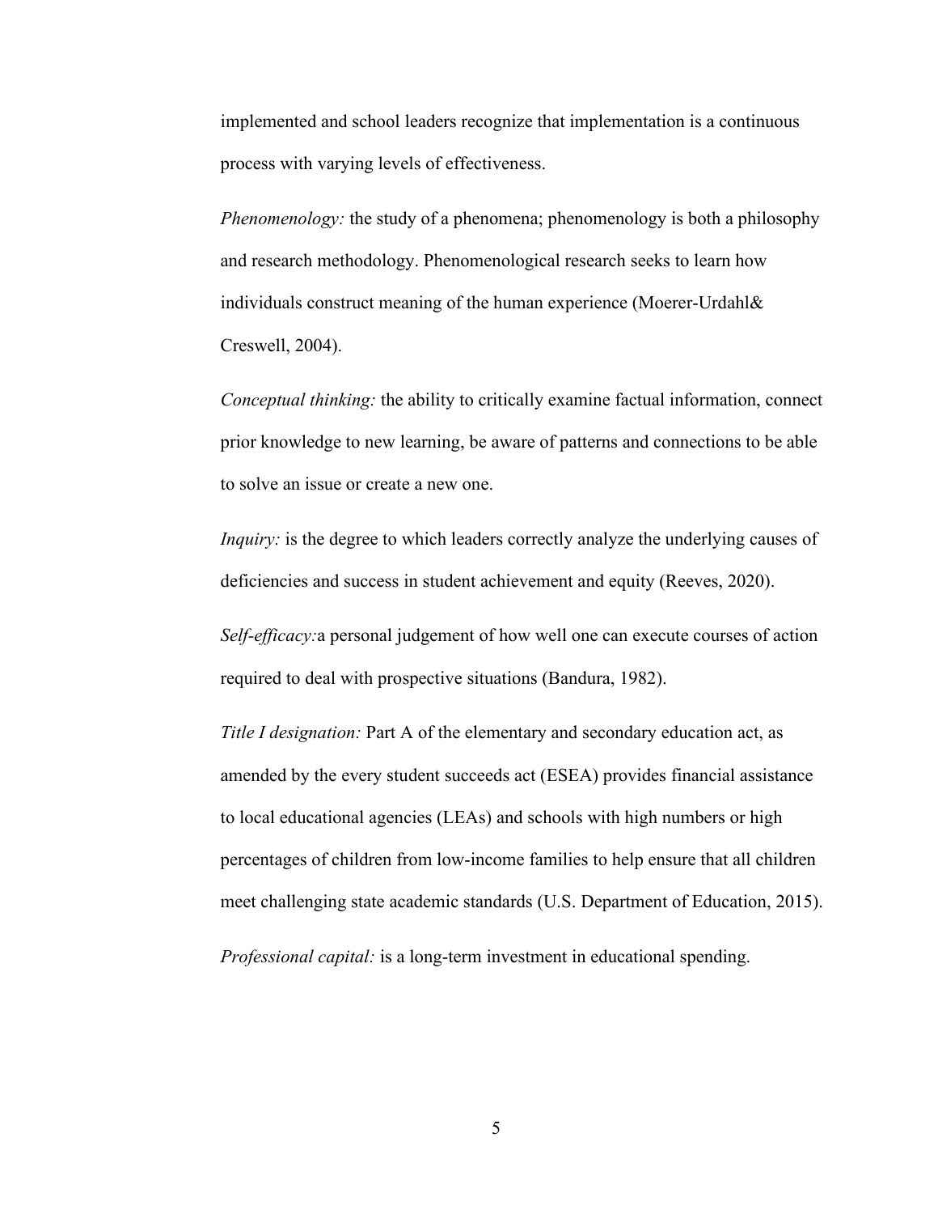implemented and school leaders recognize that implementation is a continuous process with varying levels of effectiveness.

*Phenomenology:* the study of a phenomena; phenomenology is both a philosophy and research methodology. Phenomenological research seeks to learn how individuals construct meaning of the human experience (Moerer-Urdahl& Creswell, 2004).

*Conceptual thinking:* the ability to critically examine factual information, connect prior knowledge to new learning, be aware of patterns and connections to be able to solve an issue or create a new one.

*Inquiry:* is the degree to which leaders correctly analyze the underlying causes of deficiencies and success in student achievement and equity (Reeves, 2020).

*Self-efficacy:*a personal judgement of how well one can execute courses of action required to deal with prospective situations (Bandura, 1982).

*Title I designation:* Part A of the elementary and secondary education act, as amended by the every student succeeds act (ESEA) provides financial assistance to local educational agencies (LEAs) and schools with high numbers or high percentages of children from low-income families to help ensure that all children meet challenging state academic standards (U.S. Department of Education, 2015).

*Professional capital:* is a long-term investment in educational spending.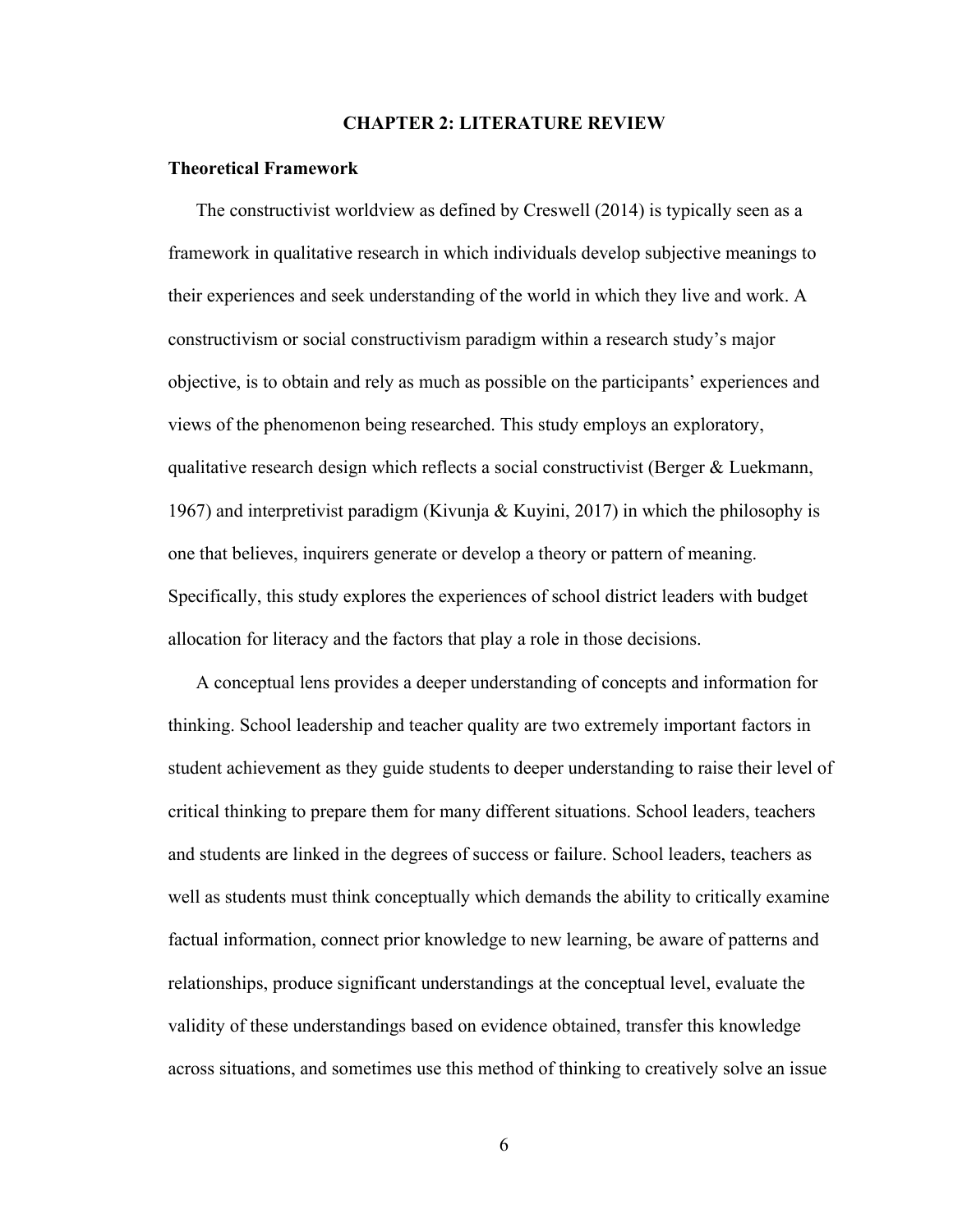# CHAPTER 2: LITERATURE REVIEW

## Theoretical Framework

The constructivist worldview as defined by Creswell (2014) is typically seen as a framework in qualitative research in which individuals develop subjective meanings to their experiences and seek understanding of the world in which they live and work. A constructivism or social constructivism paradigm within a research study's major objective, is to obtain and rely as much as possible on the participants' experiences and views of the phenomenon being researched. This study employs an exploratory, qualitative research design which reflects a social constructivist (Berger & Luekmann, 1967) and interpretivist paradigm (Kivunja & Kuyini, 2017) in which the philosophy is one that believes, inquirers generate or develop a theory or pattern of meaning. Specifically, this study explores the experiences of school district leaders with budget allocation for literacy and the factors that play a role in those decisions.

A conceptual lens provides a deeper understanding of concepts and information for thinking. School leadership and teacher quality are two extremely important factors in student achievement as they guide students to deeper understanding to raise their level of critical thinking to prepare them for many different situations. School leaders, teachers and students are linked in the degrees of success or failure. School leaders, teachers as well as students must think conceptually which demands the ability to critically examine factual information, connect prior knowledge to new learning, be aware of patterns and relationships, produce significant understandings at the conceptual level, evaluate the validity of these understandings based on evidence obtained, transfer this knowledge across situations, and sometimes use this method of thinking to creatively solve an issue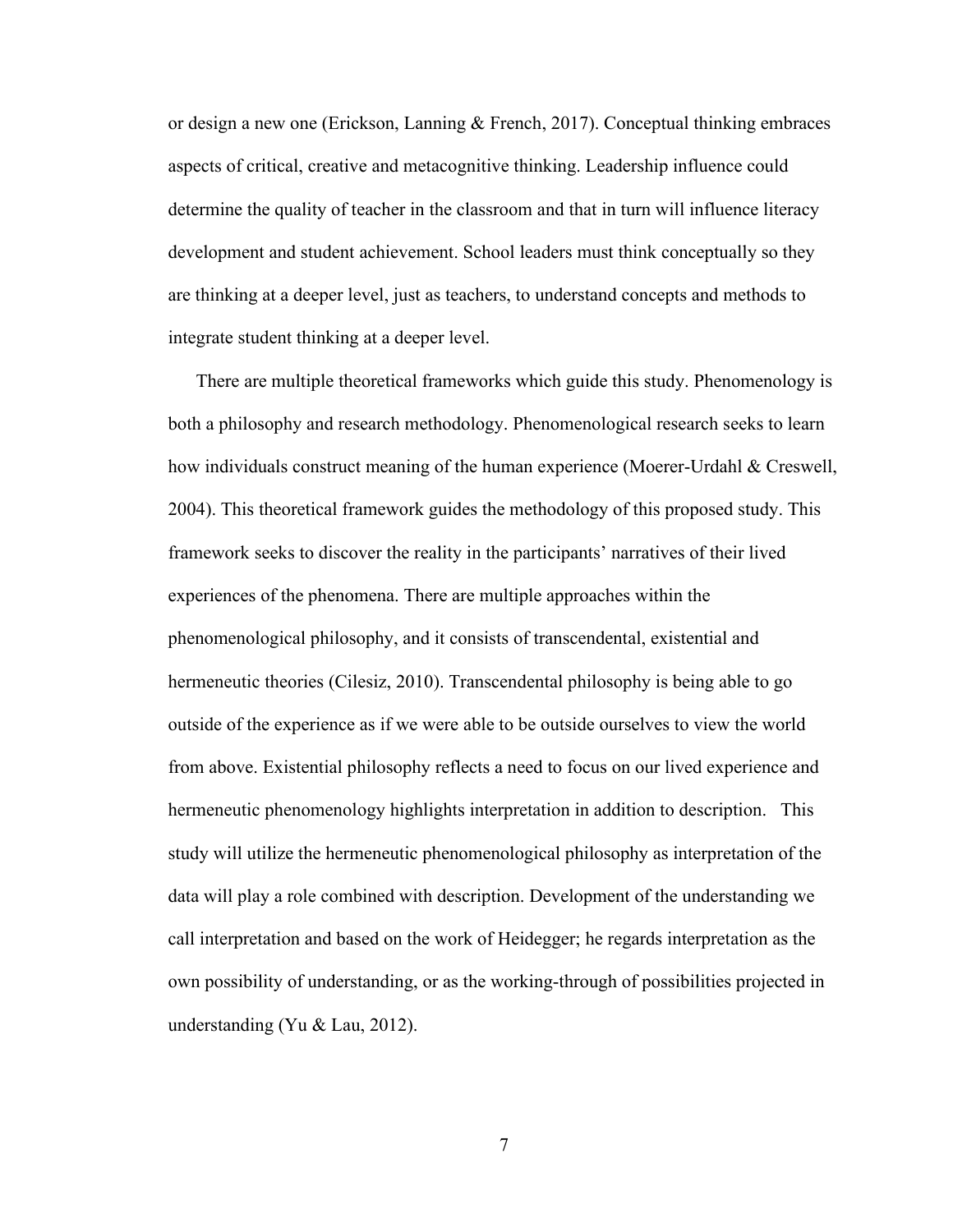or design a new one (Erickson, Lanning & French, 2017). Conceptual thinking embraces aspects of critical, creative and metacognitive thinking. Leadership influence could determine the quality of teacher in the classroom and that in turn will influence literacy development and student achievement. School leaders must think conceptually so they are thinking at a deeper level, just as teachers, to understand concepts and methods to integrate student thinking at a deeper level.

There are multiple theoretical frameworks which guide this study. Phenomenology is both a philosophy and research methodology. Phenomenological research seeks to learn how individuals construct meaning of the human experience (Moerer-Urdahl & Creswell, 2004). This theoretical framework guides the methodology of this proposed study. This framework seeks to discover the reality in the participants' narratives of their lived experiences of the phenomena. There are multiple approaches within the phenomenological philosophy, and it consists of transcendental, existential and hermeneutic theories (Cilesiz, 2010). Transcendental philosophy is being able to go outside of the experience as if we were able to be outside ourselves to view the world from above. Existential philosophy reflects a need to focus on our lived experience and hermeneutic phenomenology highlights interpretation in addition to description. This study will utilize the hermeneutic phenomenological philosophy as interpretation of the data will play a role combined with description. Development of the understanding we call interpretation and based on the work of Heidegger; he regards interpretation as the own possibility of understanding, or as the working-through of possibilities projected in understanding (Yu & Lau, 2012).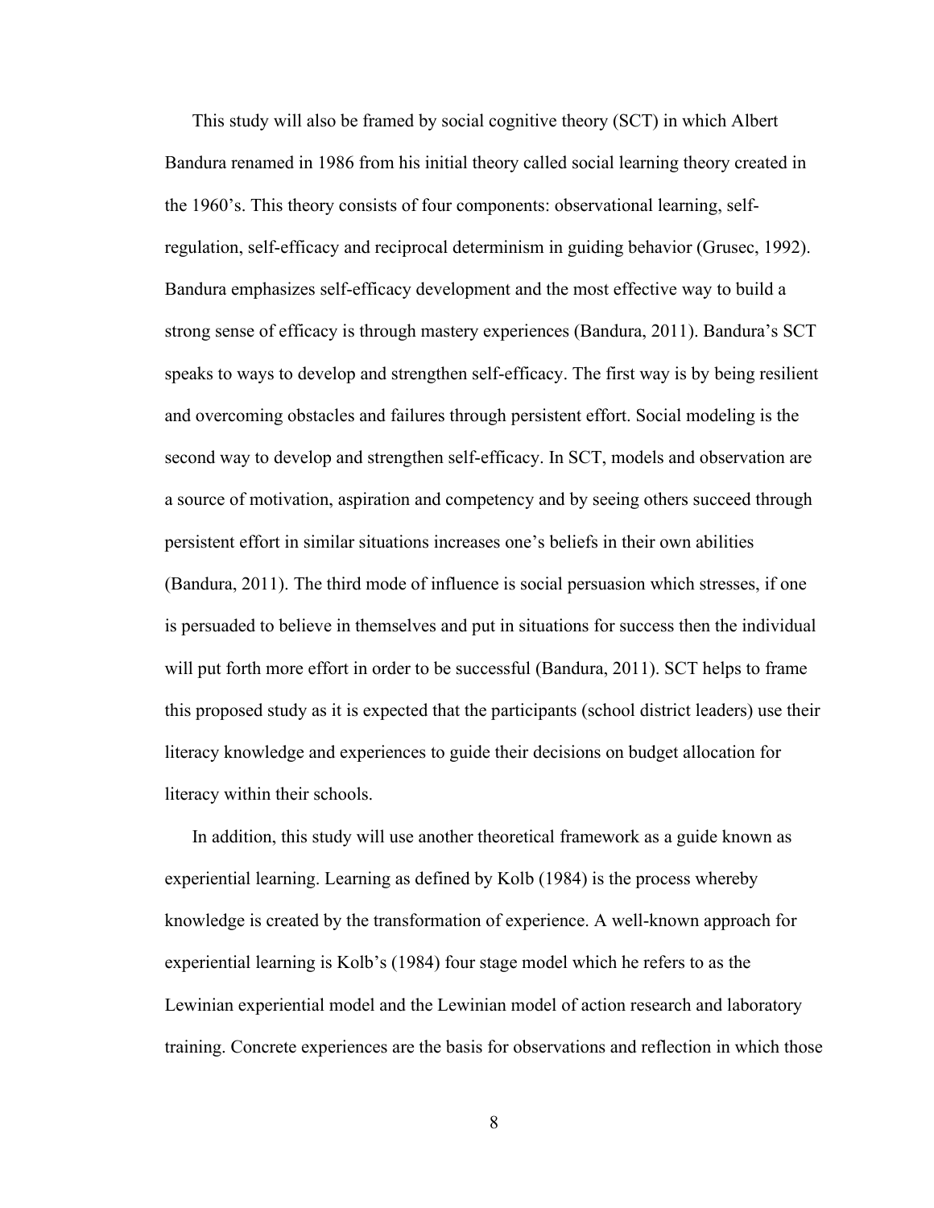This study will also be framed by social cognitive theory (SCT) in which Albert Bandura renamed in 1986 from his initial theory called social learning theory created in the 1960's. This theory consists of four components: observational learning, self-regulation, self-efficacy and reciprocal determinism in guiding behavior (Grusec, 1992). Bandura emphasizes self-efficacy development and the most effective way to build a strong sense of efficacy is through mastery experiences (Bandura, 2011). Bandura's SCT speaks to ways to develop and strengthen self-efficacy. The first way is by being resilient and overcoming obstacles and failures through persistent effort. Social modeling is the second way to develop and strengthen self-efficacy. In SCT, models and observation are a source of motivation, aspiration and competency and by seeing others succeed through persistent effort in similar situations increases one's beliefs in their own abilities (Bandura, 2011). The third mode of influence is social persuasion which stresses, if one is persuaded to believe in themselves and put in situations for success then the individual will put forth more effort in order to be successful (Bandura, 2011). SCT helps to frame this proposed study as it is expected that the participants (school district leaders) use their literacy knowledge and experiences to guide their decisions on budget allocation for literacy within their schools.

In addition, this study will use another theoretical framework as a guide known as experiential learning. Learning as defined by Kolb (1984) is the process whereby knowledge is created by the transformation of experience. A well-known approach for experiential learning is Kolb's (1984) four stage model which he refers to as the Lewinian experiential model and the Lewinian model of action research and laboratory training. Concrete experiences are the basis for observations and reflection in which those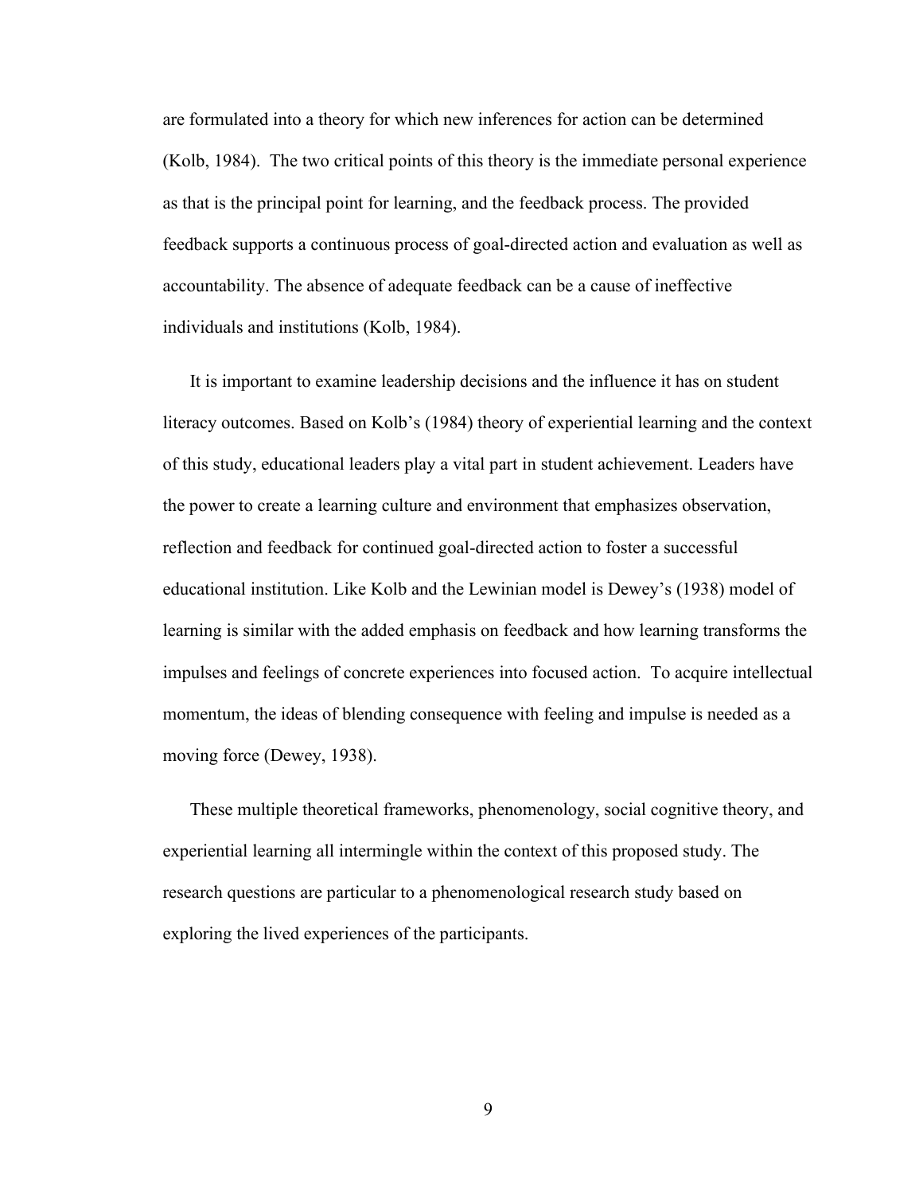are formulated into a theory for which new inferences for action can be determined (Kolb, 1984). The two critical points of this theory is the immediate personal experience as that is the principal point for learning, and the feedback process. The provided feedback supports a continuous process of goal-directed action and evaluation as well as accountability. The absence of adequate feedback can be a cause of ineffective individuals and institutions (Kolb, 1984).

It is important to examine leadership decisions and the influence it has on student literacy outcomes. Based on Kolb's (1984) theory of experiential learning and the context of this study, educational leaders play a vital part in student achievement. Leaders have the power to create a learning culture and environment that emphasizes observation, reflection and feedback for continued goal-directed action to foster a successful educational institution. Like Kolb and the Lewinian model is Dewey's (1938) model of learning is similar with the added emphasis on feedback and how learning transforms the impulses and feelings of concrete experiences into focused action. To acquire intellectual momentum, the ideas of blending consequence with feeling and impulse is needed as a moving force (Dewey, 1938).

These multiple theoretical frameworks, phenomenology, social cognitive theory, and experiential learning all intermingle within the context of this proposed study. The research questions are particular to a phenomenological research study based on exploring the lived experiences of the participants.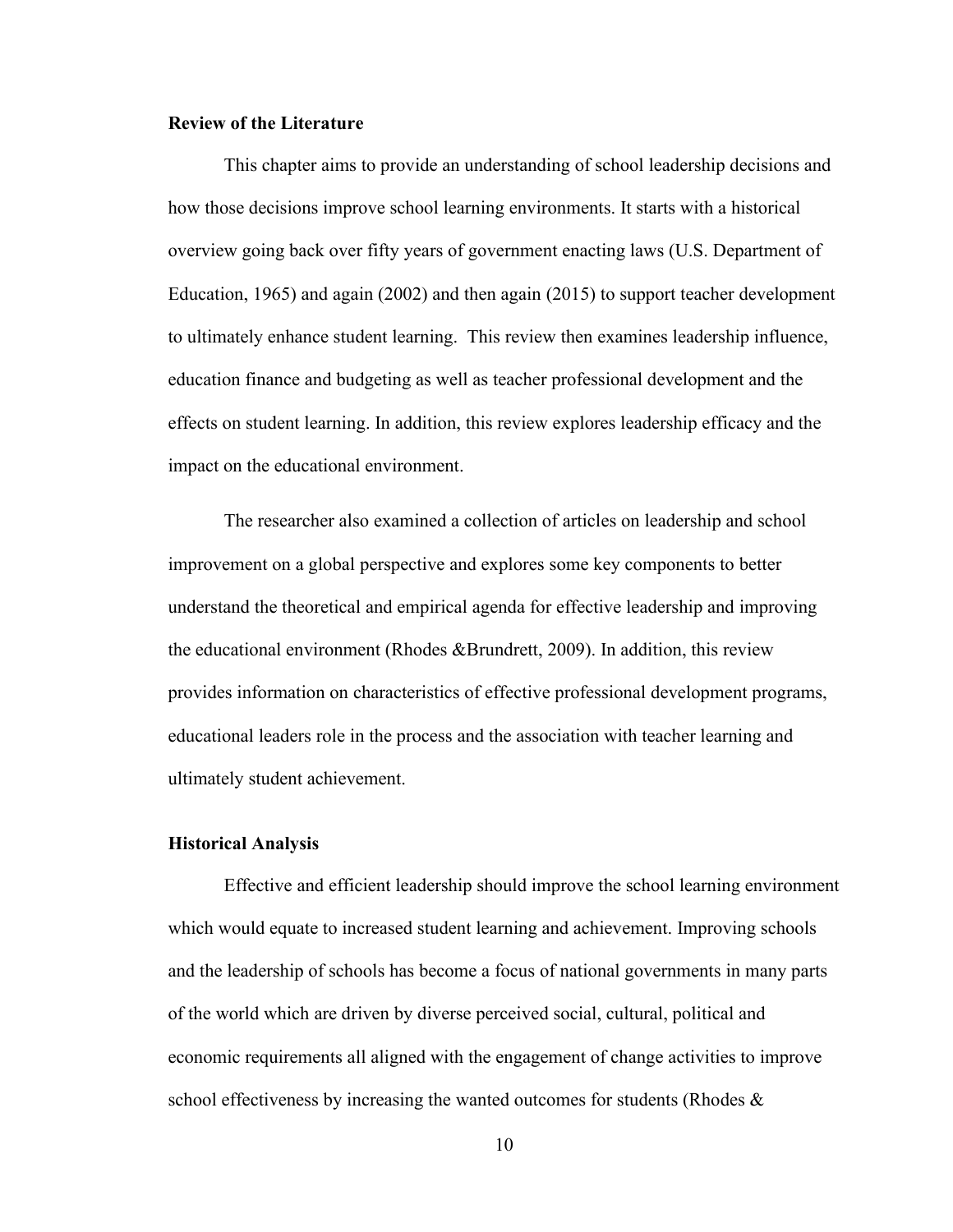**Review of the Literature**

This chapter aims to provide an understanding of school leadership decisions and how those decisions improve school learning environments. It starts with a historical overview going back over fifty years of government enacting laws (U.S. Department of Education, 1965) and again (2002) and then again (2015) to support teacher development to ultimately enhance student learning.  This review then examines leadership influence, education finance and budgeting as well as teacher professional development and the effects on student learning. In addition, this review explores leadership efficacy and the impact on the educational environment.

The researcher also examined a collection of articles on leadership and school improvement on a global perspective and explores some key components to better understand the theoretical and empirical agenda for effective leadership and improving the educational environment (Rhodes &Brundrett, 2009). In addition, this review provides information on characteristics of effective professional development programs, educational leaders role in the process and the association with teacher learning and ultimately student achievement.

**Historical Analysis**

Effective and efficient leadership should improve the school learning environment which would equate to increased student learning and achievement. Improving schools and the leadership of schools has become a focus of national governments in many parts of the world which are driven by diverse perceived social, cultural, political and economic requirements all aligned with the engagement of change activities to improve school effectiveness by increasing the wanted outcomes for students (Rhodes &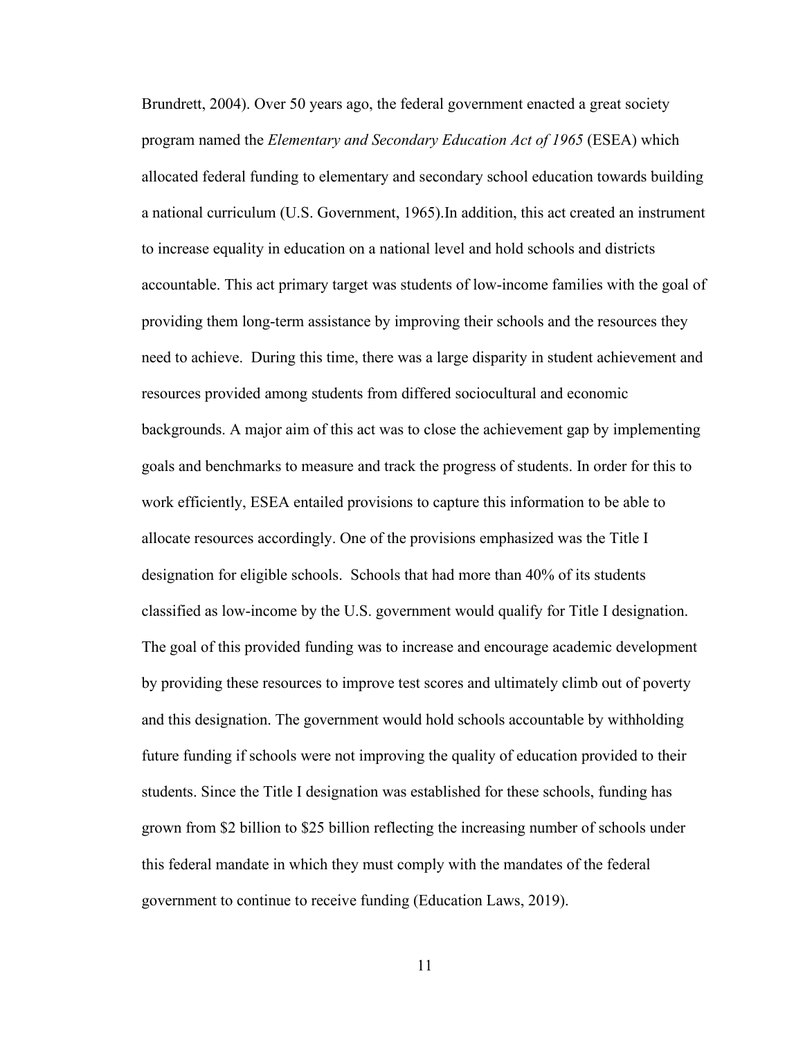Brundrett, 2004). Over 50 years ago, the federal government enacted a great society program named the *Elementary and Secondary Education Act of 1965* (ESEA) which allocated federal funding to elementary and secondary school education towards building a national curriculum (U.S. Government, 1965).In addition, this act created an instrument to increase equality in education on a national level and hold schools and districts accountable. This act primary target was students of low-income families with the goal of providing them long-term assistance by improving their schools and the resources they need to achieve. During this time, there was a large disparity in student achievement and resources provided among students from differed sociocultural and economic backgrounds. A major aim of this act was to close the achievement gap by implementing goals and benchmarks to measure and track the progress of students. In order for this to work efficiently, ESEA entailed provisions to capture this information to be able to allocate resources accordingly. One of the provisions emphasized was the Title I designation for eligible schools. Schools that had more than 40% of its students classified as low-income by the U.S. government would qualify for Title I designation. The goal of this provided funding was to increase and encourage academic development by providing these resources to improve test scores and ultimately climb out of poverty and this designation. The government would hold schools accountable by withholding future funding if schools were not improving the quality of education provided to their students. Since the Title I designation was established for these schools, funding has grown from $2 billion to $25 billion reflecting the increasing number of schools under this federal mandate in which they must comply with the mandates of the federal government to continue to receive funding (Education Laws, 2019).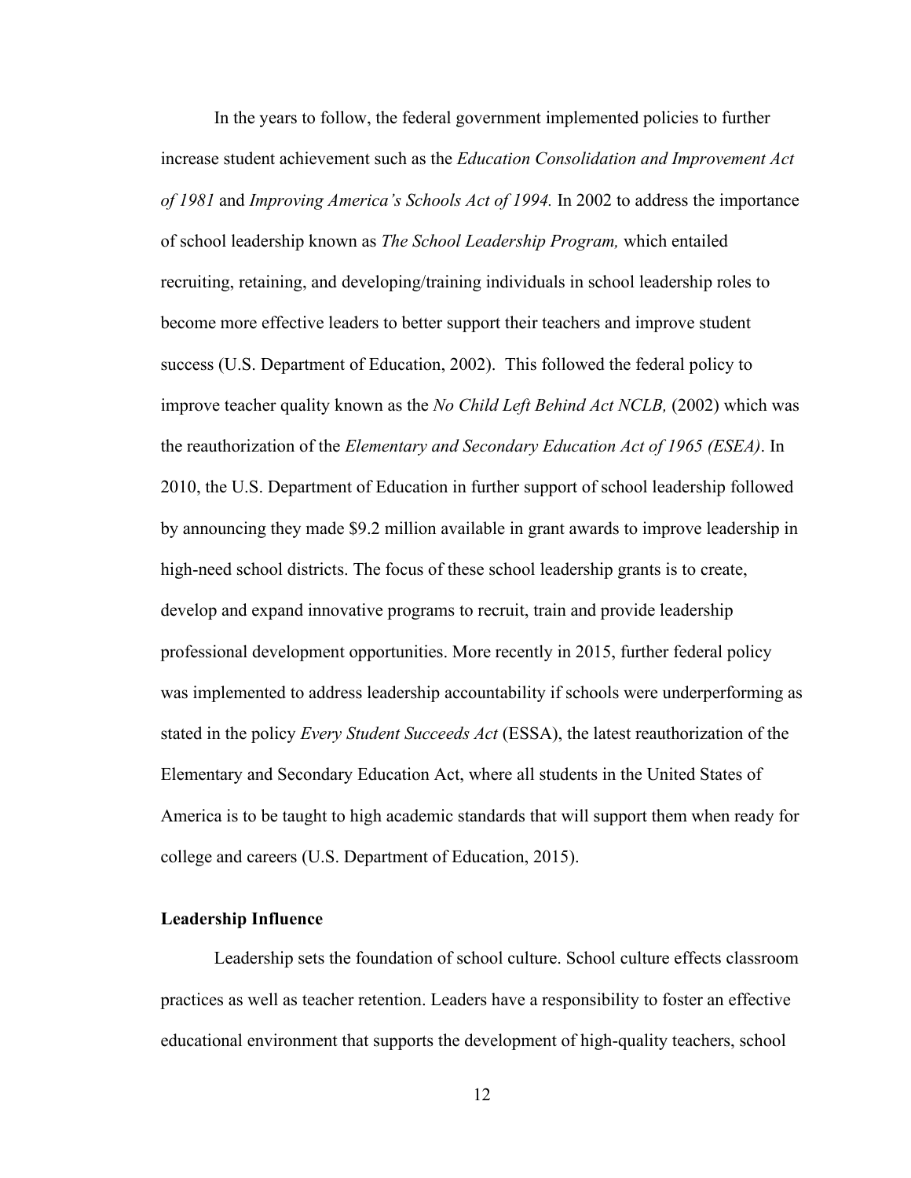In the years to follow, the federal government implemented policies to further increase student achievement such as the *Education Consolidation and Improvement Act of 1981* and *Improving America's Schools Act of 1994.* In 2002 to address the importance of school leadership known as *The School Leadership Program,* which entailed recruiting, retaining, and developing/training individuals in school leadership roles to become more effective leaders to better support their teachers and improve student success (U.S. Department of Education, 2002). This followed the federal policy to improve teacher quality known as the *No Child Left Behind Act NCLB,* (2002) which was the reauthorization of the *Elementary and Secondary Education Act of 1965 (ESEA)*. In 2010, the U.S. Department of Education in further support of school leadership followed by announcing they made $9.2 million available in grant awards to improve leadership in high-need school districts. The focus of these school leadership grants is to create, develop and expand innovative programs to recruit, train and provide leadership professional development opportunities. More recently in 2015, further federal policy was implemented to address leadership accountability if schools were underperforming as stated in the policy *Every Student Succeeds Act* (ESSA), the latest reauthorization of the Elementary and Secondary Education Act, where all students in the United States of America is to be taught to high academic standards that will support them when ready for college and careers (U.S. Department of Education, 2015).

**Leadership Influence**

Leadership sets the foundation of school culture. School culture effects classroom practices as well as teacher retention. Leaders have a responsibility to foster an effective educational environment that supports the development of high-quality teachers, school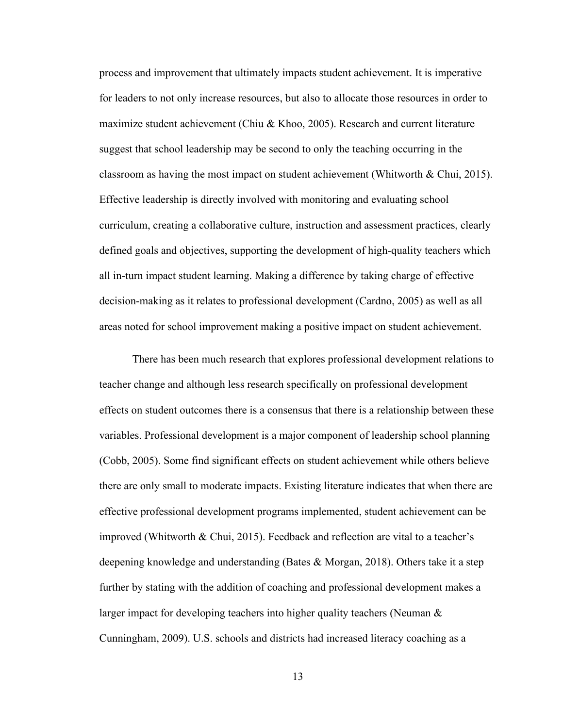process and improvement that ultimately impacts student achievement. It is imperative for leaders to not only increase resources, but also to allocate those resources in order to maximize student achievement (Chiu & Khoo, 2005). Research and current literature suggest that school leadership may be second to only the teaching occurring in the classroom as having the most impact on student achievement (Whitworth & Chui, 2015). Effective leadership is directly involved with monitoring and evaluating school curriculum, creating a collaborative culture, instruction and assessment practices, clearly defined goals and objectives, supporting the development of high-quality teachers which all in-turn impact student learning. Making a difference by taking charge of effective decision-making as it relates to professional development (Cardno, 2005) as well as all areas noted for school improvement making a positive impact on student achievement.

There has been much research that explores professional development relations to teacher change and although less research specifically on professional development effects on student outcomes there is a consensus that there is a relationship between these variables. Professional development is a major component of leadership school planning (Cobb, 2005). Some find significant effects on student achievement while others believe there are only small to moderate impacts. Existing literature indicates that when there are effective professional development programs implemented, student achievement can be improved (Whitworth & Chui, 2015). Feedback and reflection are vital to a teacher's deepening knowledge and understanding (Bates & Morgan, 2018). Others take it a step further by stating with the addition of coaching and professional development makes a larger impact for developing teachers into higher quality teachers (Neuman & Cunningham, 2009). U.S. schools and districts had increased literacy coaching as a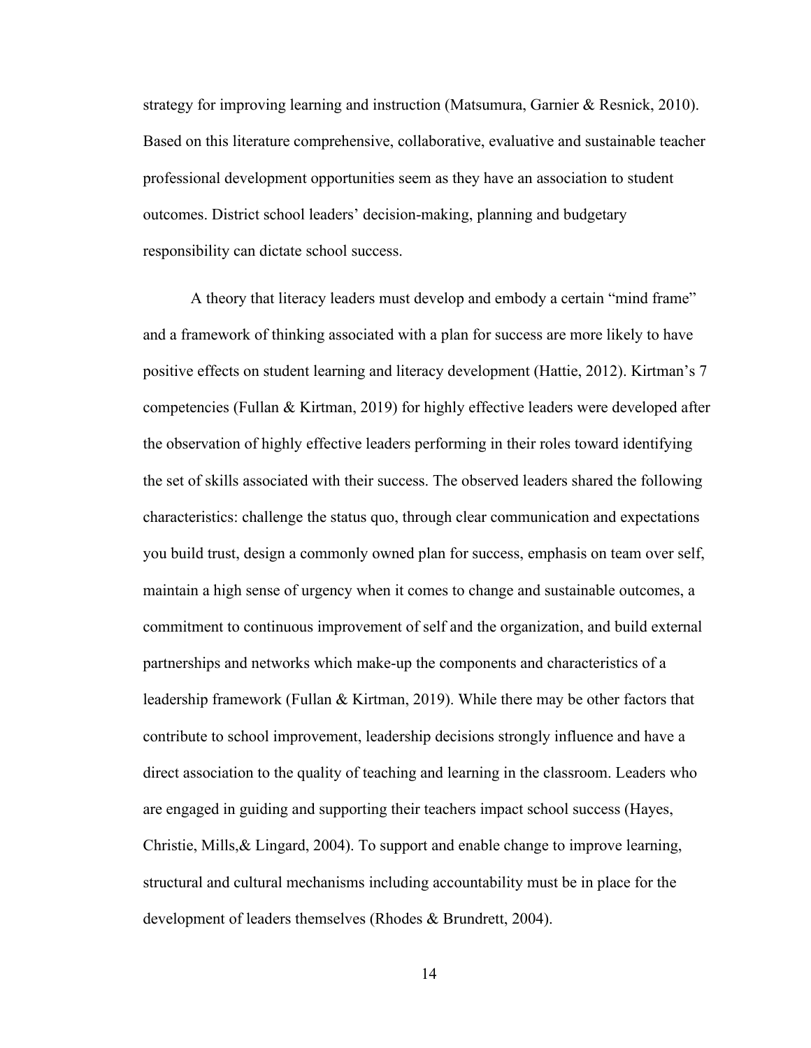strategy for improving learning and instruction (Matsumura, Garnier & Resnick, 2010). Based on this literature comprehensive, collaborative, evaluative and sustainable teacher professional development opportunities seem as they have an association to student outcomes. District school leaders' decision-making, planning and budgetary responsibility can dictate school success.

A theory that literacy leaders must develop and embody a certain "mind frame" and a framework of thinking associated with a plan for success are more likely to have positive effects on student learning and literacy development (Hattie, 2012). Kirtman's 7 competencies (Fullan & Kirtman, 2019) for highly effective leaders were developed after the observation of highly effective leaders performing in their roles toward identifying the set of skills associated with their success. The observed leaders shared the following characteristics: challenge the status quo, through clear communication and expectations you build trust, design a commonly owned plan for success, emphasis on team over self, maintain a high sense of urgency when it comes to change and sustainable outcomes, a commitment to continuous improvement of self and the organization, and build external partnerships and networks which make-up the components and characteristics of a leadership framework (Fullan & Kirtman, 2019). While there may be other factors that contribute to school improvement, leadership decisions strongly influence and have a direct association to the quality of teaching and learning in the classroom. Leaders who are engaged in guiding and supporting their teachers impact school success (Hayes, Christie, Mills,& Lingard, 2004). To support and enable change to improve learning, structural and cultural mechanisms including accountability must be in place for the development of leaders themselves (Rhodes & Brundrett, 2004).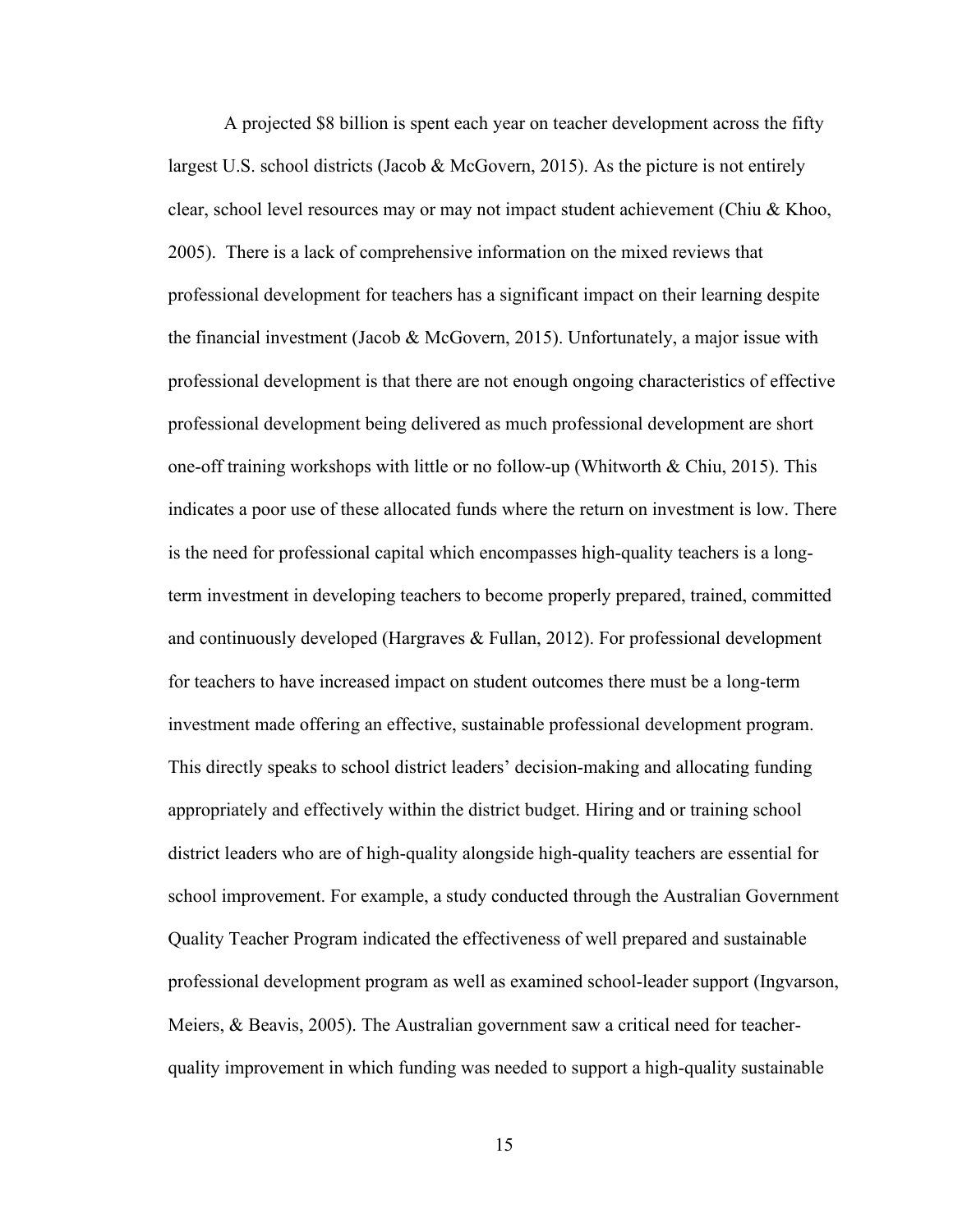A projected $8 billion is spent each year on teacher development across the fifty largest U.S. school districts (Jacob & McGovern, 2015). As the picture is not entirely clear, school level resources may or may not impact student achievement (Chiu & Khoo, 2005). There is a lack of comprehensive information on the mixed reviews that professional development for teachers has a significant impact on their learning despite the financial investment (Jacob & McGovern, 2015). Unfortunately, a major issue with professional development is that there are not enough ongoing characteristics of effective professional development being delivered as much professional development are short one-off training workshops with little or no follow-up (Whitworth & Chiu, 2015). This indicates a poor use of these allocated funds where the return on investment is low. There is the need for professional capital which encompasses high-quality teachers is a long-term investment in developing teachers to become properly prepared, trained, committed and continuously developed (Hargraves & Fullan, 2012). For professional development for teachers to have increased impact on student outcomes there must be a long-term investment made offering an effective, sustainable professional development program. This directly speaks to school district leaders' decision-making and allocating funding appropriately and effectively within the district budget. Hiring and or training school district leaders who are of high-quality alongside high-quality teachers are essential for school improvement. For example, a study conducted through the Australian Government Quality Teacher Program indicated the effectiveness of well prepared and sustainable professional development program as well as examined school-leader support (Ingvarson, Meiers, & Beavis, 2005). The Australian government saw a critical need for teacher-quality improvement in which funding was needed to support a high-quality sustainable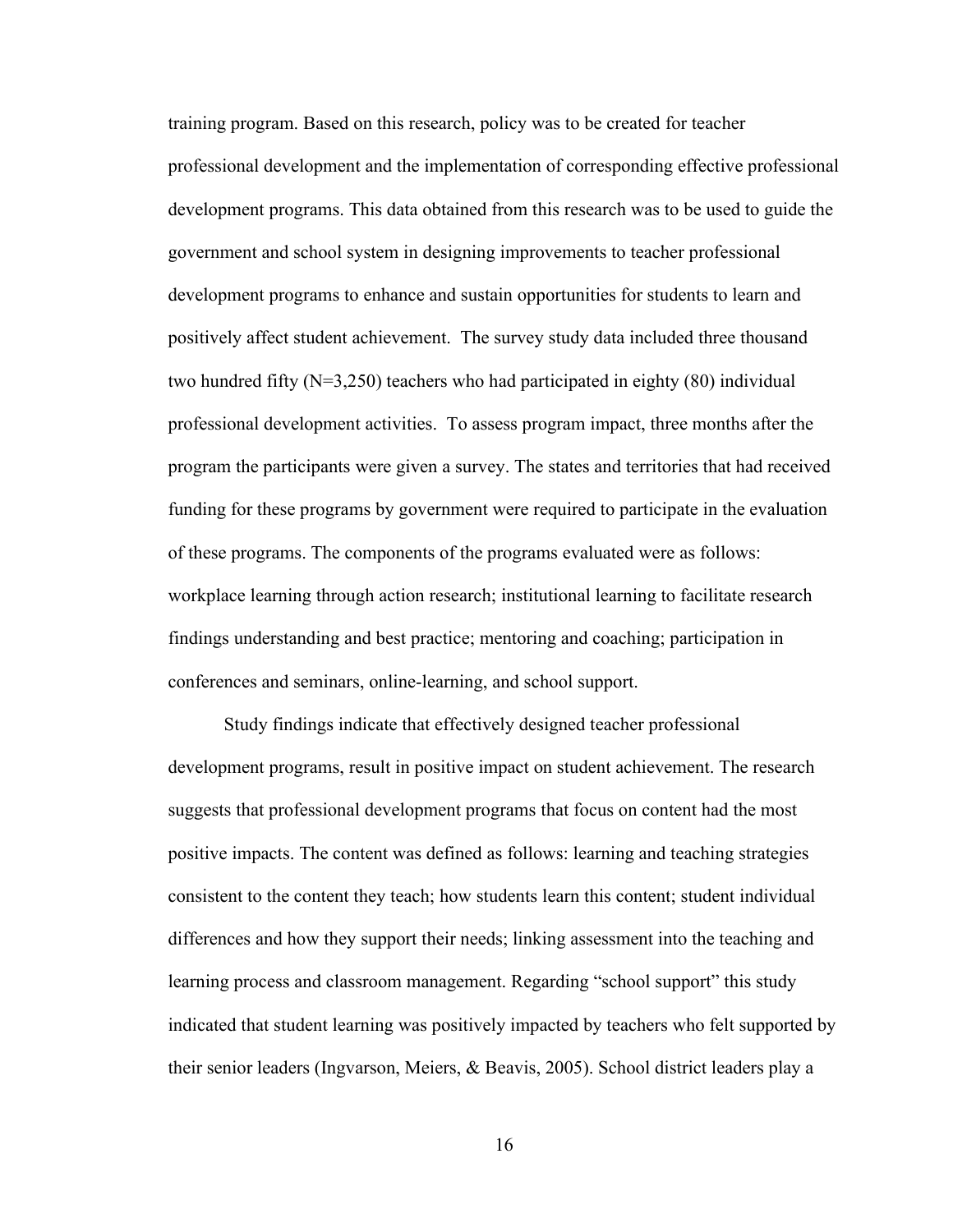training program. Based on this research, policy was to be created for teacher professional development and the implementation of corresponding effective professional development programs. This data obtained from this research was to be used to guide the government and school system in designing improvements to teacher professional development programs to enhance and sustain opportunities for students to learn and positively affect student achievement. The survey study data included three thousand two hundred fifty (N=3,250) teachers who had participated in eighty (80) individual professional development activities. To assess program impact, three months after the program the participants were given a survey. The states and territories that had received funding for these programs by government were required to participate in the evaluation of these programs. The components of the programs evaluated were as follows: workplace learning through action research; institutional learning to facilitate research findings understanding and best practice; mentoring and coaching; participation in conferences and seminars, online-learning, and school support.

Study findings indicate that effectively designed teacher professional development programs, result in positive impact on student achievement. The research suggests that professional development programs that focus on content had the most positive impacts. The content was defined as follows: learning and teaching strategies consistent to the content they teach; how students learn this content; student individual differences and how they support their needs; linking assessment into the teaching and learning process and classroom management. Regarding "school support" this study indicated that student learning was positively impacted by teachers who felt supported by their senior leaders (Ingvarson, Meiers, & Beavis, 2005). School district leaders play a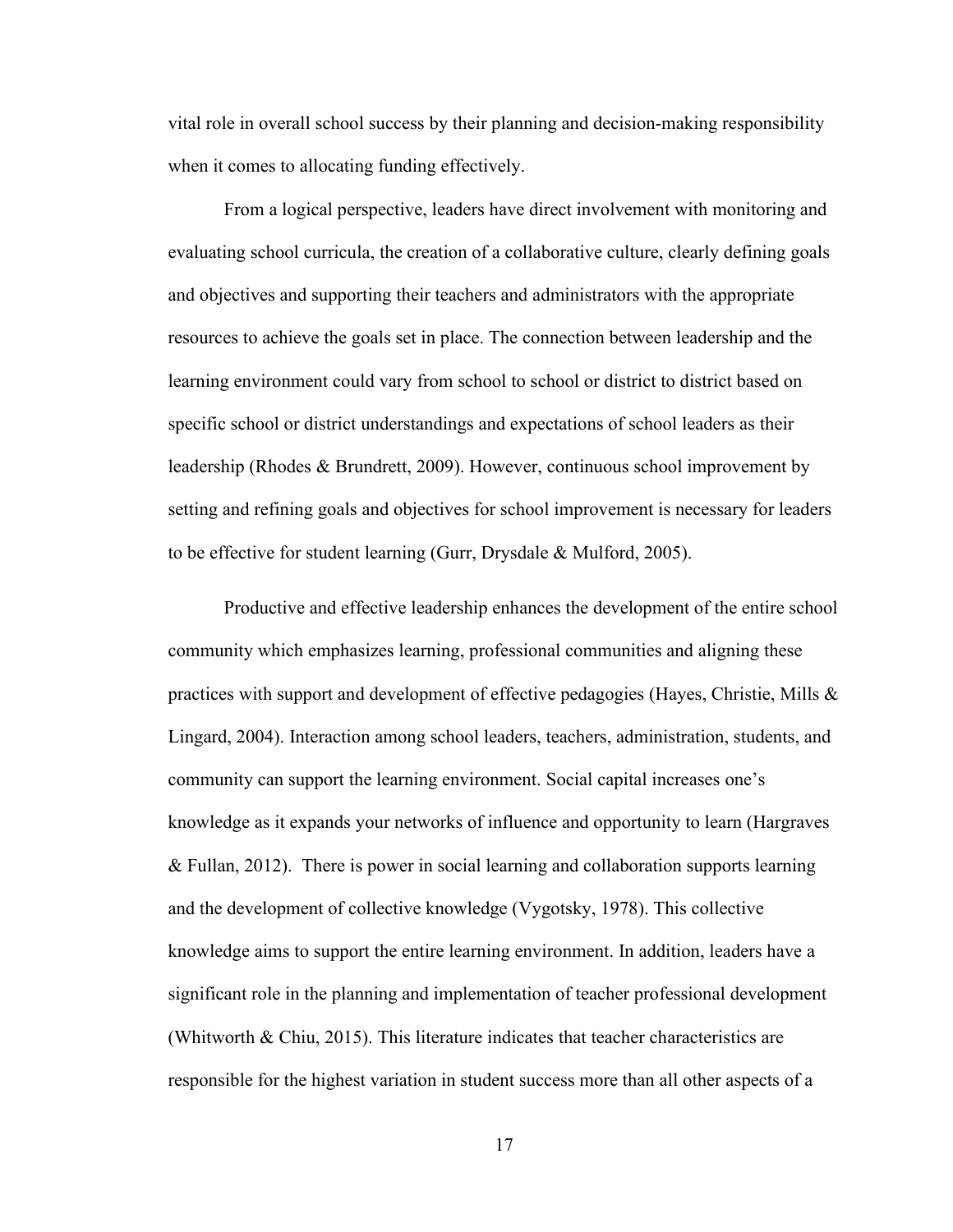vital role in overall school success by their planning and decision-making responsibility when it comes to allocating funding effectively.

From a logical perspective, leaders have direct involvement with monitoring and evaluating school curricula, the creation of a collaborative culture, clearly defining goals and objectives and supporting their teachers and administrators with the appropriate resources to achieve the goals set in place. The connection between leadership and the learning environment could vary from school to school or district to district based on specific school or district understandings and expectations of school leaders as their leadership (Rhodes & Brundrett, 2009). However, continuous school improvement by setting and refining goals and objectives for school improvement is necessary for leaders to be effective for student learning (Gurr, Drysdale & Mulford, 2005).

Productive and effective leadership enhances the development of the entire school community which emphasizes learning, professional communities and aligning these practices with support and development of effective pedagogies (Hayes, Christie, Mills & Lingard, 2004). Interaction among school leaders, teachers, administration, students, and community can support the learning environment. Social capital increases one's knowledge as it expands your networks of influence and opportunity to learn (Hargraves & Fullan, 2012). There is power in social learning and collaboration supports learning and the development of collective knowledge (Vygotsky, 1978). This collective knowledge aims to support the entire learning environment. In addition, leaders have a significant role in the planning and implementation of teacher professional development (Whitworth & Chiu, 2015). This literature indicates that teacher characteristics are responsible for the highest variation in student success more than all other aspects of a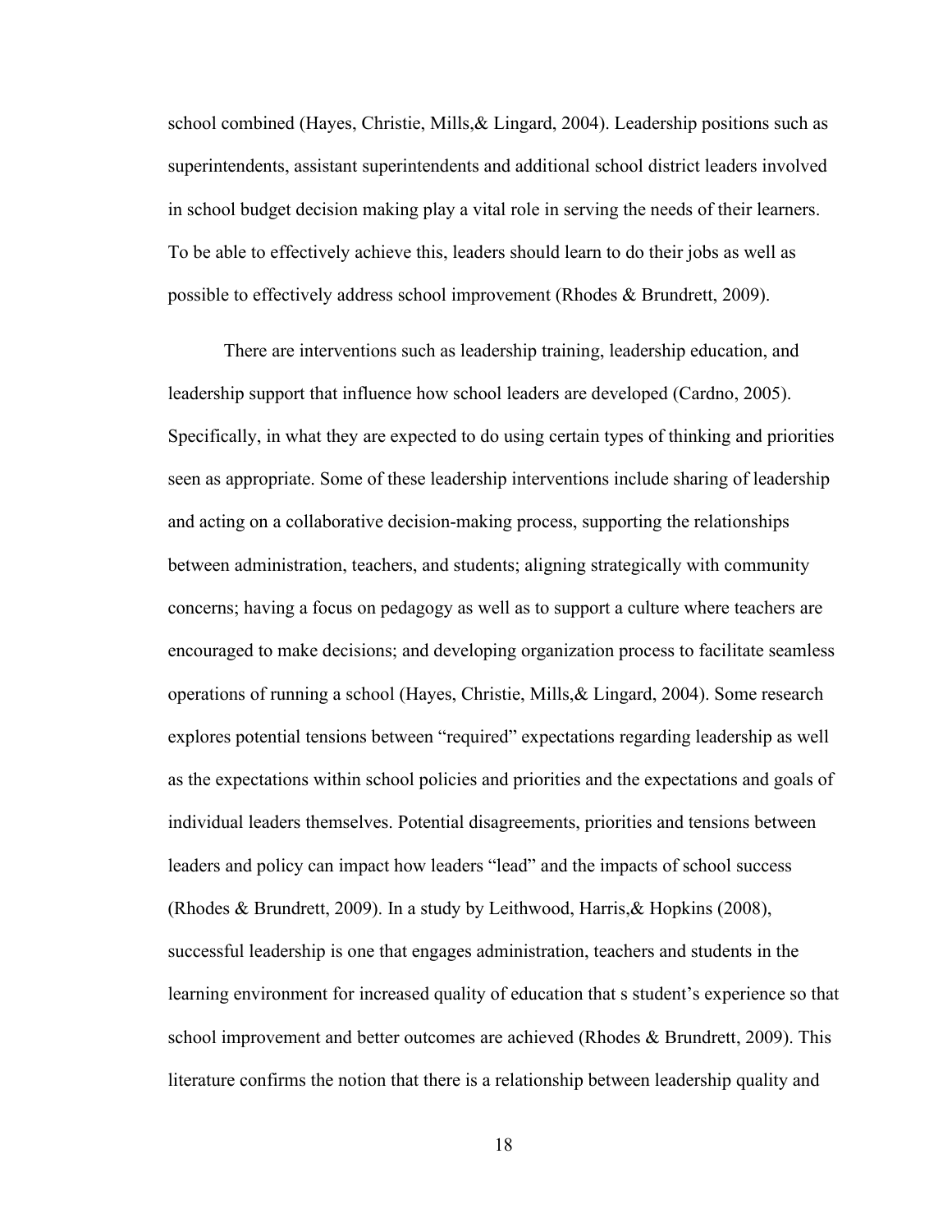school combined (Hayes, Christie, Mills,& Lingard, 2004). Leadership positions such as superintendents, assistant superintendents and additional school district leaders involved in school budget decision making play a vital role in serving the needs of their learners. To be able to effectively achieve this, leaders should learn to do their jobs as well as possible to effectively address school improvement (Rhodes & Brundrett, 2009).

There are interventions such as leadership training, leadership education, and leadership support that influence how school leaders are developed (Cardno, 2005). Specifically, in what they are expected to do using certain types of thinking and priorities seen as appropriate. Some of these leadership interventions include sharing of leadership and acting on a collaborative decision-making process, supporting the relationships between administration, teachers, and students; aligning strategically with community concerns; having a focus on pedagogy as well as to support a culture where teachers are encouraged to make decisions; and developing organization process to facilitate seamless operations of running a school (Hayes, Christie, Mills,& Lingard, 2004). Some research explores potential tensions between "required" expectations regarding leadership as well as the expectations within school policies and priorities and the expectations and goals of individual leaders themselves. Potential disagreements, priorities and tensions between leaders and policy can impact how leaders "lead" and the impacts of school success (Rhodes & Brundrett, 2009). In a study by Leithwood, Harris,& Hopkins (2008), successful leadership is one that engages administration, teachers and students in the learning environment for increased quality of education that s student's experience so that school improvement and better outcomes are achieved (Rhodes & Brundrett, 2009). This literature confirms the notion that there is a relationship between leadership quality and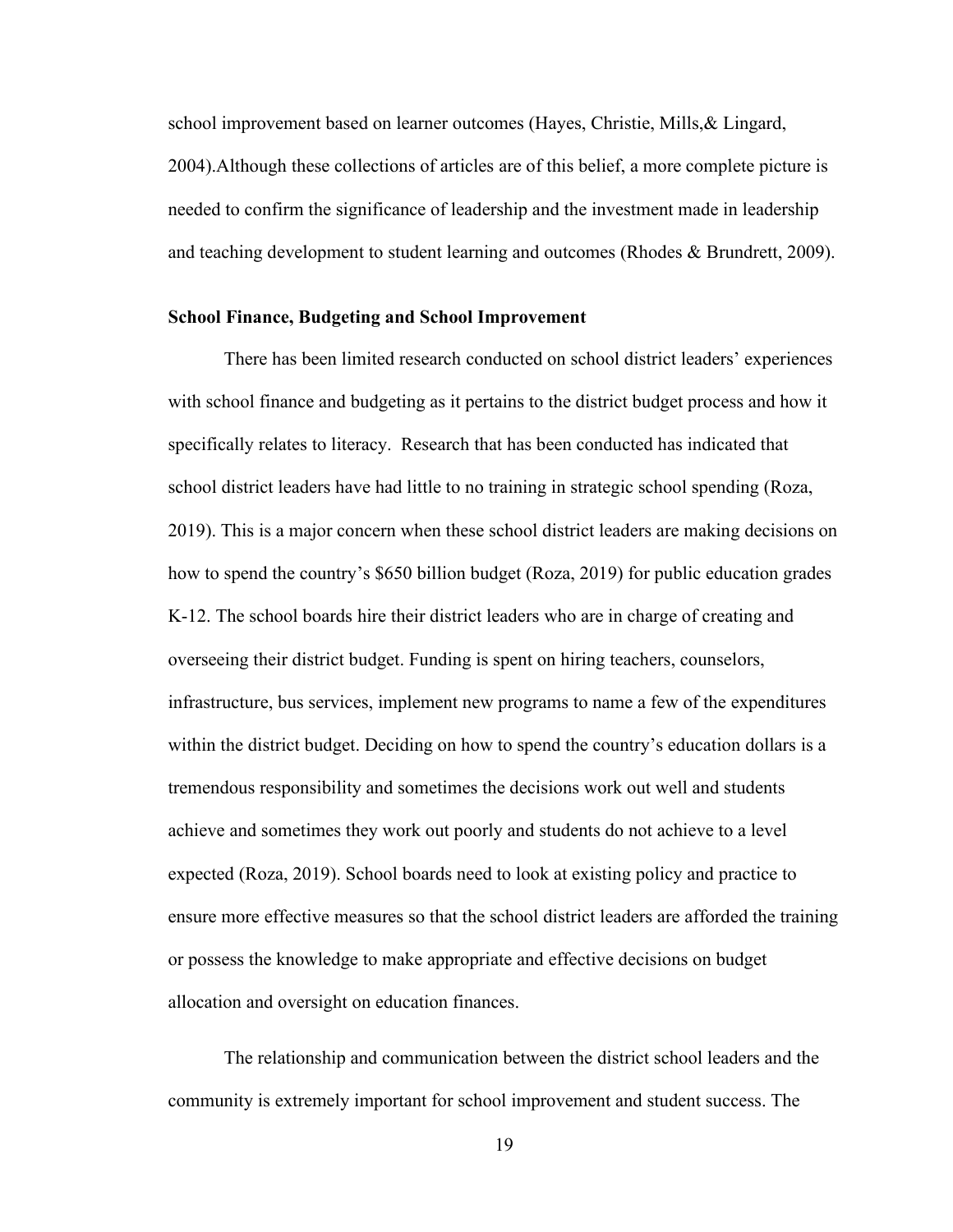school improvement based on learner outcomes (Hayes, Christie, Mills,& Lingard, 2004).Although these collections of articles are of this belief, a more complete picture is needed to confirm the significance of leadership and the investment made in leadership and teaching development to student learning and outcomes (Rhodes & Brundrett, 2009).

**School Finance, Budgeting and School Improvement**

There has been limited research conducted on school district leaders' experiences with school finance and budgeting as it pertains to the district budget process and how it specifically relates to literacy. Research that has been conducted has indicated that school district leaders have had little to no training in strategic school spending (Roza, 2019). This is a major concern when these school district leaders are making decisions on how to spend the country's $650 billion budget (Roza, 2019) for public education grades K-12. The school boards hire their district leaders who are in charge of creating and overseeing their district budget. Funding is spent on hiring teachers, counselors, infrastructure, bus services, implement new programs to name a few of the expenditures within the district budget. Deciding on how to spend the country's education dollars is a tremendous responsibility and sometimes the decisions work out well and students achieve and sometimes they work out poorly and students do not achieve to a level expected (Roza, 2019). School boards need to look at existing policy and practice to ensure more effective measures so that the school district leaders are afforded the training or possess the knowledge to make appropriate and effective decisions on budget allocation and oversight on education finances.

The relationship and communication between the district school leaders and the community is extremely important for school improvement and student success. The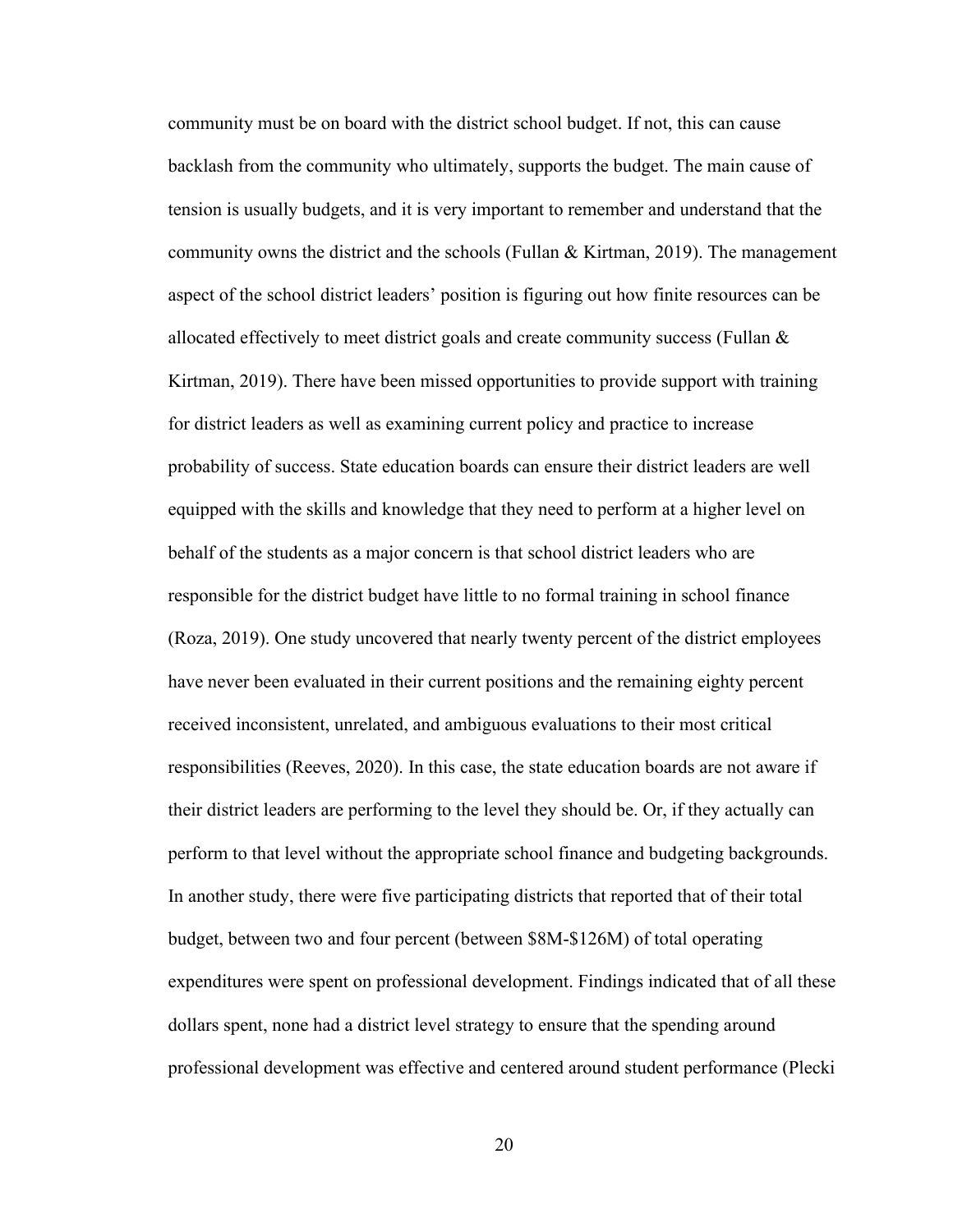community must be on board with the district school budget. If not, this can cause backlash from the community who ultimately, supports the budget. The main cause of tension is usually budgets, and it is very important to remember and understand that the community owns the district and the schools (Fullan & Kirtman, 2019). The management aspect of the school district leaders' position is figuring out how finite resources can be allocated effectively to meet district goals and create community success (Fullan & Kirtman, 2019). There have been missed opportunities to provide support with training for district leaders as well as examining current policy and practice to increase probability of success. State education boards can ensure their district leaders are well equipped with the skills and knowledge that they need to perform at a higher level on behalf of the students as a major concern is that school district leaders who are responsible for the district budget have little to no formal training in school finance (Roza, 2019). One study uncovered that nearly twenty percent of the district employees have never been evaluated in their current positions and the remaining eighty percent received inconsistent, unrelated, and ambiguous evaluations to their most critical responsibilities (Reeves, 2020). In this case, the state education boards are not aware if their district leaders are performing to the level they should be. Or, if they actually can perform to that level without the appropriate school finance and budgeting backgrounds. In another study, there were five participating districts that reported that of their total budget, between two and four percent (between $8M-$126M) of total operating expenditures were spent on professional development. Findings indicated that of all these dollars spent, none had a district level strategy to ensure that the spending around professional development was effective and centered around student performance (Plecki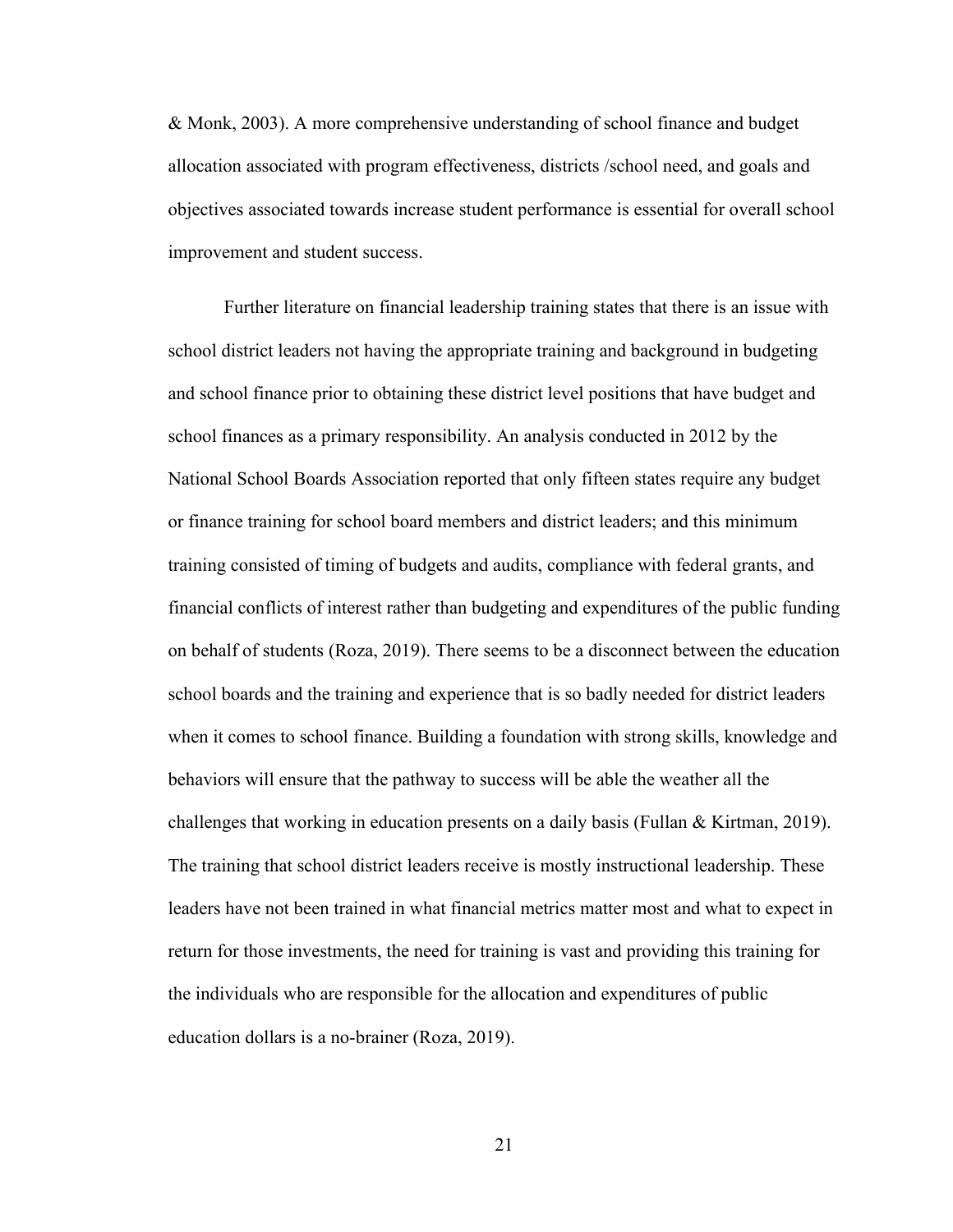& Monk, 2003). A more comprehensive understanding of school finance and budget allocation associated with program effectiveness, districts /school need, and goals and objectives associated towards increase student performance is essential for overall school improvement and student success.

Further literature on financial leadership training states that there is an issue with school district leaders not having the appropriate training and background in budgeting and school finance prior to obtaining these district level positions that have budget and school finances as a primary responsibility. An analysis conducted in 2012 by the National School Boards Association reported that only fifteen states require any budget or finance training for school board members and district leaders; and this minimum training consisted of timing of budgets and audits, compliance with federal grants, and financial conflicts of interest rather than budgeting and expenditures of the public funding on behalf of students (Roza, 2019). There seems to be a disconnect between the education school boards and the training and experience that is so badly needed for district leaders when it comes to school finance. Building a foundation with strong skills, knowledge and behaviors will ensure that the pathway to success will be able the weather all the challenges that working in education presents on a daily basis (Fullan & Kirtman, 2019). The training that school district leaders receive is mostly instructional leadership. These leaders have not been trained in what financial metrics matter most and what to expect in return for those investments, the need for training is vast and providing this training for the individuals who are responsible for the allocation and expenditures of public education dollars is a no-brainer (Roza, 2019).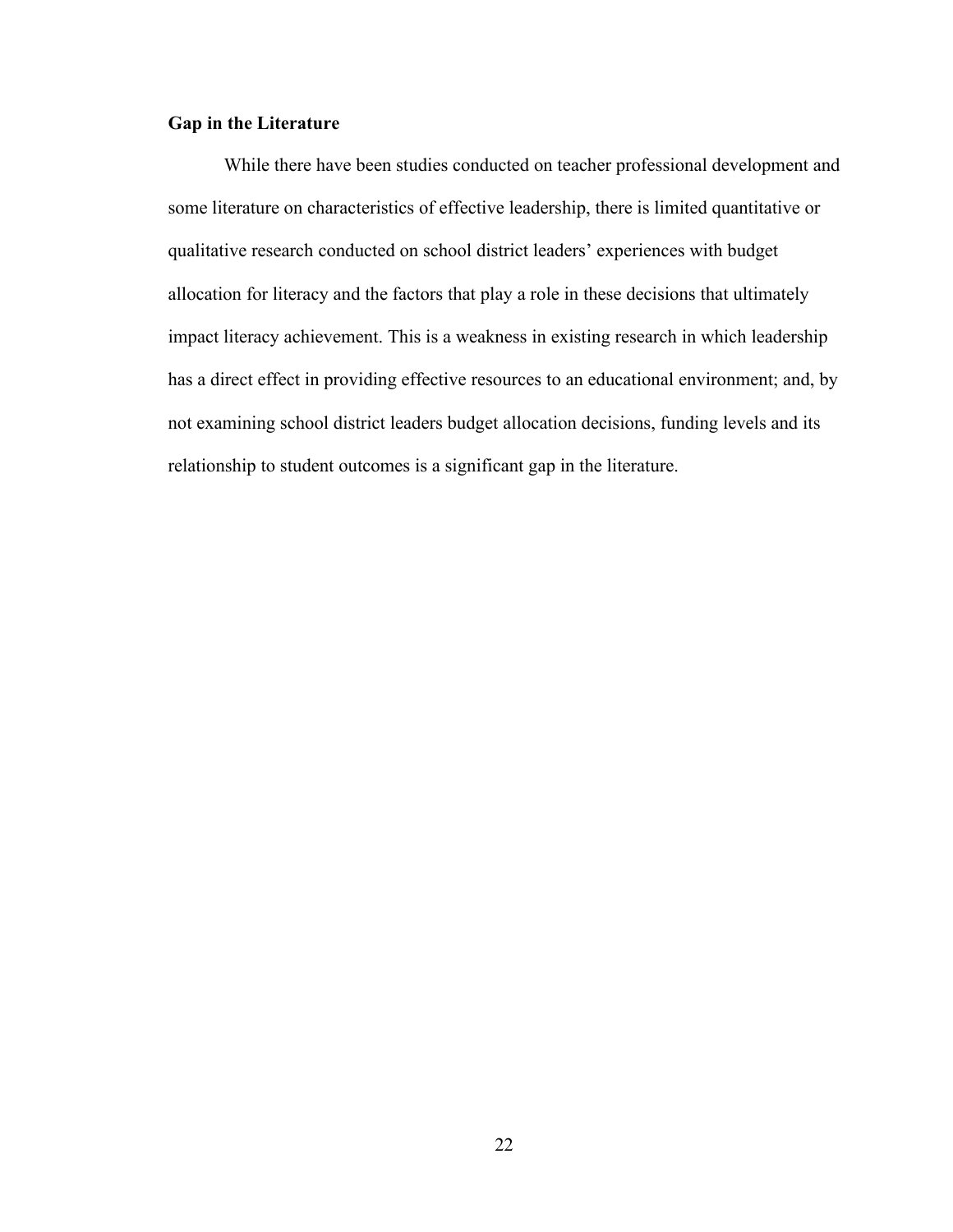## Gap in the Literature

While there have been studies conducted on teacher professional development and some literature on characteristics of effective leadership, there is limited quantitative or qualitative research conducted on school district leaders' experiences with budget allocation for literacy and the factors that play a role in these decisions that ultimately impact literacy achievement. This is a weakness in existing research in which leadership has a direct effect in providing effective resources to an educational environment; and, by not examining school district leaders budget allocation decisions, funding levels and its relationship to student outcomes is a significant gap in the literature.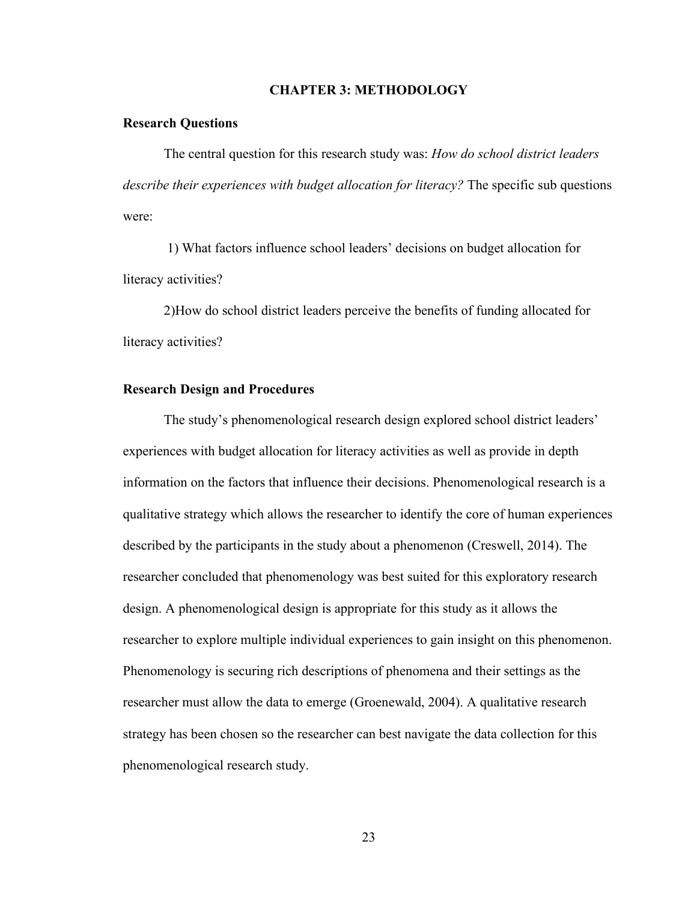# CHAPTER 3: METHODOLOGY

## Research Questions

The central question for this research study was: *How do school district leaders describe their experiences with budget allocation for literacy?* The specific sub questions were:

1) What factors influence school leaders' decisions on budget allocation for literacy activities?

2)How do school district leaders perceive the benefits of funding allocated for literacy activities?

## Research Design and Procedures

The study's phenomenological research design explored school district leaders' experiences with budget allocation for literacy activities as well as provide in depth information on the factors that influence their decisions. Phenomenological research is a qualitative strategy which allows the researcher to identify the core of human experiences described by the participants in the study about a phenomenon (Creswell, 2014). The researcher concluded that phenomenology was best suited for this exploratory research design. A phenomenological design is appropriate for this study as it allows the researcher to explore multiple individual experiences to gain insight on this phenomenon. Phenomenology is securing rich descriptions of phenomena and their settings as the researcher must allow the data to emerge (Groenewald, 2004). A qualitative research strategy has been chosen so the researcher can best navigate the data collection for this phenomenological research study.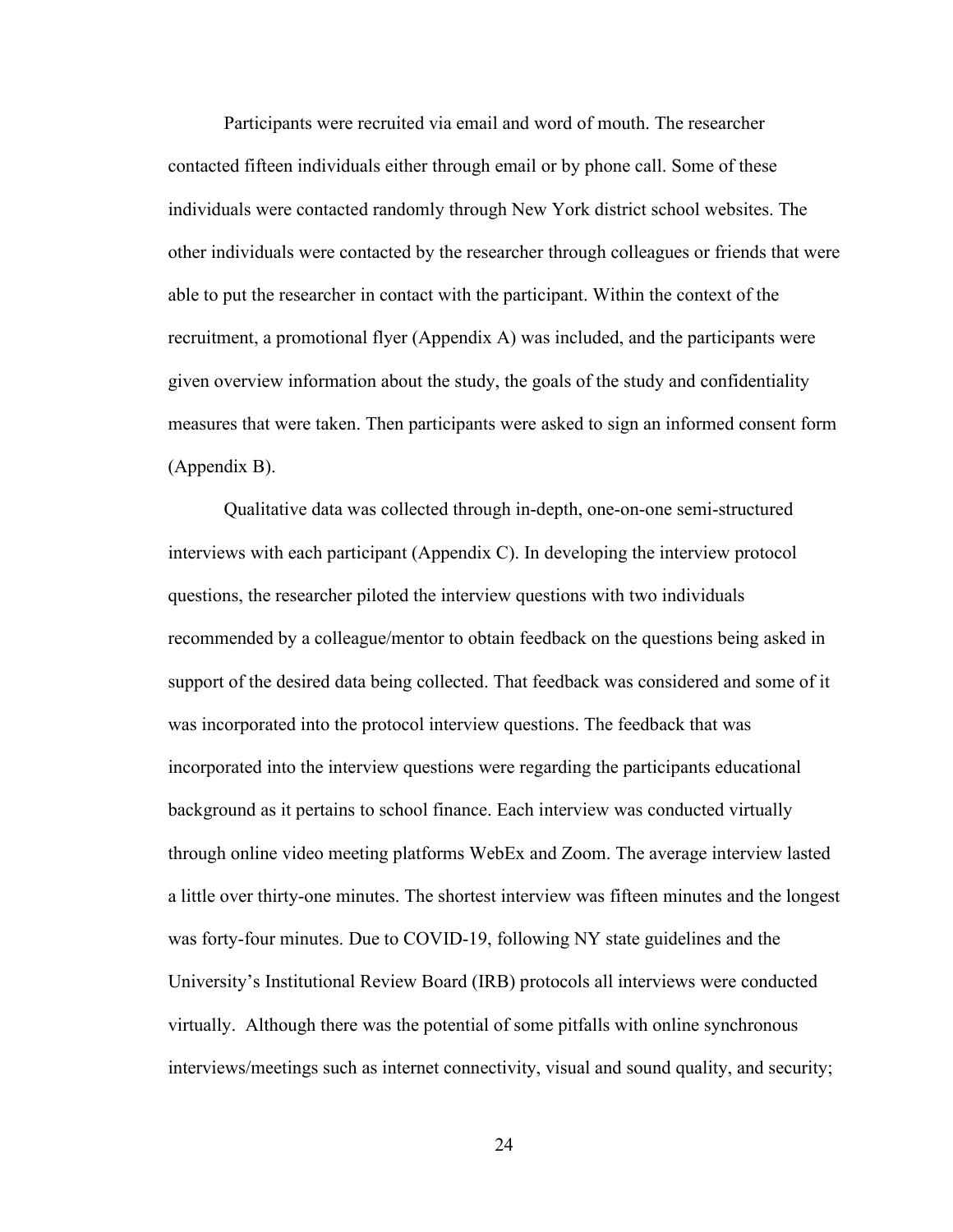Participants were recruited via email and word of mouth. The researcher contacted fifteen individuals either through email or by phone call. Some of these individuals were contacted randomly through New York district school websites. The other individuals were contacted by the researcher through colleagues or friends that were able to put the researcher in contact with the participant. Within the context of the recruitment, a promotional flyer (Appendix A) was included, and the participants were given overview information about the study, the goals of the study and confidentiality measures that were taken. Then participants were asked to sign an informed consent form (Appendix B).

Qualitative data was collected through in-depth, one-on-one semi-structured interviews with each participant (Appendix C). In developing the interview protocol questions, the researcher piloted the interview questions with two individuals recommended by a colleague/mentor to obtain feedback on the questions being asked in support of the desired data being collected. That feedback was considered and some of it was incorporated into the protocol interview questions. The feedback that was incorporated into the interview questions were regarding the participants educational background as it pertains to school finance. Each interview was conducted virtually through online video meeting platforms WebEx and Zoom. The average interview lasted a little over thirty-one minutes. The shortest interview was fifteen minutes and the longest was forty-four minutes. Due to COVID-19, following NY state guidelines and the University's Institutional Review Board (IRB) protocols all interviews were conducted virtually. Although there was the potential of some pitfalls with online synchronous interviews/meetings such as internet connectivity, visual and sound quality, and security;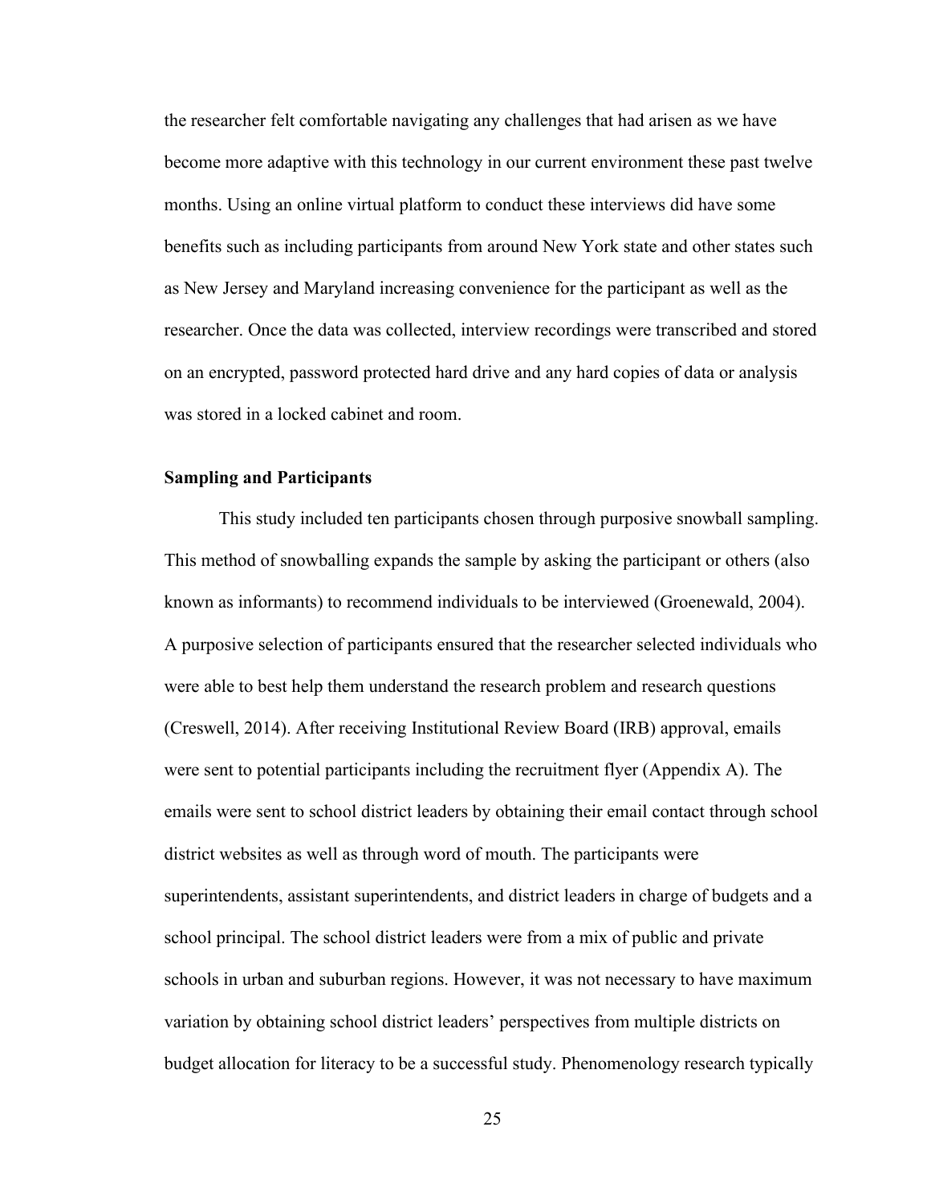the researcher felt comfortable navigating any challenges that had arisen as we have become more adaptive with this technology in our current environment these past twelve months. Using an online virtual platform to conduct these interviews did have some benefits such as including participants from around New York state and other states such as New Jersey and Maryland increasing convenience for the participant as well as the researcher. Once the data was collected, interview recordings were transcribed and stored on an encrypted, password protected hard drive and any hard copies of data or analysis was stored in a locked cabinet and room.

### Sampling and Participants

This study included ten participants chosen through purposive snowball sampling. This method of snowballing expands the sample by asking the participant or others (also known as informants) to recommend individuals to be interviewed (Groenewald, 2004). A purposive selection of participants ensured that the researcher selected individuals who were able to best help them understand the research problem and research questions (Creswell, 2014). After receiving Institutional Review Board (IRB) approval, emails were sent to potential participants including the recruitment flyer (Appendix A). The emails were sent to school district leaders by obtaining their email contact through school district websites as well as through word of mouth. The participants were superintendents, assistant superintendents, and district leaders in charge of budgets and a school principal. The school district leaders were from a mix of public and private schools in urban and suburban regions. However, it was not necessary to have maximum variation by obtaining school district leaders' perspectives from multiple districts on budget allocation for literacy to be a successful study. Phenomenology research typically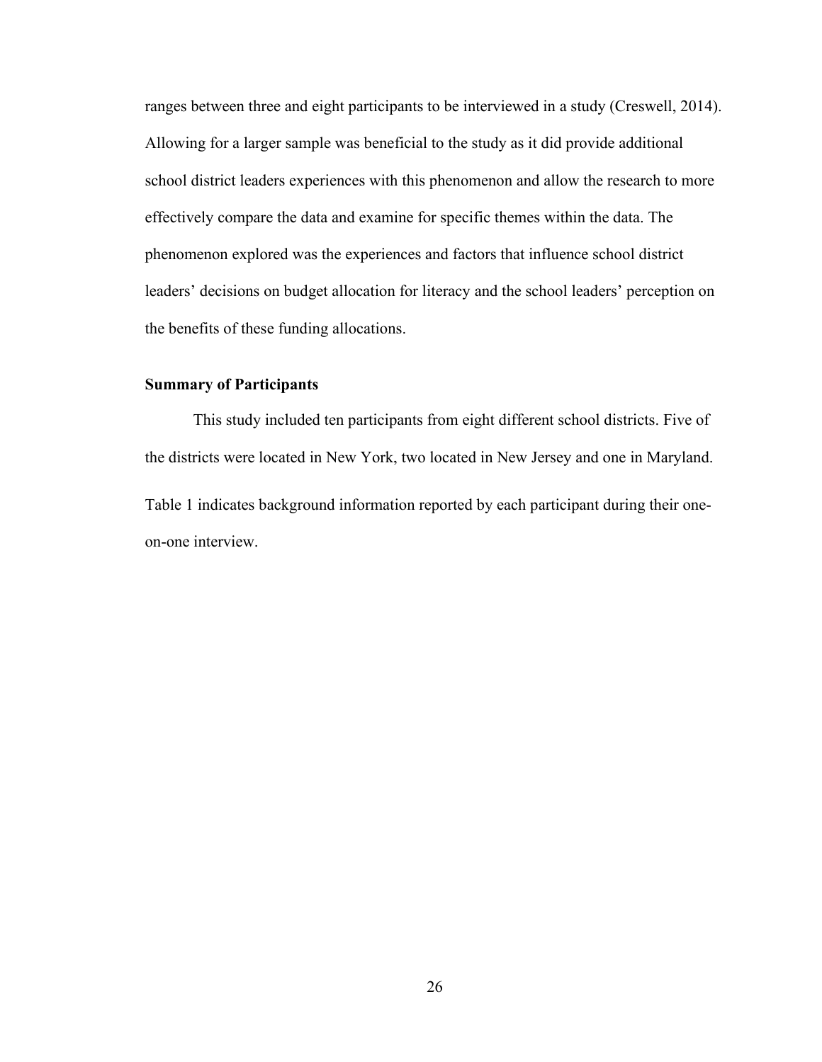ranges between three and eight participants to be interviewed in a study (Creswell, 2014). Allowing for a larger sample was beneficial to the study as it did provide additional school district leaders experiences with this phenomenon and allow the research to more effectively compare the data and examine for specific themes within the data. The phenomenon explored was the experiences and factors that influence school district leaders' decisions on budget allocation for literacy and the school leaders' perception on the benefits of these funding allocations.

### Summary of Participants

This study included ten participants from eight different school districts. Five of the districts were located in New York, two located in New Jersey and one in Maryland.

Table 1 indicates background information reported by each participant during their one-on-one interview.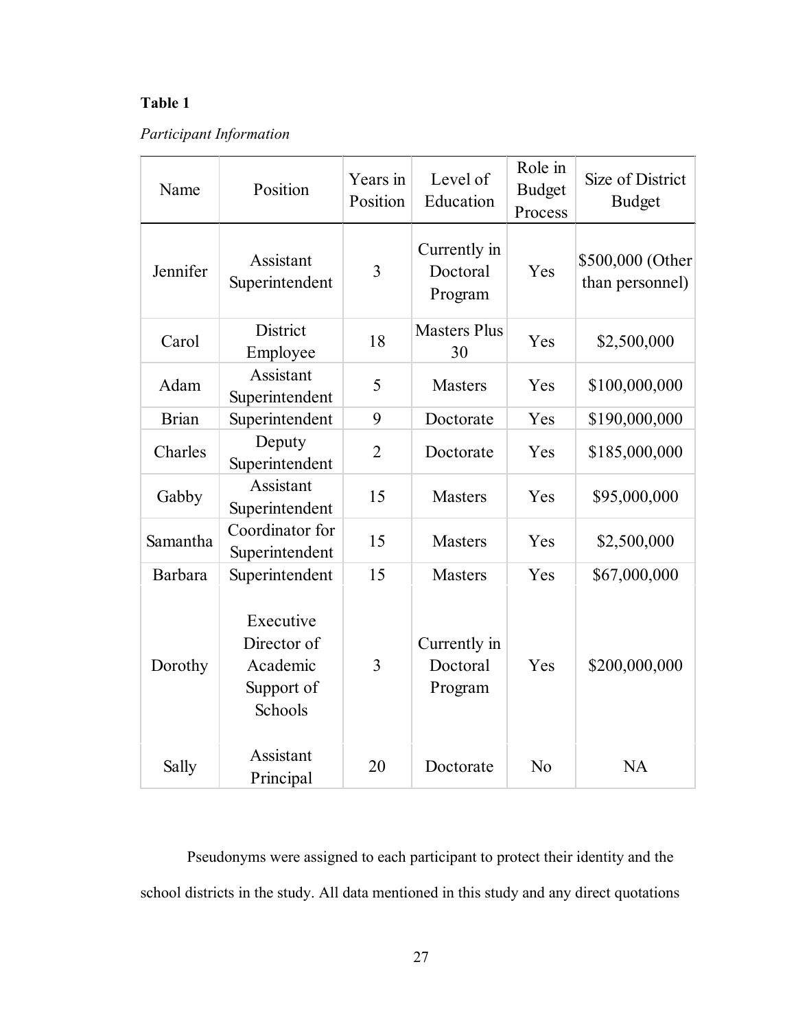**Table 1**

*Participant Information*

| Name | Position | Years in Position | Level of Education | Role in Budget Process | Size of District Budget |
|---|---|---|---|---|---|
| Jennifer | Assistant Superintendent | 3 | Currently in Doctoral Program | Yes | $500,000 (Other than personnel) |
| Carol | District Employee | 18 | Masters Plus 30 | Yes | $2,500,000 |
| Adam | Assistant Superintendent | 5 | Masters | Yes | $100,000,000 |
| Brian | Superintendent | 9 | Doctorate | Yes | $190,000,000 |
| Charles | Deputy Superintendent | 2 | Doctorate | Yes | $185,000,000 |
| Gabby | Assistant Superintendent | 15 | Masters | Yes | $95,000,000 |
| Samantha | Coordinator for Superintendent | 15 | Masters | Yes | $2,500,000 |
| Barbara | Superintendent | 15 | Masters | Yes | $67,000,000 |
| Dorothy | Executive Director of Academic Support of Schools | 3 | Currently in Doctoral Program | Yes | $200,000,000 |
| Sally | Assistant Principal | 20 | Doctorate | No | NA |

Pseudonyms were assigned to each participant to protect their identity and the school districts in the study. All data mentioned in this study and any direct quotations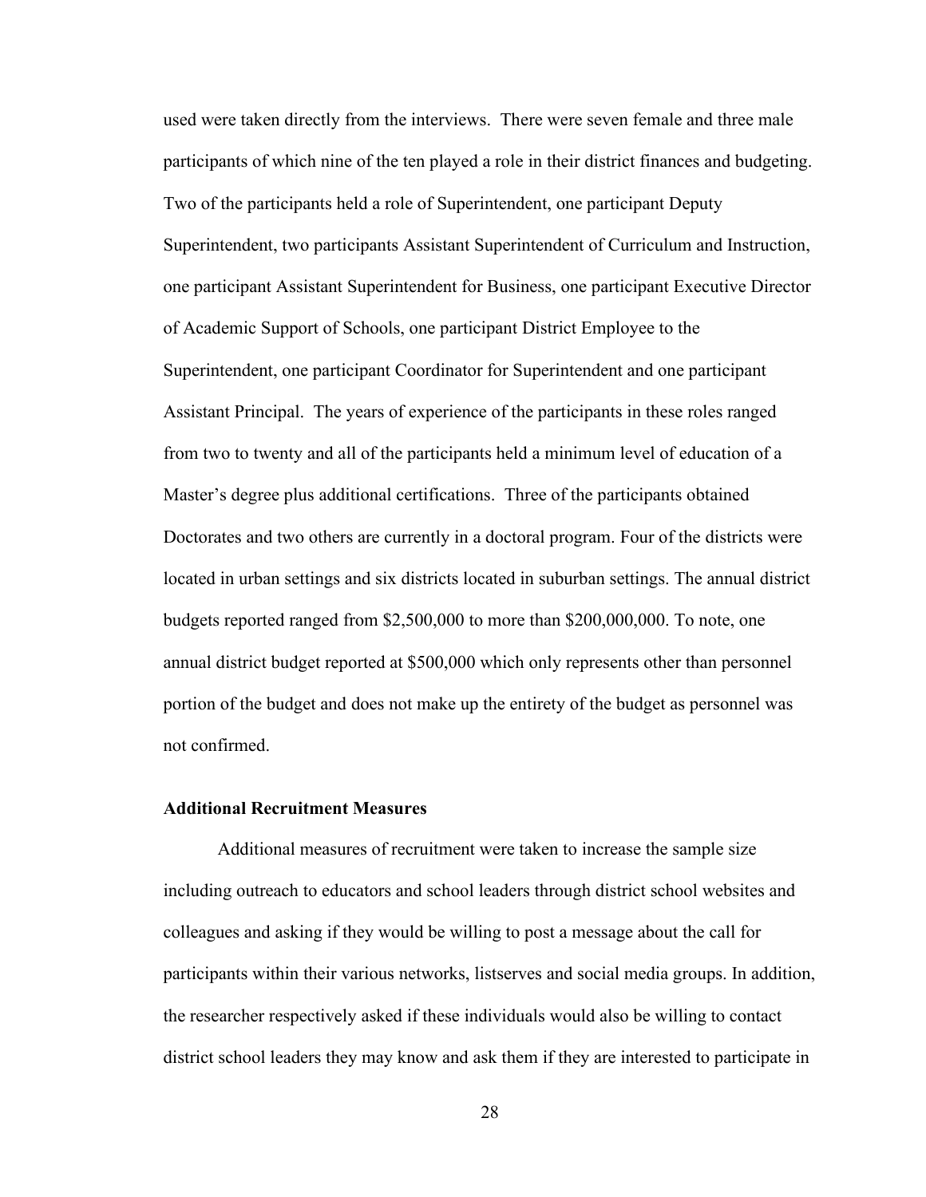used were taken directly from the interviews.  There were seven female and three male participants of which nine of the ten played a role in their district finances and budgeting. Two of the participants held a role of Superintendent, one participant Deputy Superintendent, two participants Assistant Superintendent of Curriculum and Instruction, one participant Assistant Superintendent for Business, one participant Executive Director of Academic Support of Schools, one participant District Employee to the Superintendent, one participant Coordinator for Superintendent and one participant Assistant Principal.  The years of experience of the participants in these roles ranged from two to twenty and all of the participants held a minimum level of education of a Master's degree plus additional certifications.  Three of the participants obtained Doctorates and two others are currently in a doctoral program. Four of the districts were located in urban settings and six districts located in suburban settings. The annual district budgets reported ranged from $2,500,000 to more than $200,000,000. To note, one annual district budget reported at $500,000 which only represents other than personnel portion of the budget and does not make up the entirety of the budget as personnel was not confirmed.

### Additional Recruitment Measures

Additional measures of recruitment were taken to increase the sample size including outreach to educators and school leaders through district school websites and colleagues and asking if they would be willing to post a message about the call for participants within their various networks, listserves and social media groups. In addition, the researcher respectively asked if these individuals would also be willing to contact district school leaders they may know and ask them if they are interested to participate in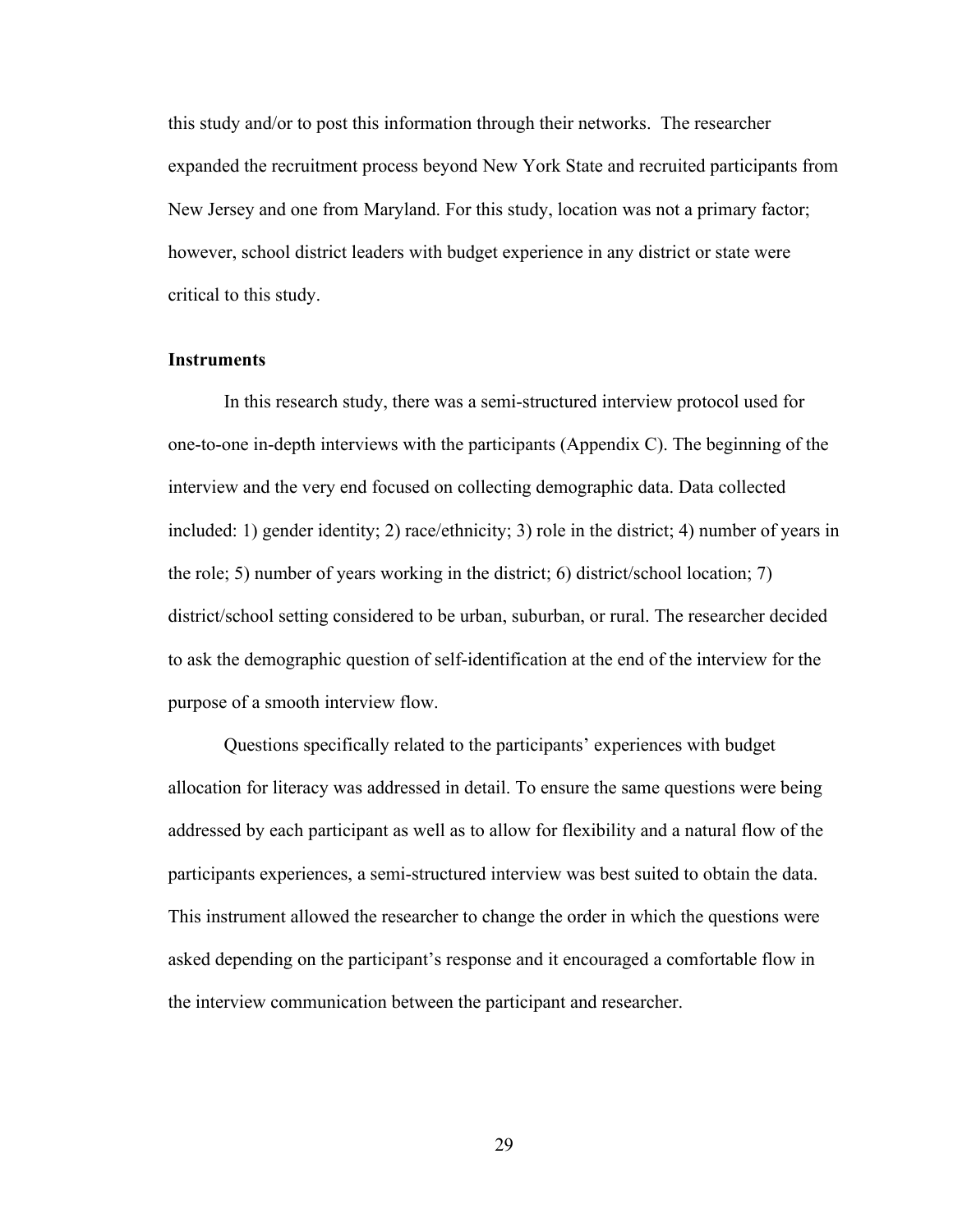this study and/or to post this information through their networks.  The researcher expanded the recruitment process beyond New York State and recruited participants from New Jersey and one from Maryland. For this study, location was not a primary factor; however, school district leaders with budget experience in any district or state were critical to this study.

### Instruments

In this research study, there was a semi-structured interview protocol used for one-to-one in-depth interviews with the participants (Appendix C). The beginning of the interview and the very end focused on collecting demographic data. Data collected included: 1) gender identity; 2) race/ethnicity; 3) role in the district; 4) number of years in the role; 5) number of years working in the district; 6) district/school location; 7) district/school setting considered to be urban, suburban, or rural. The researcher decided to ask the demographic question of self-identification at the end of the interview for the purpose of a smooth interview flow.

Questions specifically related to the participants' experiences with budget allocation for literacy was addressed in detail. To ensure the same questions were being addressed by each participant as well as to allow for flexibility and a natural flow of the participants experiences, a semi-structured interview was best suited to obtain the data. This instrument allowed the researcher to change the order in which the questions were asked depending on the participant's response and it encouraged a comfortable flow in the interview communication between the participant and researcher.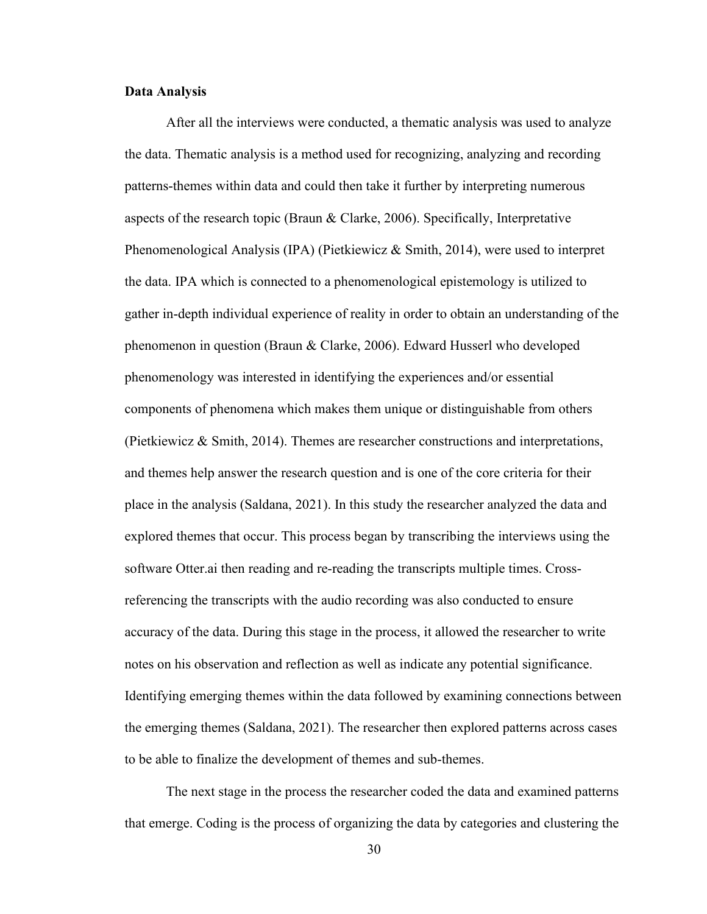**Data Analysis**

After all the interviews were conducted, a thematic analysis was used to analyze the data. Thematic analysis is a method used for recognizing, analyzing and recording patterns-themes within data and could then take it further by interpreting numerous aspects of the research topic (Braun & Clarke, 2006). Specifically, Interpretative Phenomenological Analysis (IPA) (Pietkiewicz & Smith, 2014), were used to interpret the data. IPA which is connected to a phenomenological epistemology is utilized to gather in-depth individual experience of reality in order to obtain an understanding of the phenomenon in question (Braun & Clarke, 2006). Edward Husserl who developed phenomenology was interested in identifying the experiences and/or essential components of phenomena which makes them unique or distinguishable from others (Pietkiewicz & Smith, 2014). Themes are researcher constructions and interpretations, and themes help answer the research question and is one of the core criteria for their place in the analysis (Saldana, 2021). In this study the researcher analyzed the data and explored themes that occur. This process began by transcribing the interviews using the software Otter.ai then reading and re-reading the transcripts multiple times. Cross-referencing the transcripts with the audio recording was also conducted to ensure accuracy of the data. During this stage in the process, it allowed the researcher to write notes on his observation and reflection as well as indicate any potential significance. Identifying emerging themes within the data followed by examining connections between the emerging themes (Saldana, 2021). The researcher then explored patterns across cases to be able to finalize the development of themes and sub-themes.

The next stage in the process the researcher coded the data and examined patterns that emerge. Coding is the process of organizing the data by categories and clustering the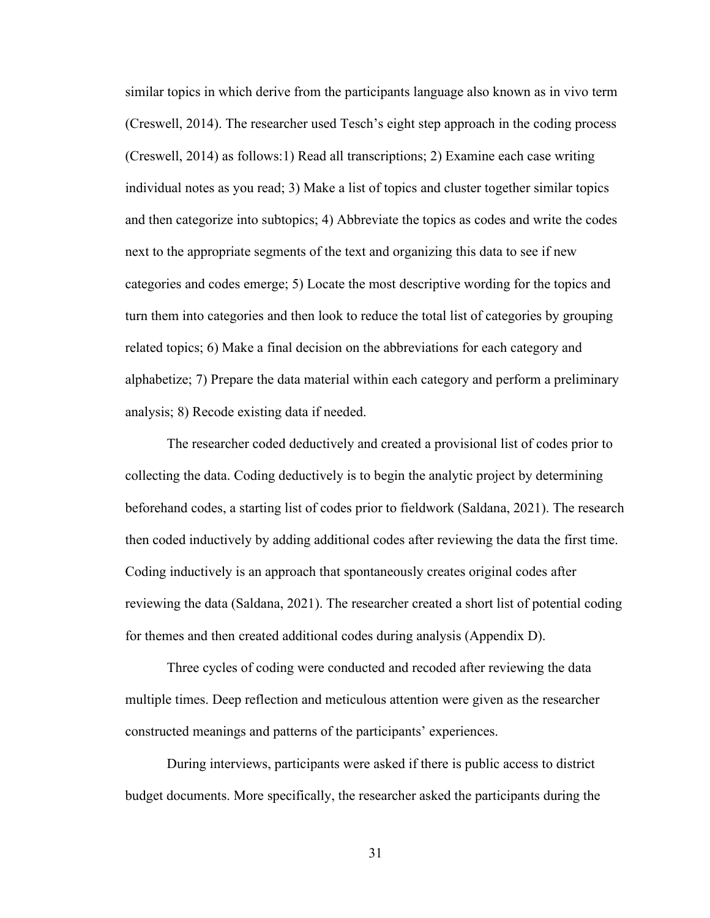similar topics in which derive from the participants language also known as in vivo term (Creswell, 2014). The researcher used Tesch's eight step approach in the coding process (Creswell, 2014) as follows:1) Read all transcriptions; 2) Examine each case writing individual notes as you read; 3) Make a list of topics and cluster together similar topics and then categorize into subtopics; 4) Abbreviate the topics as codes and write the codes next to the appropriate segments of the text and organizing this data to see if new categories and codes emerge; 5) Locate the most descriptive wording for the topics and turn them into categories and then look to reduce the total list of categories by grouping related topics; 6) Make a final decision on the abbreviations for each category and alphabetize; 7) Prepare the data material within each category and perform a preliminary analysis; 8) Recode existing data if needed.

The researcher coded deductively and created a provisional list of codes prior to collecting the data. Coding deductively is to begin the analytic project by determining beforehand codes, a starting list of codes prior to fieldwork (Saldana, 2021). The research then coded inductively by adding additional codes after reviewing the data the first time. Coding inductively is an approach that spontaneously creates original codes after reviewing the data (Saldana, 2021). The researcher created a short list of potential coding for themes and then created additional codes during analysis (Appendix D).

Three cycles of coding were conducted and recoded after reviewing the data multiple times. Deep reflection and meticulous attention were given as the researcher constructed meanings and patterns of the participants' experiences.

During interviews, participants were asked if there is public access to district budget documents. More specifically, the researcher asked the participants during the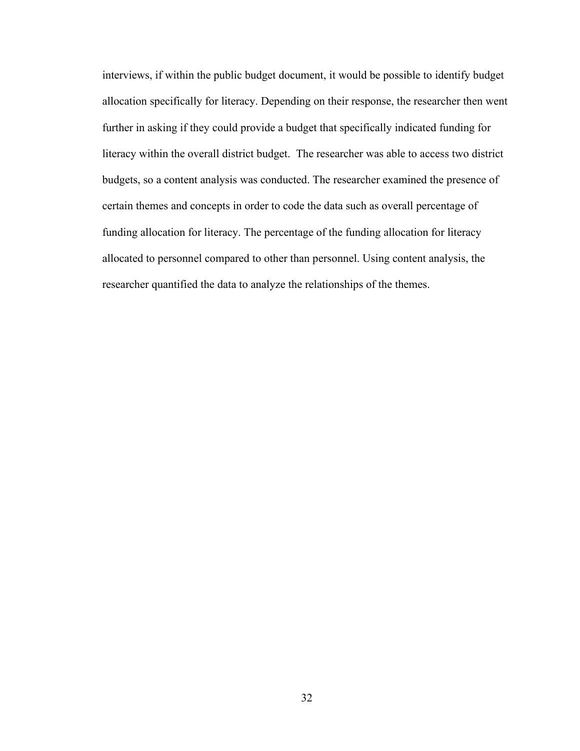interviews, if within the public budget document, it would be possible to identify budget allocation specifically for literacy. Depending on their response, the researcher then went further in asking if they could provide a budget that specifically indicated funding for literacy within the overall district budget. The researcher was able to access two district budgets, so a content analysis was conducted. The researcher examined the presence of certain themes and concepts in order to code the data such as overall percentage of funding allocation for literacy. The percentage of the funding allocation for literacy allocated to personnel compared to other than personnel. Using content analysis, the researcher quantified the data to analyze the relationships of the themes.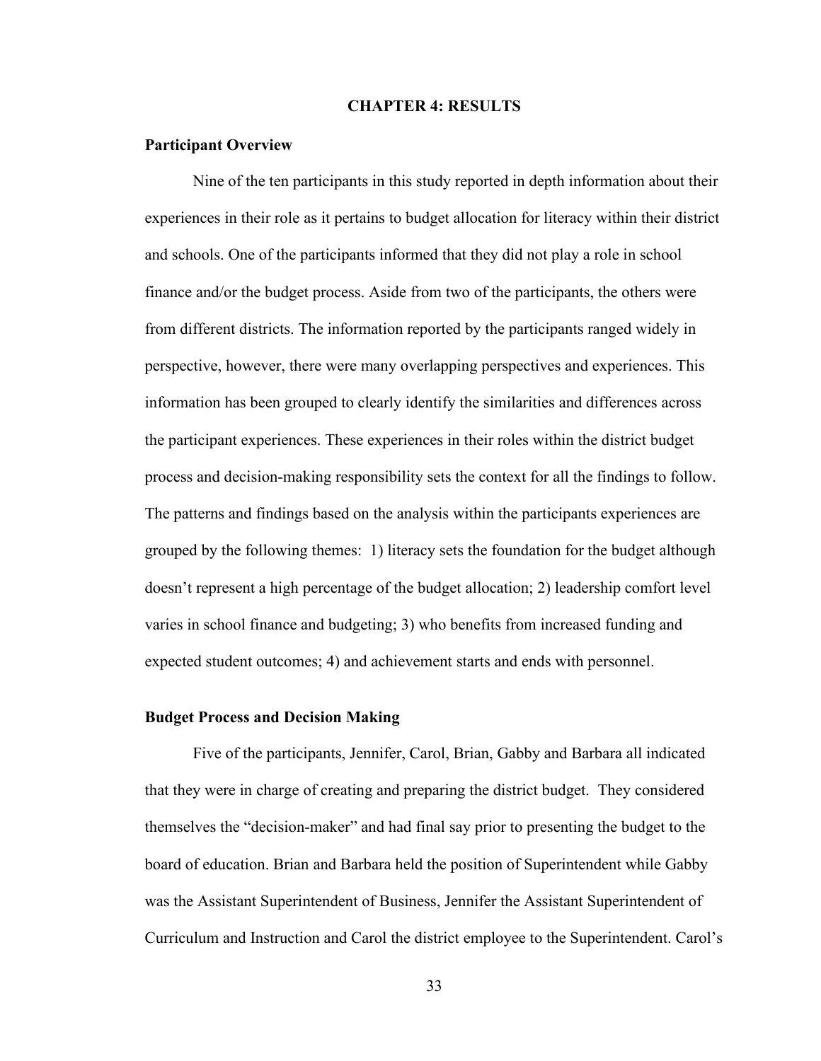# CHAPTER 4: RESULTS

## Participant Overview

Nine of the ten participants in this study reported in depth information about their experiences in their role as it pertains to budget allocation for literacy within their district and schools. One of the participants informed that they did not play a role in school finance and/or the budget process. Aside from two of the participants, the others were from different districts. The information reported by the participants ranged widely in perspective, however, there were many overlapping perspectives and experiences. This information has been grouped to clearly identify the similarities and differences across the participant experiences. These experiences in their roles within the district budget process and decision-making responsibility sets the context for all the findings to follow. The patterns and findings based on the analysis within the participants experiences are grouped by the following themes: 1) literacy sets the foundation for the budget although doesn't represent a high percentage of the budget allocation; 2) leadership comfort level varies in school finance and budgeting; 3) who benefits from increased funding and expected student outcomes; 4) and achievement starts and ends with personnel.

## Budget Process and Decision Making

Five of the participants, Jennifer, Carol, Brian, Gabby and Barbara all indicated that they were in charge of creating and preparing the district budget. They considered themselves the "decision-maker" and had final say prior to presenting the budget to the board of education. Brian and Barbara held the position of Superintendent while Gabby was the Assistant Superintendent of Business, Jennifer the Assistant Superintendent of Curriculum and Instruction and Carol the district employee to the Superintendent. Carol's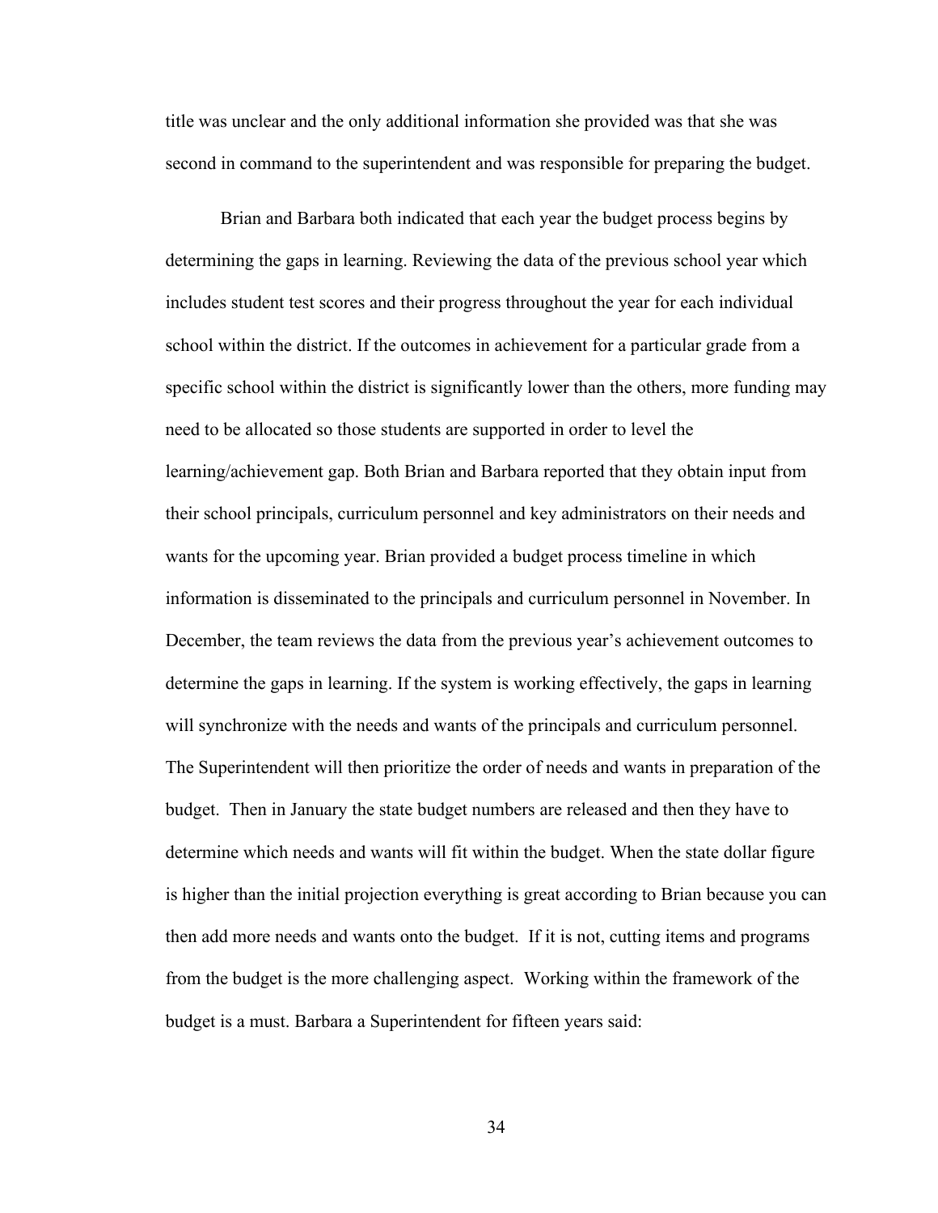title was unclear and the only additional information she provided was that she was second in command to the superintendent and was responsible for preparing the budget.

Brian and Barbara both indicated that each year the budget process begins by determining the gaps in learning. Reviewing the data of the previous school year which includes student test scores and their progress throughout the year for each individual school within the district. If the outcomes in achievement for a particular grade from a specific school within the district is significantly lower than the others, more funding may need to be allocated so those students are supported in order to level the learning/achievement gap. Both Brian and Barbara reported that they obtain input from their school principals, curriculum personnel and key administrators on their needs and wants for the upcoming year. Brian provided a budget process timeline in which information is disseminated to the principals and curriculum personnel in November. In December, the team reviews the data from the previous year's achievement outcomes to determine the gaps in learning. If the system is working effectively, the gaps in learning will synchronize with the needs and wants of the principals and curriculum personnel. The Superintendent will then prioritize the order of needs and wants in preparation of the budget. Then in January the state budget numbers are released and then they have to determine which needs and wants will fit within the budget. When the state dollar figure is higher than the initial projection everything is great according to Brian because you can then add more needs and wants onto the budget. If it is not, cutting items and programs from the budget is the more challenging aspect. Working within the framework of the budget is a must. Barbara a Superintendent for fifteen years said: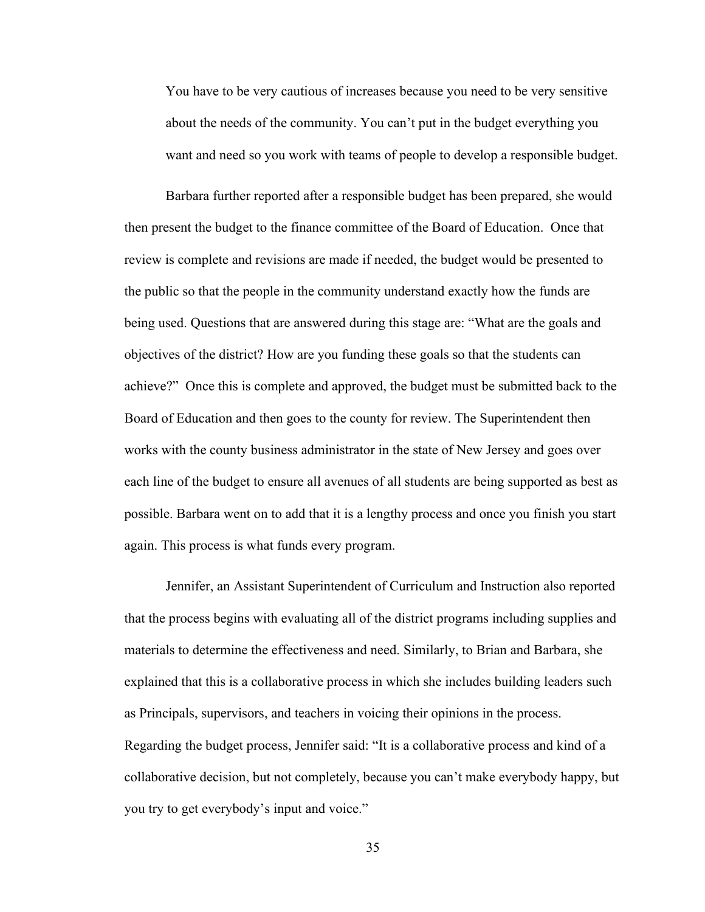> You have to be very cautious of increases because you need to be very sensitive about the needs of the community. You can't put in the budget everything you want and need so you work with teams of people to develop a responsible budget.

Barbara further reported after a responsible budget has been prepared, she would then present the budget to the finance committee of the Board of Education. Once that review is complete and revisions are made if needed, the budget would be presented to the public so that the people in the community understand exactly how the funds are being used. Questions that are answered during this stage are: "What are the goals and objectives of the district? How are you funding these goals so that the students can achieve?" Once this is complete and approved, the budget must be submitted back to the Board of Education and then goes to the county for review. The Superintendent then works with the county business administrator in the state of New Jersey and goes over each line of the budget to ensure all avenues of all students are being supported as best as possible. Barbara went on to add that it is a lengthy process and once you finish you start again. This process is what funds every program.

Jennifer, an Assistant Superintendent of Curriculum and Instruction also reported that the process begins with evaluating all of the district programs including supplies and materials to determine the effectiveness and need. Similarly, to Brian and Barbara, she explained that this is a collaborative process in which she includes building leaders such as Principals, supervisors, and teachers in voicing their opinions in the process. Regarding the budget process, Jennifer said: "It is a collaborative process and kind of a collaborative decision, but not completely, because you can't make everybody happy, but you try to get everybody's input and voice."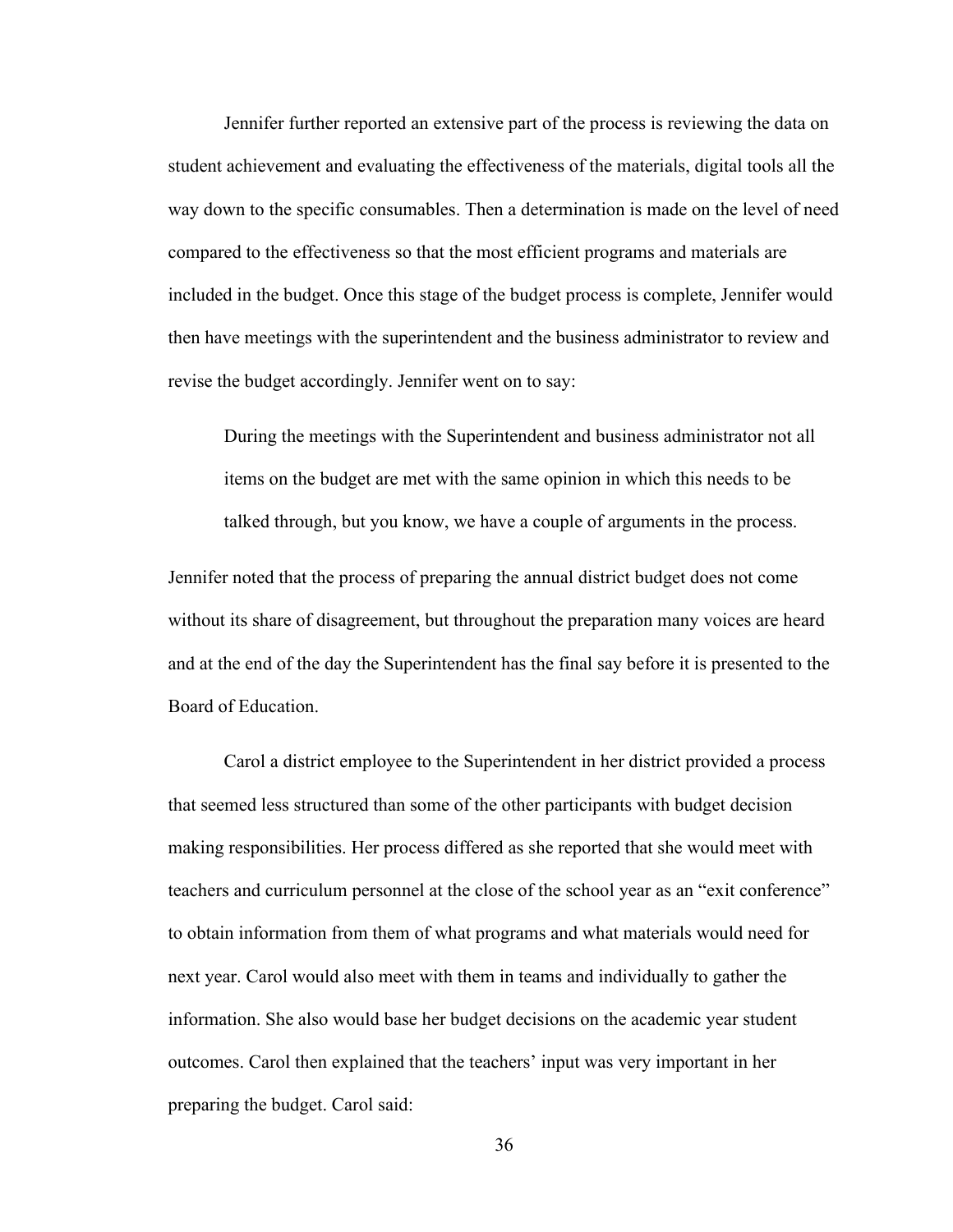Jennifer further reported an extensive part of the process is reviewing the data on student achievement and evaluating the effectiveness of the materials, digital tools all the way down to the specific consumables. Then a determination is made on the level of need compared to the effectiveness so that the most efficient programs and materials are included in the budget. Once this stage of the budget process is complete, Jennifer would then have meetings with the superintendent and the business administrator to review and revise the budget accordingly. Jennifer went on to say:

> During the meetings with the Superintendent and business administrator not all items on the budget are met with the same opinion in which this needs to be talked through, but you know, we have a couple of arguments in the process.

Jennifer noted that the process of preparing the annual district budget does not come without its share of disagreement, but throughout the preparation many voices are heard and at the end of the day the Superintendent has the final say before it is presented to the Board of Education.

Carol a district employee to the Superintendent in her district provided a process that seemed less structured than some of the other participants with budget decision making responsibilities. Her process differed as she reported that she would meet with teachers and curriculum personnel at the close of the school year as an "exit conference" to obtain information from them of what programs and what materials would need for next year. Carol would also meet with them in teams and individually to gather the information. She also would base her budget decisions on the academic year student outcomes. Carol then explained that the teachers' input was very important in her preparing the budget. Carol said: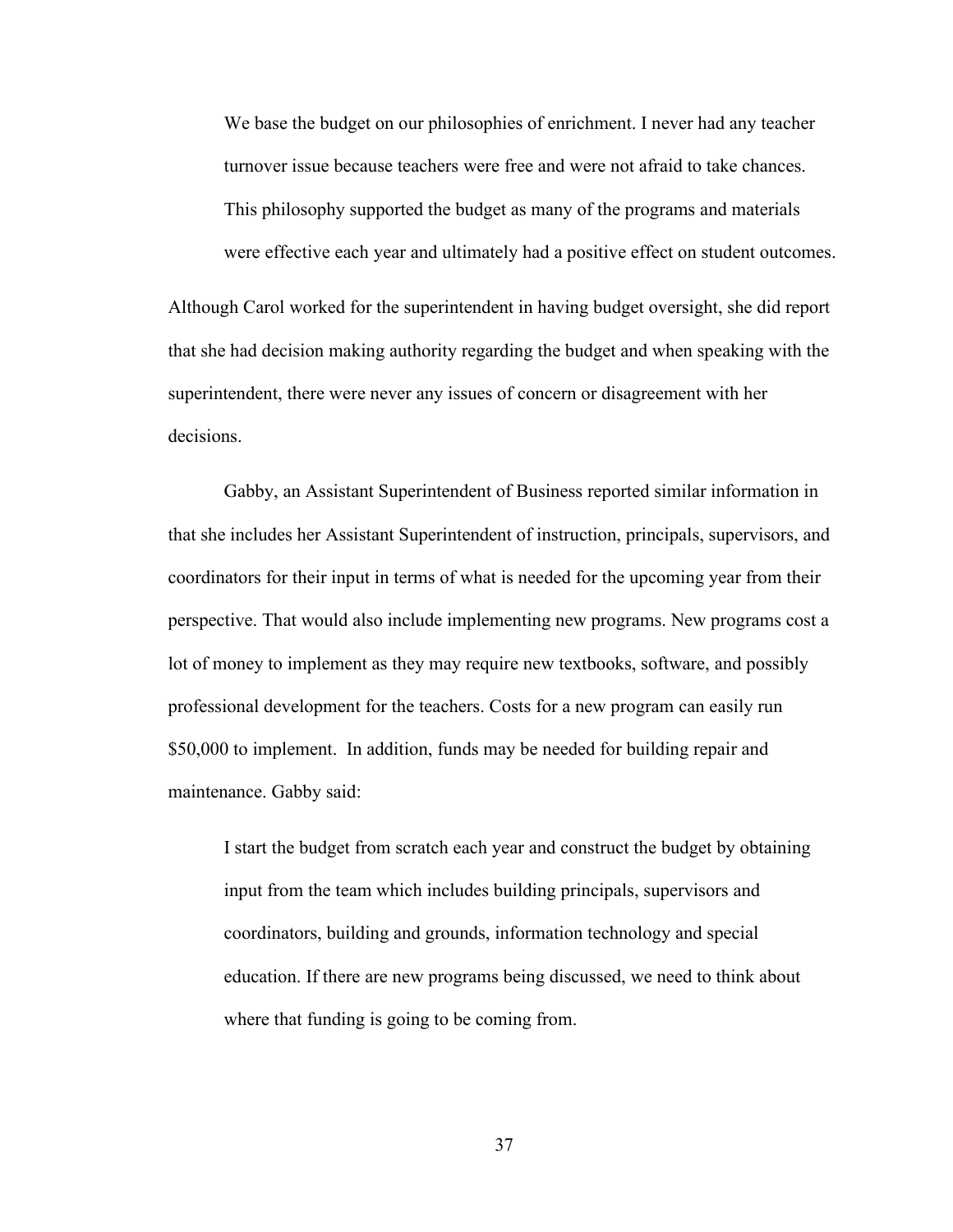> We base the budget on our philosophies of enrichment. I never had any teacher turnover issue because teachers were free and were not afraid to take chances. This philosophy supported the budget as many of the programs and materials were effective each year and ultimately had a positive effect on student outcomes.

Although Carol worked for the superintendent in having budget oversight, she did report that she had decision making authority regarding the budget and when speaking with the superintendent, there were never any issues of concern or disagreement with her decisions.

Gabby, an Assistant Superintendent of Business reported similar information in that she includes her Assistant Superintendent of instruction, principals, supervisors, and coordinators for their input in terms of what is needed for the upcoming year from their perspective. That would also include implementing new programs. New programs cost a lot of money to implement as they may require new textbooks, software, and possibly professional development for the teachers. Costs for a new program can easily run $50,000 to implement. In addition, funds may be needed for building repair and maintenance. Gabby said:

> I start the budget from scratch each year and construct the budget by obtaining input from the team which includes building principals, supervisors and coordinators, building and grounds, information technology and special education. If there are new programs being discussed, we need to think about where that funding is going to be coming from.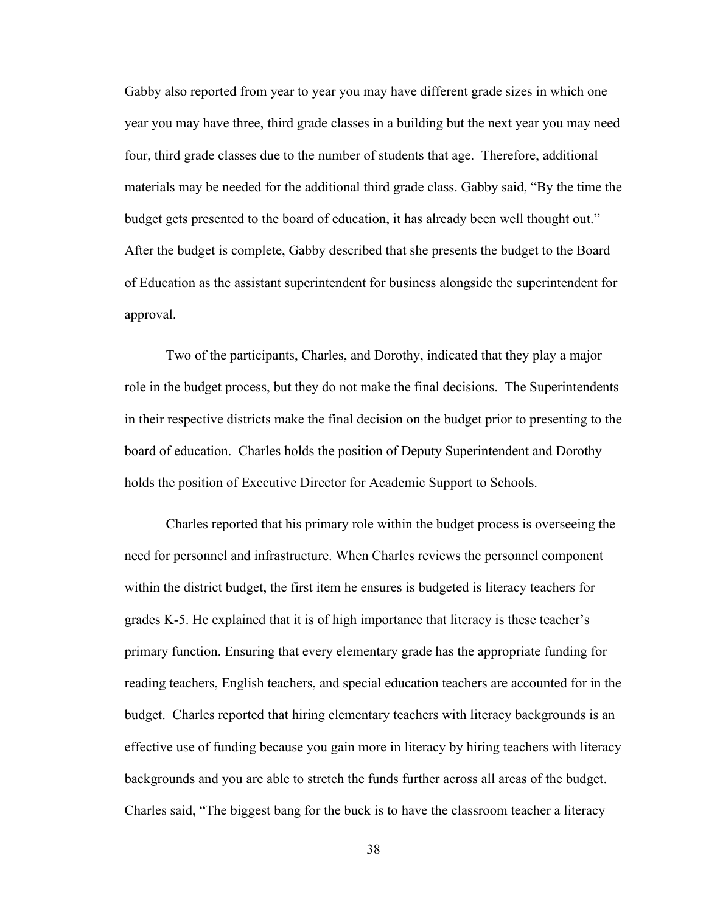Gabby also reported from year to year you may have different grade sizes in which one year you may have three, third grade classes in a building but the next year you may need four, third grade classes due to the number of students that age. Therefore, additional materials may be needed for the additional third grade class. Gabby said, "By the time the budget gets presented to the board of education, it has already been well thought out." After the budget is complete, Gabby described that she presents the budget to the Board of Education as the assistant superintendent for business alongside the superintendent for approval.

Two of the participants, Charles, and Dorothy, indicated that they play a major role in the budget process, but they do not make the final decisions. The Superintendents in their respective districts make the final decision on the budget prior to presenting to the board of education. Charles holds the position of Deputy Superintendent and Dorothy holds the position of Executive Director for Academic Support to Schools.

Charles reported that his primary role within the budget process is overseeing the need for personnel and infrastructure. When Charles reviews the personnel component within the district budget, the first item he ensures is budgeted is literacy teachers for grades K-5. He explained that it is of high importance that literacy is these teacher's primary function. Ensuring that every elementary grade has the appropriate funding for reading teachers, English teachers, and special education teachers are accounted for in the budget. Charles reported that hiring elementary teachers with literacy backgrounds is an effective use of funding because you gain more in literacy by hiring teachers with literacy backgrounds and you are able to stretch the funds further across all areas of the budget. Charles said, "The biggest bang for the buck is to have the classroom teacher a literacy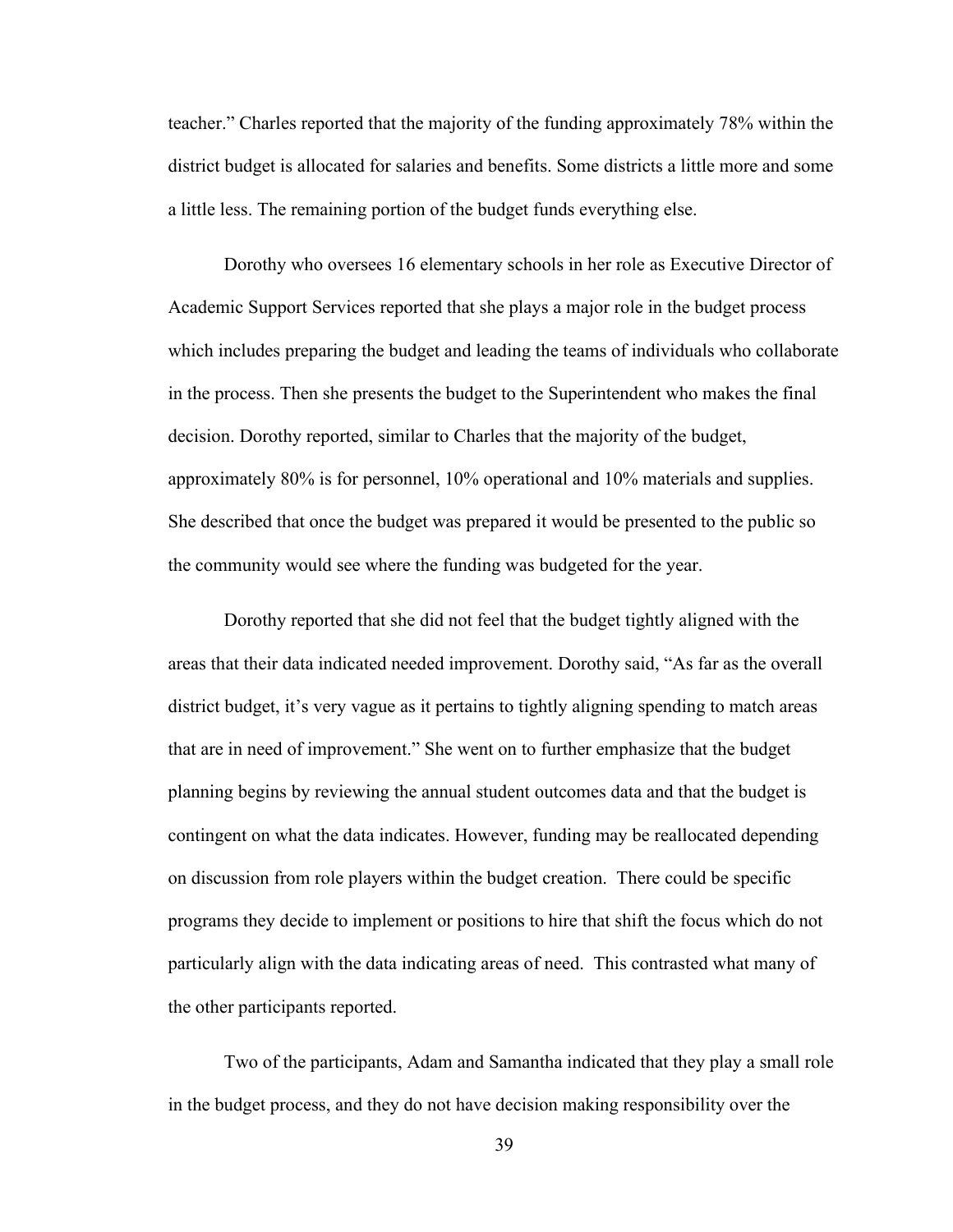teacher." Charles reported that the majority of the funding approximately 78% within the district budget is allocated for salaries and benefits. Some districts a little more and some a little less. The remaining portion of the budget funds everything else.

Dorothy who oversees 16 elementary schools in her role as Executive Director of Academic Support Services reported that she plays a major role in the budget process which includes preparing the budget and leading the teams of individuals who collaborate in the process. Then she presents the budget to the Superintendent who makes the final decision. Dorothy reported, similar to Charles that the majority of the budget, approximately 80% is for personnel, 10% operational and 10% materials and supplies. She described that once the budget was prepared it would be presented to the public so the community would see where the funding was budgeted for the year.

Dorothy reported that she did not feel that the budget tightly aligned with the areas that their data indicated needed improvement. Dorothy said, "As far as the overall district budget, it's very vague as it pertains to tightly aligning spending to match areas that are in need of improvement." She went on to further emphasize that the budget planning begins by reviewing the annual student outcomes data and that the budget is contingent on what the data indicates. However, funding may be reallocated depending on discussion from role players within the budget creation. There could be specific programs they decide to implement or positions to hire that shift the focus which do not particularly align with the data indicating areas of need. This contrasted what many of the other participants reported.

Two of the participants, Adam and Samantha indicated that they play a small role in the budget process, and they do not have decision making responsibility over the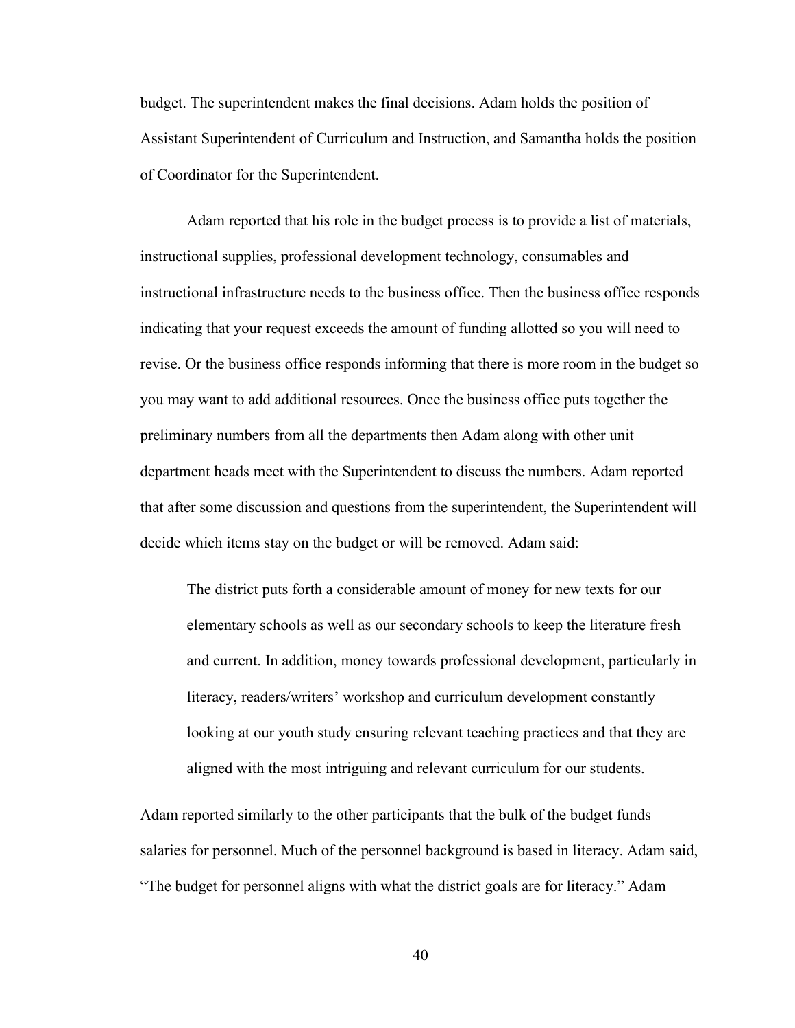budget. The superintendent makes the final decisions. Adam holds the position of Assistant Superintendent of Curriculum and Instruction, and Samantha holds the position of Coordinator for the Superintendent.

Adam reported that his role in the budget process is to provide a list of materials, instructional supplies, professional development technology, consumables and instructional infrastructure needs to the business office. Then the business office responds indicating that your request exceeds the amount of funding allotted so you will need to revise. Or the business office responds informing that there is more room in the budget so you may want to add additional resources. Once the business office puts together the preliminary numbers from all the departments then Adam along with other unit department heads meet with the Superintendent to discuss the numbers. Adam reported that after some discussion and questions from the superintendent, the Superintendent will decide which items stay on the budget or will be removed. Adam said:

> The district puts forth a considerable amount of money for new texts for our elementary schools as well as our secondary schools to keep the literature fresh and current. In addition, money towards professional development, particularly in literacy, readers/writers' workshop and curriculum development constantly looking at our youth study ensuring relevant teaching practices and that they are aligned with the most intriguing and relevant curriculum for our students.

Adam reported similarly to the other participants that the bulk of the budget funds salaries for personnel. Much of the personnel background is based in literacy. Adam said, "The budget for personnel aligns with what the district goals are for literacy." Adam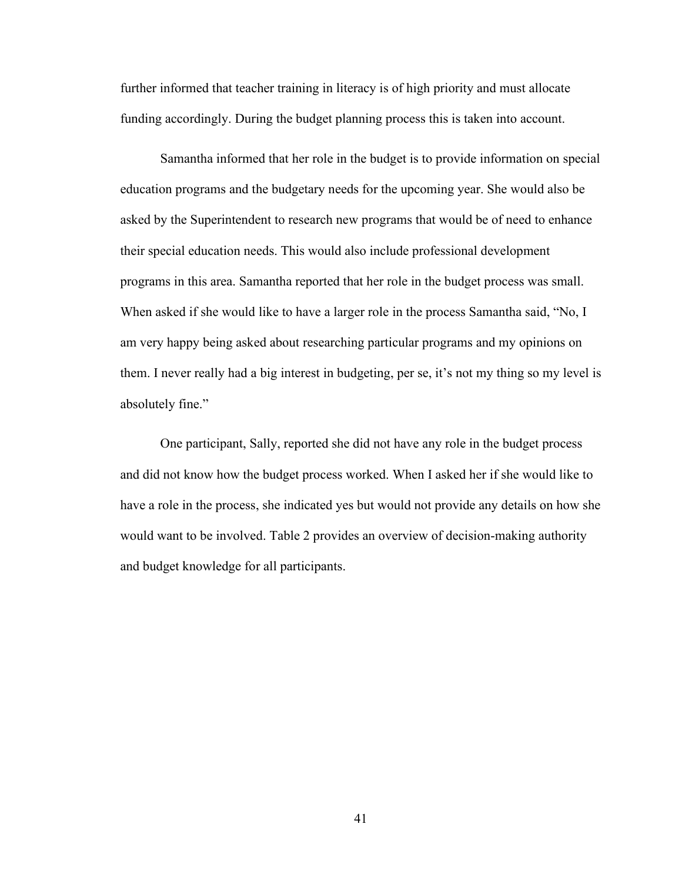further informed that teacher training in literacy is of high priority and must allocate funding accordingly. During the budget planning process this is taken into account.

Samantha informed that her role in the budget is to provide information on special education programs and the budgetary needs for the upcoming year. She would also be asked by the Superintendent to research new programs that would be of need to enhance their special education needs. This would also include professional development programs in this area. Samantha reported that her role in the budget process was small. When asked if she would like to have a larger role in the process Samantha said, "No, I am very happy being asked about researching particular programs and my opinions on them. I never really had a big interest in budgeting, per se, it's not my thing so my level is absolutely fine."

One participant, Sally, reported she did not have any role in the budget process and did not know how the budget process worked. When I asked her if she would like to have a role in the process, she indicated yes but would not provide any details on how she would want to be involved. Table 2 provides an overview of decision-making authority and budget knowledge for all participants.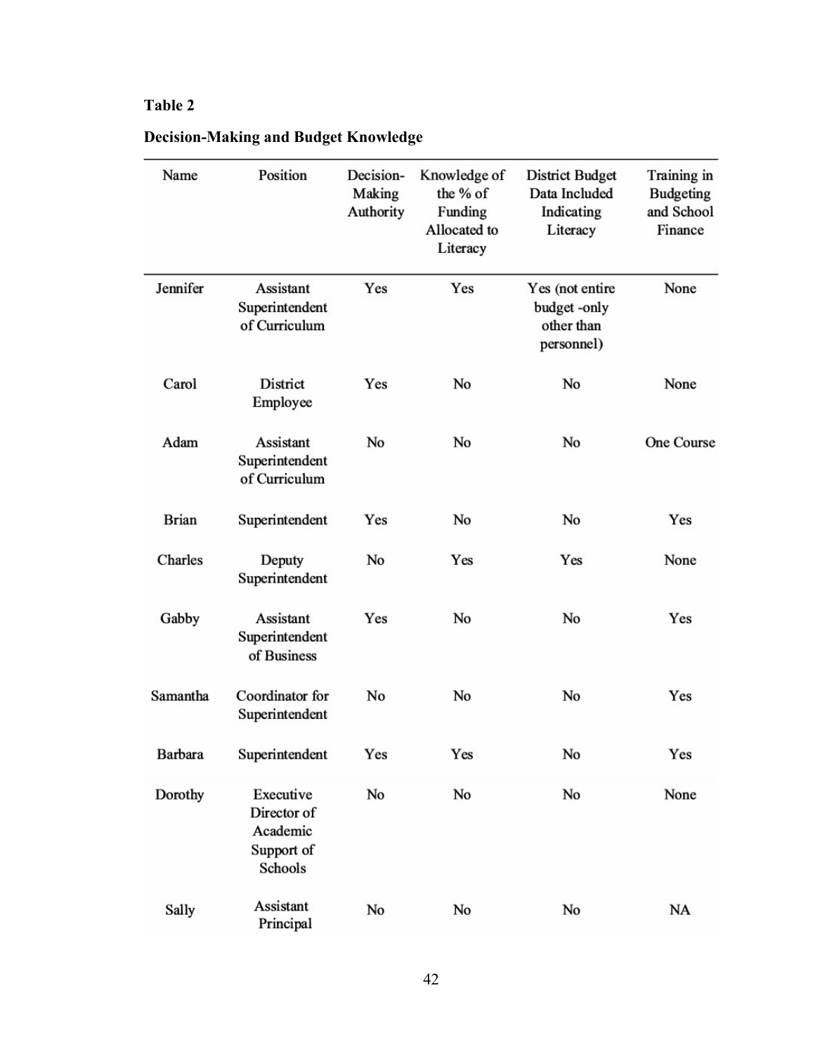**Table 2**

**Decision-Making and Budget Knowledge**

| Name | Position | Decision-Making Authority | Knowledge of the % of Funding Allocated to Literacy | District Budget Data Included Indicating Literacy | Training in Budgeting and School Finance |
|---|---|---|---|---|---|
| Jennifer | Assistant Superintendent of Curriculum | Yes | Yes | Yes (not entire budget -only other than personnel) | None |
| Carol | District Employee | Yes | No | No | None |
| Adam | Assistant Superintendent of Curriculum | No | No | No | One Course |
| Brian | Superintendent | Yes | No | No | Yes |
| Charles | Deputy Superintendent | No | Yes | Yes | None |
| Gabby | Assistant Superintendent of Business | Yes | No | No | Yes |
| Samantha | Coordinator for Superintendent | No | No | No | Yes |
| Barbara | Superintendent | Yes | Yes | No | Yes |
| Dorothy | Executive Director of Academic Support of Schools | No | No | No | None |
| Sally | Assistant Principal | No | No | No | NA |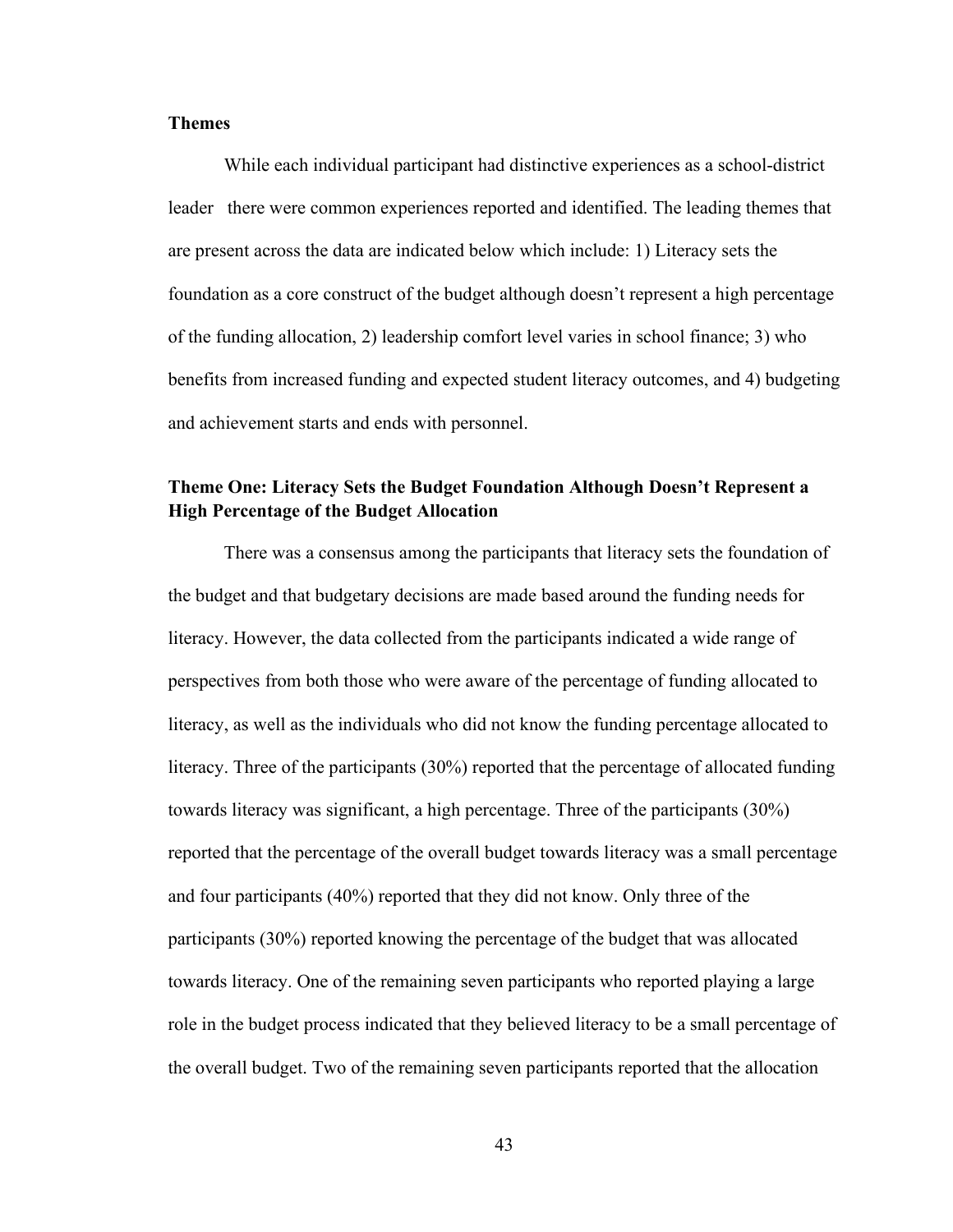**Themes**

While each individual participant had distinctive experiences as a school-district leader there were common experiences reported and identified. The leading themes that are present across the data are indicated below which include: 1) Literacy sets the foundation as a core construct of the budget although doesn't represent a high percentage of the funding allocation, 2) leadership comfort level varies in school finance; 3) who benefits from increased funding and expected student literacy outcomes, and 4) budgeting and achievement starts and ends with personnel.

**Theme One: Literacy Sets the Budget Foundation Although Doesn't Represent a High Percentage of the Budget Allocation**

There was a consensus among the participants that literacy sets the foundation of the budget and that budgetary decisions are made based around the funding needs for literacy. However, the data collected from the participants indicated a wide range of perspectives from both those who were aware of the percentage of funding allocated to literacy, as well as the individuals who did not know the funding percentage allocated to literacy. Three of the participants (30%) reported that the percentage of allocated funding towards literacy was significant, a high percentage. Three of the participants (30%) reported that the percentage of the overall budget towards literacy was a small percentage and four participants (40%) reported that they did not know. Only three of the participants (30%) reported knowing the percentage of the budget that was allocated towards literacy. One of the remaining seven participants who reported playing a large role in the budget process indicated that they believed literacy to be a small percentage of the overall budget. Two of the remaining seven participants reported that the allocation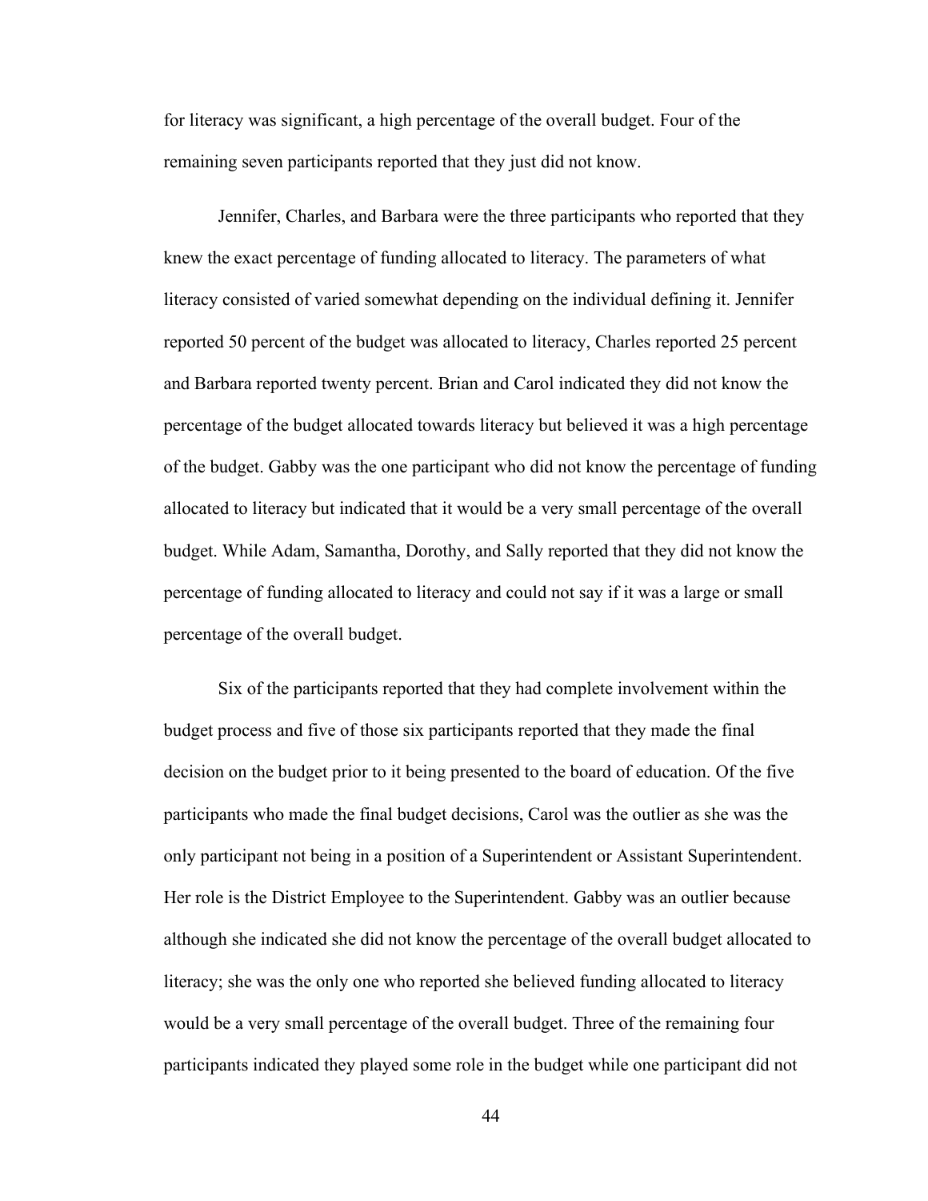for literacy was significant, a high percentage of the overall budget. Four of the remaining seven participants reported that they just did not know.

Jennifer, Charles, and Barbara were the three participants who reported that they knew the exact percentage of funding allocated to literacy. The parameters of what literacy consisted of varied somewhat depending on the individual defining it. Jennifer reported 50 percent of the budget was allocated to literacy, Charles reported 25 percent and Barbara reported twenty percent. Brian and Carol indicated they did not know the percentage of the budget allocated towards literacy but believed it was a high percentage of the budget. Gabby was the one participant who did not know the percentage of funding allocated to literacy but indicated that it would be a very small percentage of the overall budget. While Adam, Samantha, Dorothy, and Sally reported that they did not know the percentage of funding allocated to literacy and could not say if it was a large or small percentage of the overall budget.

Six of the participants reported that they had complete involvement within the budget process and five of those six participants reported that they made the final decision on the budget prior to it being presented to the board of education. Of the five participants who made the final budget decisions, Carol was the outlier as she was the only participant not being in a position of a Superintendent or Assistant Superintendent. Her role is the District Employee to the Superintendent. Gabby was an outlier because although she indicated she did not know the percentage of the overall budget allocated to literacy; she was the only one who reported she believed funding allocated to literacy would be a very small percentage of the overall budget. Three of the remaining four participants indicated they played some role in the budget while one participant did not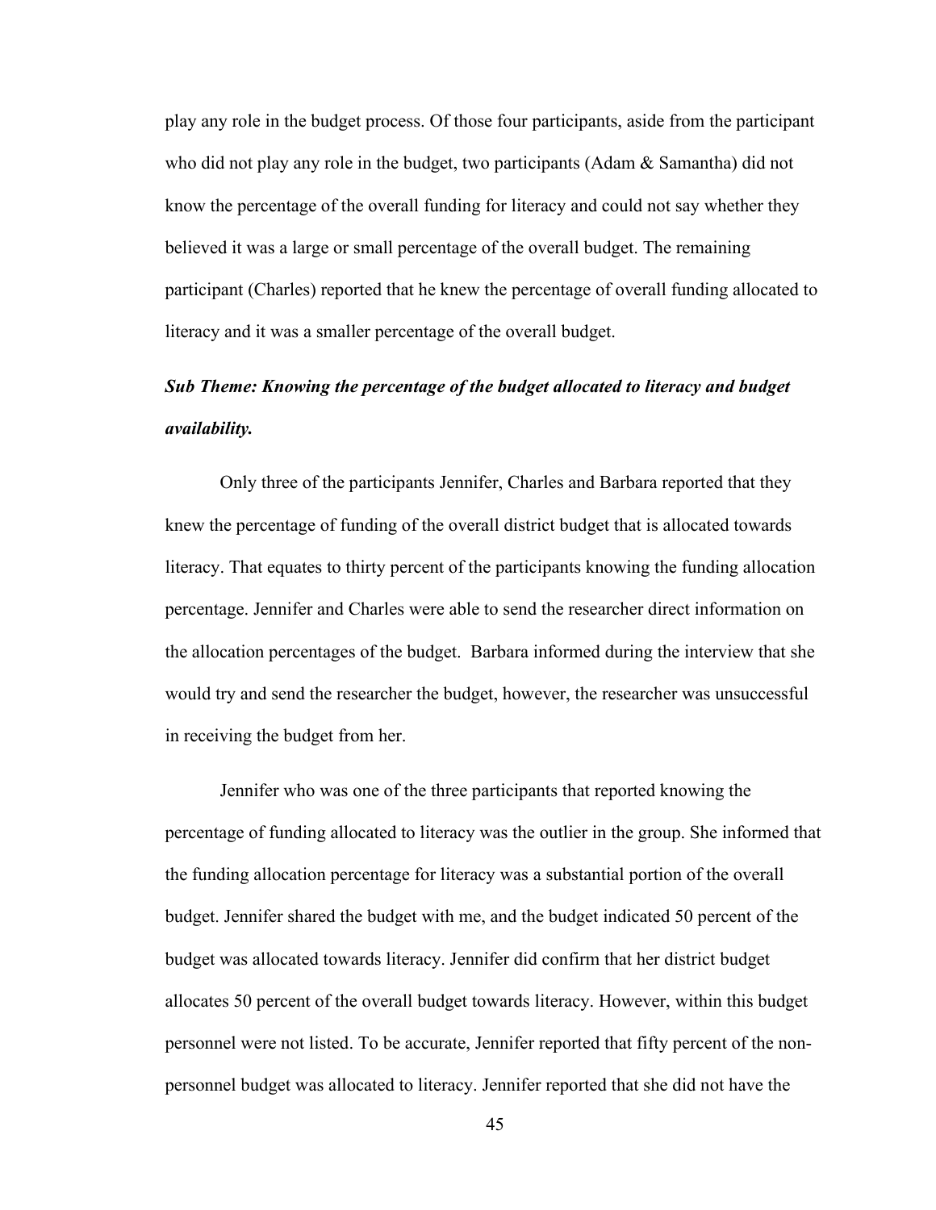play any role in the budget process. Of those four participants, aside from the participant who did not play any role in the budget, two participants (Adam & Samantha) did not know the percentage of the overall funding for literacy and could not say whether they believed it was a large or small percentage of the overall budget. The remaining participant (Charles) reported that he knew the percentage of overall funding allocated to literacy and it was a smaller percentage of the overall budget.

***Sub Theme: Knowing the percentage of the budget allocated to literacy and budget availability.***

Only three of the participants Jennifer, Charles and Barbara reported that they knew the percentage of funding of the overall district budget that is allocated towards literacy. That equates to thirty percent of the participants knowing the funding allocation percentage. Jennifer and Charles were able to send the researcher direct information on the allocation percentages of the budget. Barbara informed during the interview that she would try and send the researcher the budget, however, the researcher was unsuccessful in receiving the budget from her.

Jennifer who was one of the three participants that reported knowing the percentage of funding allocated to literacy was the outlier in the group. She informed that the funding allocation percentage for literacy was a substantial portion of the overall budget. Jennifer shared the budget with me, and the budget indicated 50 percent of the budget was allocated towards literacy. Jennifer did confirm that her district budget allocates 50 percent of the overall budget towards literacy. However, within this budget personnel were not listed. To be accurate, Jennifer reported that fifty percent of the non-personnel budget was allocated to literacy. Jennifer reported that she did not have the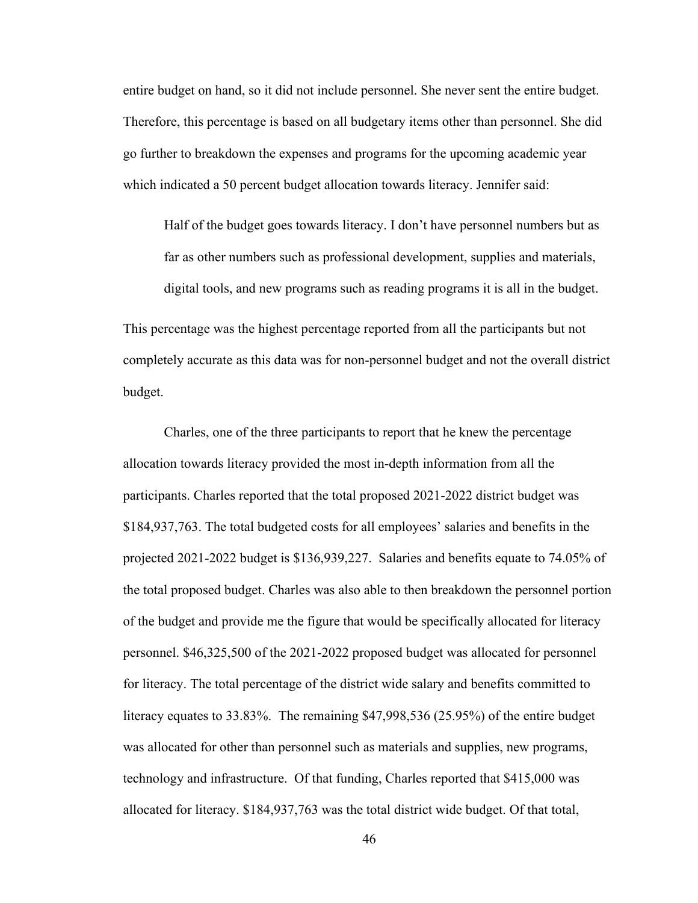entire budget on hand, so it did not include personnel. She never sent the entire budget. Therefore, this percentage is based on all budgetary items other than personnel. She did go further to breakdown the expenses and programs for the upcoming academic year which indicated a 50 percent budget allocation towards literacy. Jennifer said:

> Half of the budget goes towards literacy. I don't have personnel numbers but as far as other numbers such as professional development, supplies and materials, digital tools, and new programs such as reading programs it is all in the budget.

This percentage was the highest percentage reported from all the participants but not completely accurate as this data was for non-personnel budget and not the overall district budget.

Charles, one of the three participants to report that he knew the percentage allocation towards literacy provided the most in-depth information from all the participants. Charles reported that the total proposed 2021-2022 district budget was $184,937,763. The total budgeted costs for all employees' salaries and benefits in the projected 2021-2022 budget is $136,939,227. Salaries and benefits equate to 74.05% of the total proposed budget. Charles was also able to then breakdown the personnel portion of the budget and provide me the figure that would be specifically allocated for literacy personnel. $46,325,500 of the 2021-2022 proposed budget was allocated for personnel for literacy. The total percentage of the district wide salary and benefits committed to literacy equates to 33.83%. The remaining $47,998,536 (25.95%) of the entire budget was allocated for other than personnel such as materials and supplies, new programs, technology and infrastructure. Of that funding, Charles reported that $415,000 was allocated for literacy. $184,937,763 was the total district wide budget. Of that total,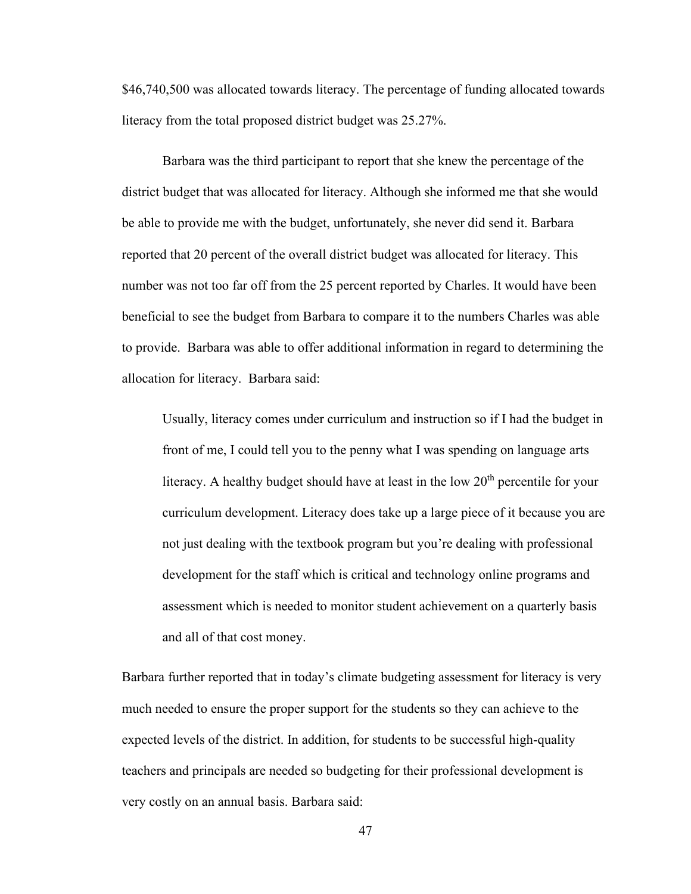$46,740,500 was allocated towards literacy. The percentage of funding allocated towards literacy from the total proposed district budget was 25.27%.

Barbara was the third participant to report that she knew the percentage of the district budget that was allocated for literacy. Although she informed me that she would be able to provide me with the budget, unfortunately, she never did send it. Barbara reported that 20 percent of the overall district budget was allocated for literacy. This number was not too far off from the 25 percent reported by Charles. It would have been beneficial to see the budget from Barbara to compare it to the numbers Charles was able to provide. Barbara was able to offer additional information in regard to determining the allocation for literacy. Barbara said:

> Usually, literacy comes under curriculum and instruction so if I had the budget in front of me, I could tell you to the penny what I was spending on language arts literacy. A healthy budget should have at least in the low 20th percentile for your curriculum development. Literacy does take up a large piece of it because you are not just dealing with the textbook program but you're dealing with professional development for the staff which is critical and technology online programs and assessment which is needed to monitor student achievement on a quarterly basis and all of that cost money.

Barbara further reported that in today's climate budgeting assessment for literacy is very much needed to ensure the proper support for the students so they can achieve to the expected levels of the district. In addition, for students to be successful high-quality teachers and principals are needed so budgeting for their professional development is very costly on an annual basis. Barbara said: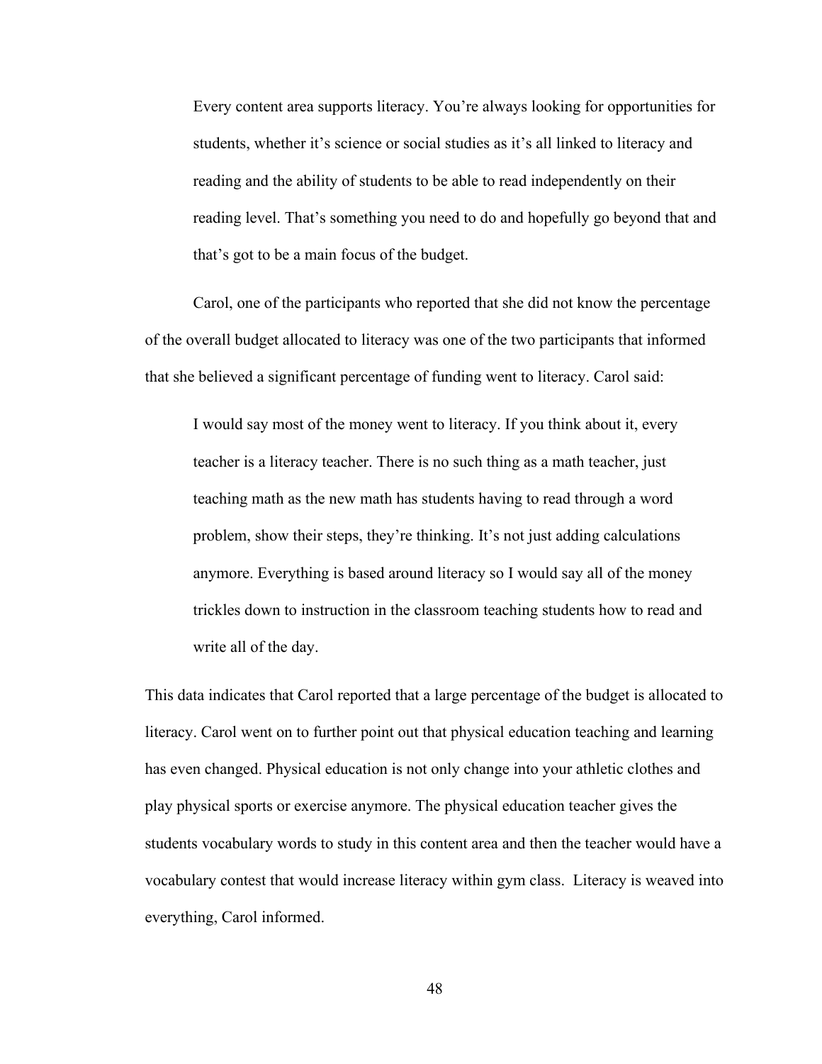> Every content area supports literacy. You're always looking for opportunities for students, whether it's science or social studies as it's all linked to literacy and reading and the ability of students to be able to read independently on their reading level. That's something you need to do and hopefully go beyond that and that's got to be a main focus of the budget.

Carol, one of the participants who reported that she did not know the percentage of the overall budget allocated to literacy was one of the two participants that informed that she believed a significant percentage of funding went to literacy. Carol said:

> I would say most of the money went to literacy. If you think about it, every teacher is a literacy teacher. There is no such thing as a math teacher, just teaching math as the new math has students having to read through a word problem, show their steps, they're thinking. It's not just adding calculations anymore. Everything is based around literacy so I would say all of the money trickles down to instruction in the classroom teaching students how to read and write all of the day.

This data indicates that Carol reported that a large percentage of the budget is allocated to literacy. Carol went on to further point out that physical education teaching and learning has even changed. Physical education is not only change into your athletic clothes and play physical sports or exercise anymore. The physical education teacher gives the students vocabulary words to study in this content area and then the teacher would have a vocabulary contest that would increase literacy within gym class. Literacy is weaved into everything, Carol informed.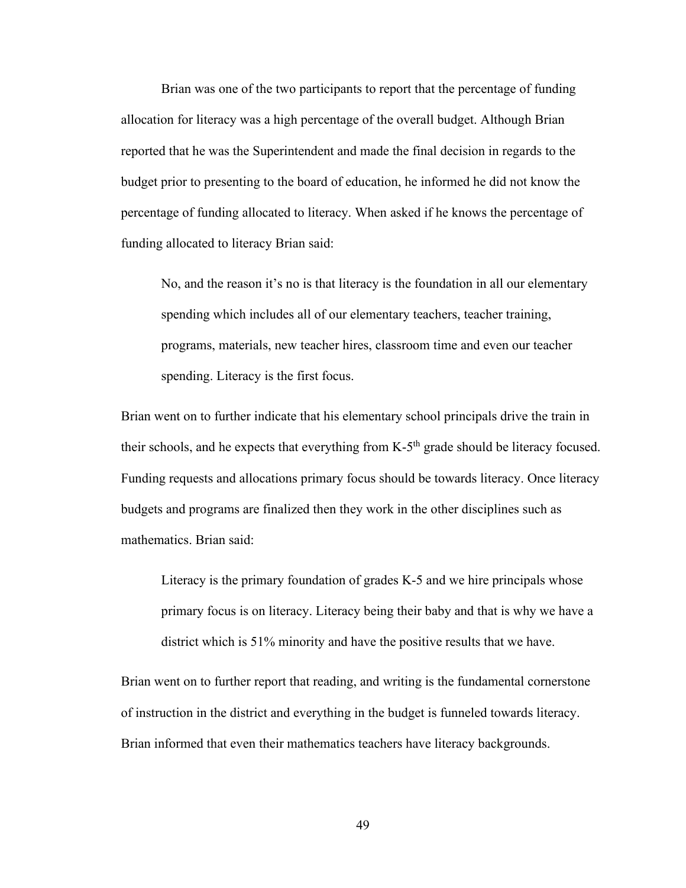Brian was one of the two participants to report that the percentage of funding allocation for literacy was a high percentage of the overall budget. Although Brian reported that he was the Superintendent and made the final decision in regards to the budget prior to presenting to the board of education, he informed he did not know the percentage of funding allocated to literacy. When asked if he knows the percentage of funding allocated to literacy Brian said:

> No, and the reason it's no is that literacy is the foundation in all our elementary spending which includes all of our elementary teachers, teacher training, programs, materials, new teacher hires, classroom time and even our teacher spending. Literacy is the first focus.

Brian went on to further indicate that his elementary school principals drive the train in their schools, and he expects that everything from K-5th grade should be literacy focused. Funding requests and allocations primary focus should be towards literacy. Once literacy budgets and programs are finalized then they work in the other disciplines such as mathematics. Brian said:

> Literacy is the primary foundation of grades K-5 and we hire principals whose primary focus is on literacy. Literacy being their baby and that is why we have a district which is 51% minority and have the positive results that we have.

Brian went on to further report that reading, and writing is the fundamental cornerstone of instruction in the district and everything in the budget is funneled towards literacy. Brian informed that even their mathematics teachers have literacy backgrounds.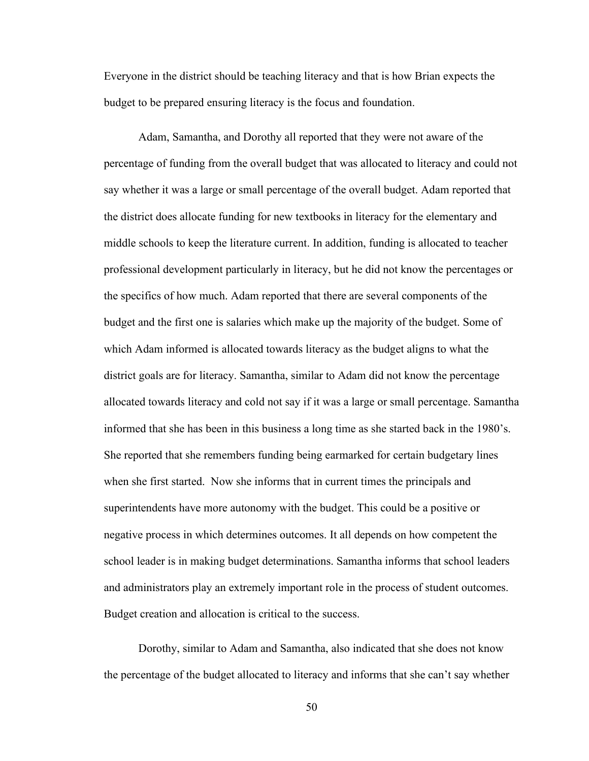Everyone in the district should be teaching literacy and that is how Brian expects the budget to be prepared ensuring literacy is the focus and foundation.

Adam, Samantha, and Dorothy all reported that they were not aware of the percentage of funding from the overall budget that was allocated to literacy and could not say whether it was a large or small percentage of the overall budget. Adam reported that the district does allocate funding for new textbooks in literacy for the elementary and middle schools to keep the literature current. In addition, funding is allocated to teacher professional development particularly in literacy, but he did not know the percentages or the specifics of how much. Adam reported that there are several components of the budget and the first one is salaries which make up the majority of the budget. Some of which Adam informed is allocated towards literacy as the budget aligns to what the district goals are for literacy. Samantha, similar to Adam did not know the percentage allocated towards literacy and cold not say if it was a large or small percentage. Samantha informed that she has been in this business a long time as she started back in the 1980's. She reported that she remembers funding being earmarked for certain budgetary lines when she first started. Now she informs that in current times the principals and superintendents have more autonomy with the budget. This could be a positive or negative process in which determines outcomes. It all depends on how competent the school leader is in making budget determinations. Samantha informs that school leaders and administrators play an extremely important role in the process of student outcomes. Budget creation and allocation is critical to the success.

Dorothy, similar to Adam and Samantha, also indicated that she does not know the percentage of the budget allocated to literacy and informs that she can't say whether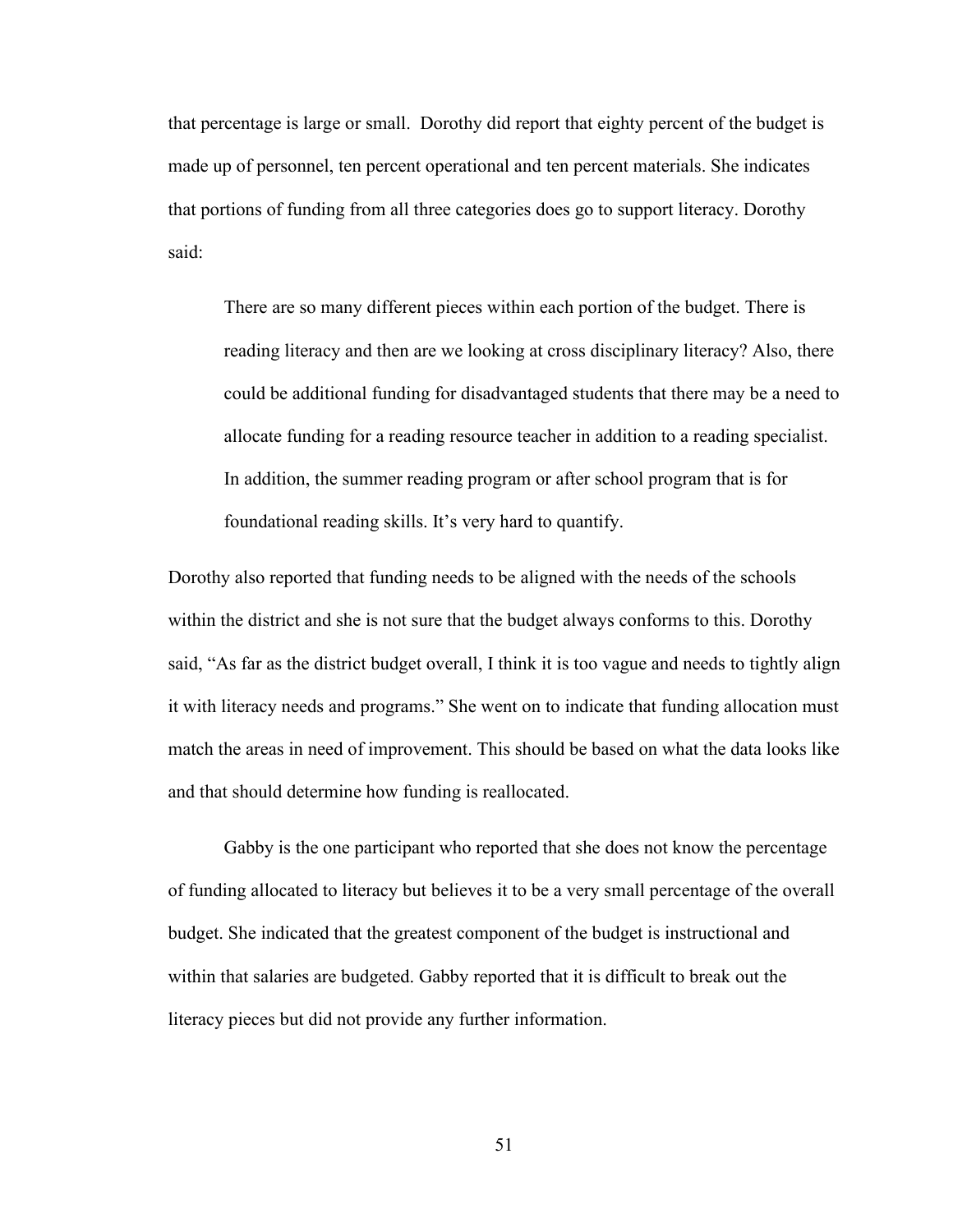that percentage is large or small. Dorothy did report that eighty percent of the budget is made up of personnel, ten percent operational and ten percent materials. She indicates that portions of funding from all three categories does go to support literacy. Dorothy said:

> There are so many different pieces within each portion of the budget. There is reading literacy and then are we looking at cross disciplinary literacy? Also, there could be additional funding for disadvantaged students that there may be a need to allocate funding for a reading resource teacher in addition to a reading specialist. In addition, the summer reading program or after school program that is for foundational reading skills. It's very hard to quantify.

Dorothy also reported that funding needs to be aligned with the needs of the schools within the district and she is not sure that the budget always conforms to this. Dorothy said, "As far as the district budget overall, I think it is too vague and needs to tightly align it with literacy needs and programs." She went on to indicate that funding allocation must match the areas in need of improvement. This should be based on what the data looks like and that should determine how funding is reallocated.

Gabby is the one participant who reported that she does not know the percentage of funding allocated to literacy but believes it to be a very small percentage of the overall budget. She indicated that the greatest component of the budget is instructional and within that salaries are budgeted. Gabby reported that it is difficult to break out the literacy pieces but did not provide any further information.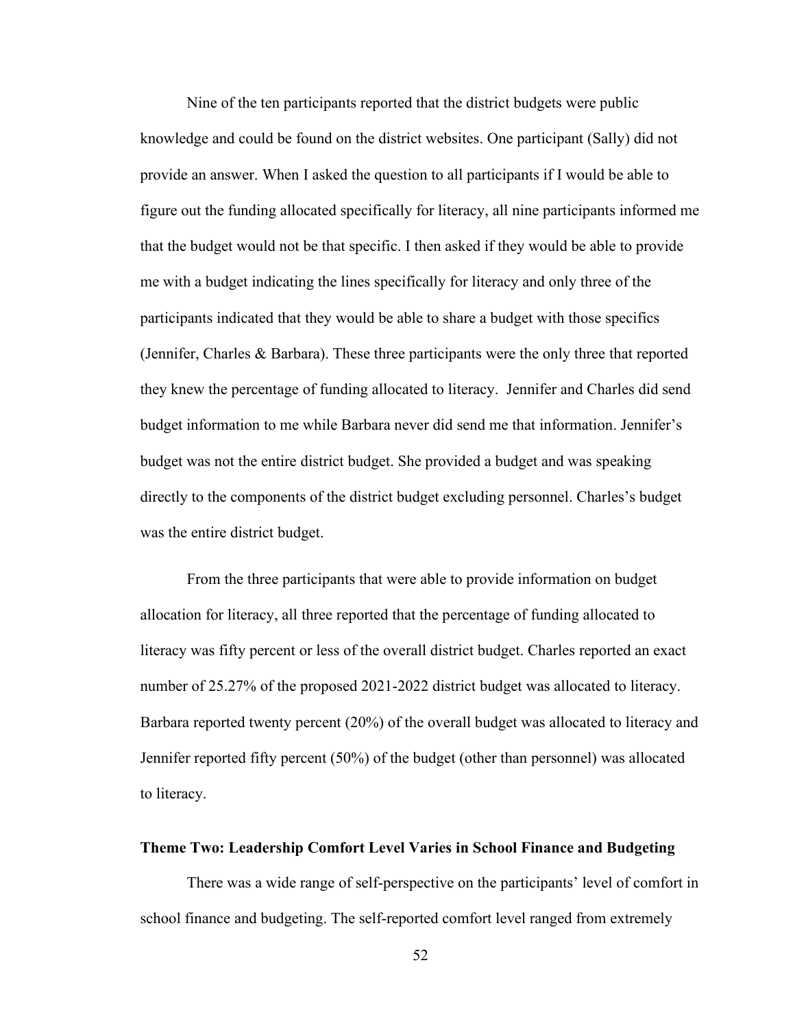Nine of the ten participants reported that the district budgets were public knowledge and could be found on the district websites. One participant (Sally) did not provide an answer. When I asked the question to all participants if I would be able to figure out the funding allocated specifically for literacy, all nine participants informed me that the budget would not be that specific. I then asked if they would be able to provide me with a budget indicating the lines specifically for literacy and only three of the participants indicated that they would be able to share a budget with those specifics (Jennifer, Charles & Barbara). These three participants were the only three that reported they knew the percentage of funding allocated to literacy. Jennifer and Charles did send budget information to me while Barbara never did send me that information. Jennifer's budget was not the entire district budget. She provided a budget and was speaking directly to the components of the district budget excluding personnel. Charles's budget was the entire district budget.

From the three participants that were able to provide information on budget allocation for literacy, all three reported that the percentage of funding allocated to literacy was fifty percent or less of the overall district budget. Charles reported an exact number of 25.27% of the proposed 2021-2022 district budget was allocated to literacy. Barbara reported twenty percent (20%) of the overall budget was allocated to literacy and Jennifer reported fifty percent (50%) of the budget (other than personnel) was allocated to literacy.

### Theme Two: Leadership Comfort Level Varies in School Finance and Budgeting

There was a wide range of self-perspective on the participants' level of comfort in school finance and budgeting. The self-reported comfort level ranged from extremely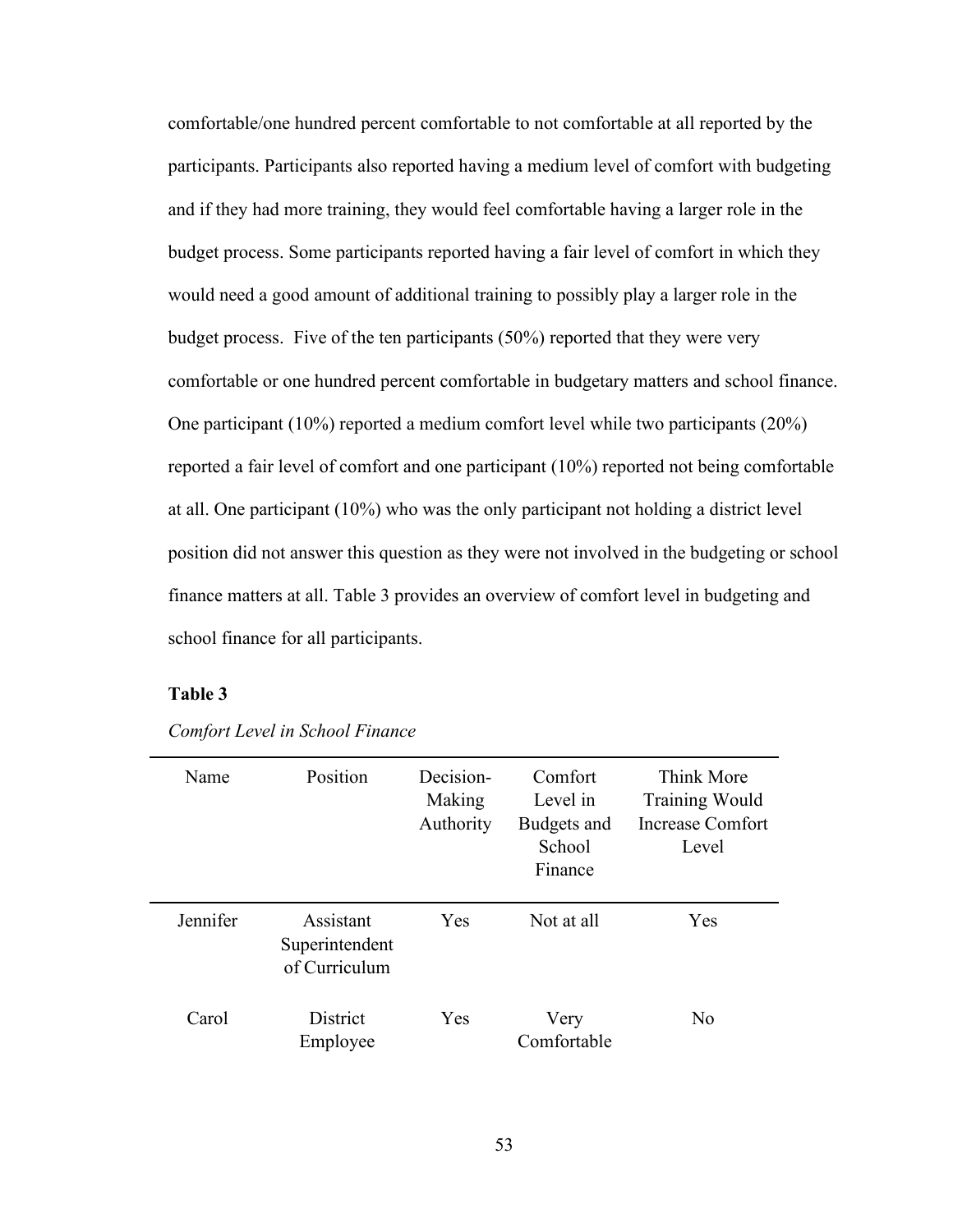comfortable/one hundred percent comfortable to not comfortable at all reported by the participants. Participants also reported having a medium level of comfort with budgeting and if they had more training, they would feel comfortable having a larger role in the budget process. Some participants reported having a fair level of comfort in which they would need a good amount of additional training to possibly play a larger role in the budget process.  Five of the ten participants (50%) reported that they were very comfortable or one hundred percent comfortable in budgetary matters and school finance. One participant (10%) reported a medium comfort level while two participants (20%) reported a fair level of comfort and one participant (10%) reported not being comfortable at all. One participant (10%) who was the only participant not holding a district level position did not answer this question as they were not involved in the budgeting or school finance matters at all. Table 3 provides an overview of comfort level in budgeting and school finance for all participants.

**Table 3**

*Comfort Level in School Finance*

| Name | Position | Decision-Making Authority | Comfort Level in Budgets and School Finance | Think More Training Would Increase Comfort Level |
|---|---|---|---|---|
| Jennifer | Assistant Superintendent of Curriculum | Yes | Not at all | Yes |
| Carol | District Employee | Yes | Very Comfortable | No |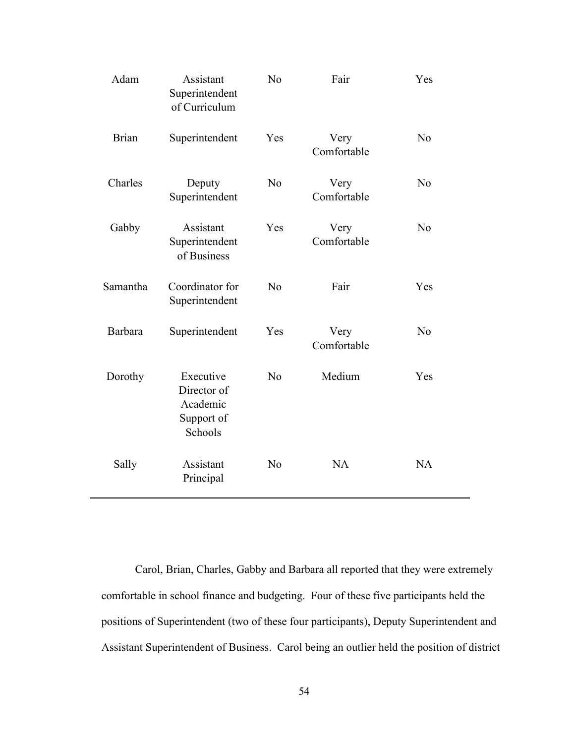| | | | | |
|---|---|---|---|---|
| Adam | Assistant Superintendent of Curriculum | No | Fair | Yes |
| Brian | Superintendent | Yes | Very Comfortable | No |
| Charles | Deputy Superintendent | No | Very Comfortable | No |
| Gabby | Assistant Superintendent of Business | Yes | Very Comfortable | No |
| Samantha | Coordinator for Superintendent | No | Fair | Yes |
| Barbara | Superintendent | Yes | Very Comfortable | No |
| Dorothy | Executive Director of Academic Support of Schools | No | Medium | Yes |
| Sally | Assistant Principal | No | NA | NA |

Carol, Brian, Charles, Gabby and Barbara all reported that they were extremely comfortable in school finance and budgeting. Four of these five participants held the positions of Superintendent (two of these four participants), Deputy Superintendent and Assistant Superintendent of Business. Carol being an outlier held the position of district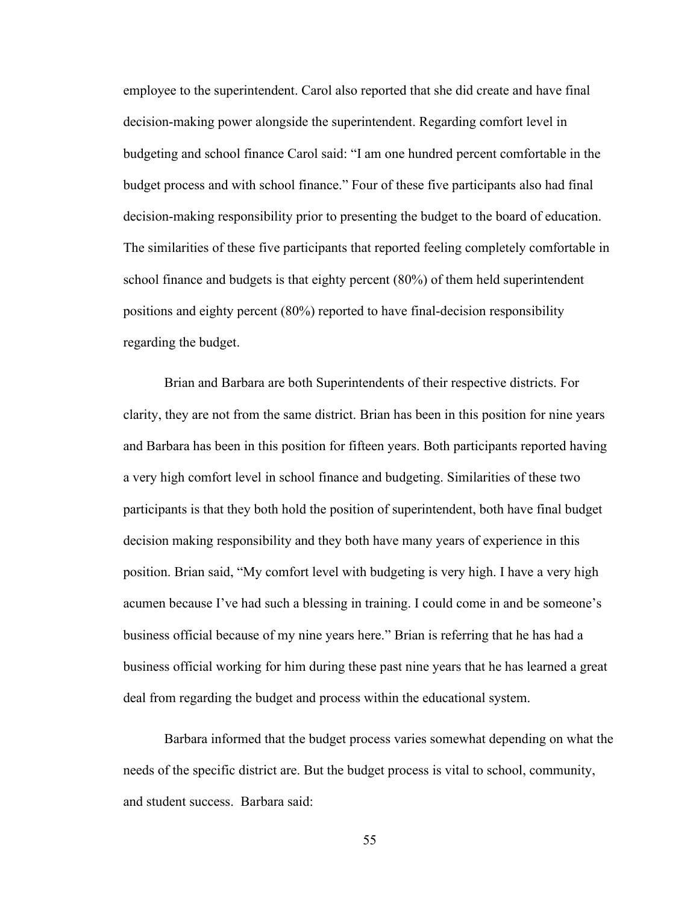employee to the superintendent. Carol also reported that she did create and have final decision-making power alongside the superintendent. Regarding comfort level in budgeting and school finance Carol said: "I am one hundred percent comfortable in the budget process and with school finance." Four of these five participants also had final decision-making responsibility prior to presenting the budget to the board of education. The similarities of these five participants that reported feeling completely comfortable in school finance and budgets is that eighty percent (80%) of them held superintendent positions and eighty percent (80%) reported to have final-decision responsibility regarding the budget.

Brian and Barbara are both Superintendents of their respective districts. For clarity, they are not from the same district. Brian has been in this position for nine years and Barbara has been in this position for fifteen years. Both participants reported having a very high comfort level in school finance and budgeting. Similarities of these two participants is that they both hold the position of superintendent, both have final budget decision making responsibility and they both have many years of experience in this position. Brian said, "My comfort level with budgeting is very high. I have a very high acumen because I've had such a blessing in training. I could come in and be someone's business official because of my nine years here." Brian is referring that he has had a business official working for him during these past nine years that he has learned a great deal from regarding the budget and process within the educational system.

Barbara informed that the budget process varies somewhat depending on what the needs of the specific district are. But the budget process is vital to school, community, and student success. Barbara said: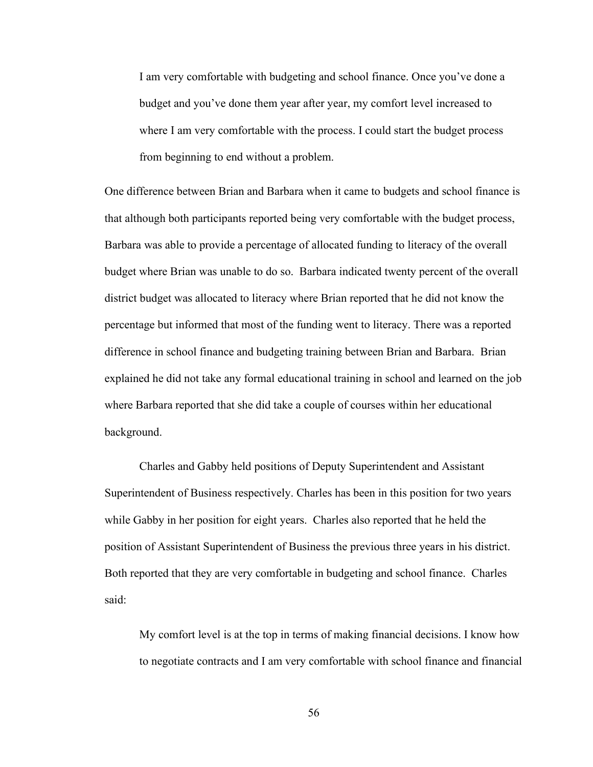> I am very comfortable with budgeting and school finance. Once you've done a budget and you've done them year after year, my comfort level increased to where I am very comfortable with the process. I could start the budget process from beginning to end without a problem.

One difference between Brian and Barbara when it came to budgets and school finance is that although both participants reported being very comfortable with the budget process, Barbara was able to provide a percentage of allocated funding to literacy of the overall budget where Brian was unable to do so. Barbara indicated twenty percent of the overall district budget was allocated to literacy where Brian reported that he did not know the percentage but informed that most of the funding went to literacy. There was a reported difference in school finance and budgeting training between Brian and Barbara. Brian explained he did not take any formal educational training in school and learned on the job where Barbara reported that she did take a couple of courses within her educational background.

Charles and Gabby held positions of Deputy Superintendent and Assistant Superintendent of Business respectively. Charles has been in this position for two years while Gabby in her position for eight years. Charles also reported that he held the position of Assistant Superintendent of Business the previous three years in his district. Both reported that they are very comfortable in budgeting and school finance. Charles said:

> My comfort level is at the top in terms of making financial decisions. I know how to negotiate contracts and I am very comfortable with school finance and financial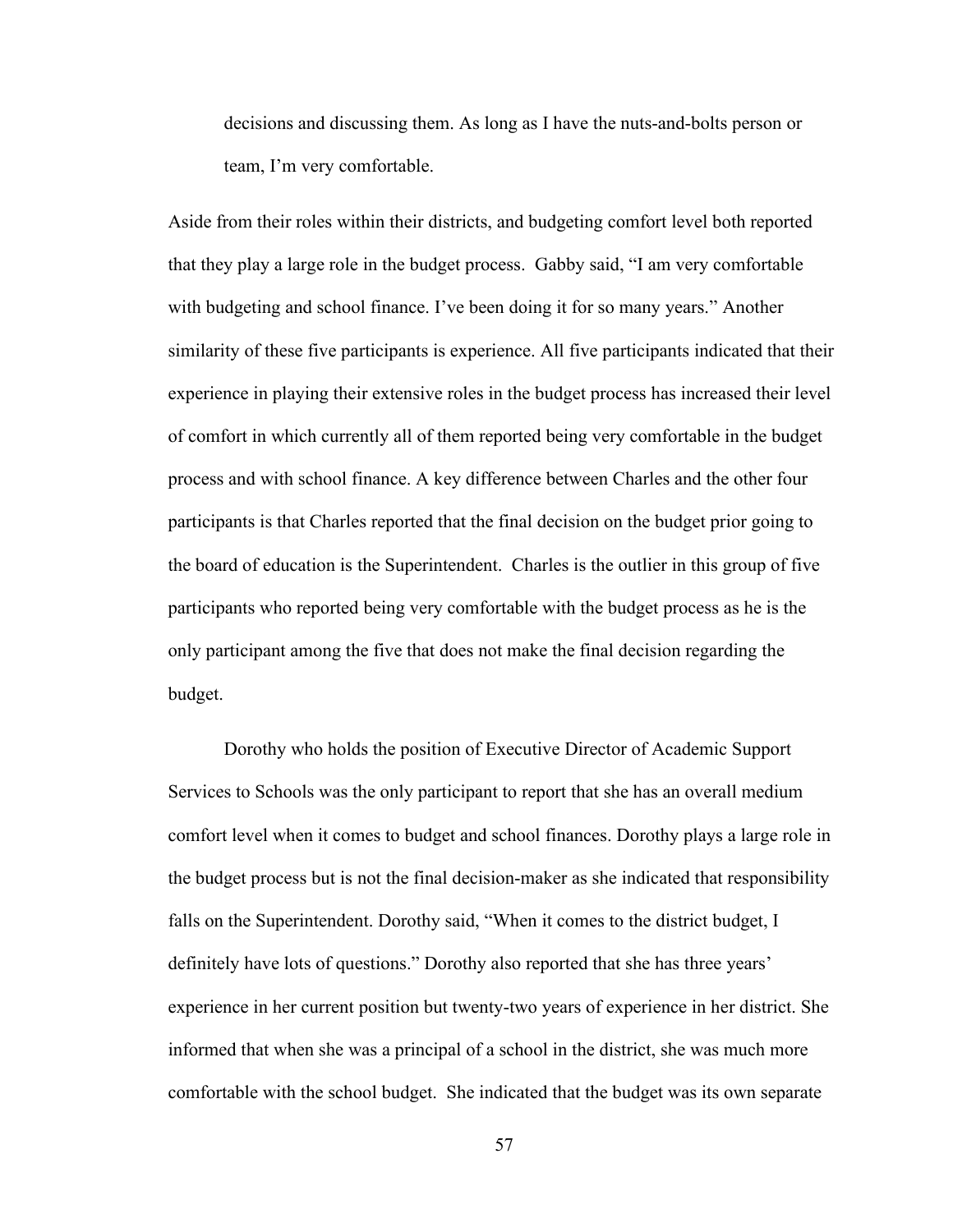> decisions and discussing them. As long as I have the nuts-and-bolts person or team, I'm very comfortable.

Aside from their roles within their districts, and budgeting comfort level both reported that they play a large role in the budget process. Gabby said, "I am very comfortable with budgeting and school finance. I've been doing it for so many years." Another similarity of these five participants is experience. All five participants indicated that their experience in playing their extensive roles in the budget process has increased their level of comfort in which currently all of them reported being very comfortable in the budget process and with school finance. A key difference between Charles and the other four participants is that Charles reported that the final decision on the budget prior going to the board of education is the Superintendent. Charles is the outlier in this group of five participants who reported being very comfortable with the budget process as he is the only participant among the five that does not make the final decision regarding the budget.

Dorothy who holds the position of Executive Director of Academic Support Services to Schools was the only participant to report that she has an overall medium comfort level when it comes to budget and school finances. Dorothy plays a large role in the budget process but is not the final decision-maker as she indicated that responsibility falls on the Superintendent. Dorothy said, "When it comes to the district budget, I definitely have lots of questions." Dorothy also reported that she has three years' experience in her current position but twenty-two years of experience in her district. She informed that when she was a principal of a school in the district, she was much more comfortable with the school budget. She indicated that the budget was its own separate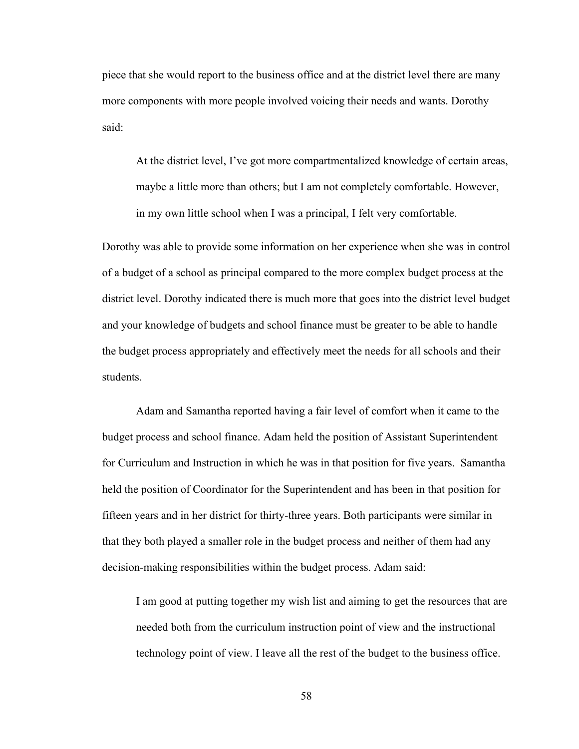piece that she would report to the business office and at the district level there are many more components with more people involved voicing their needs and wants. Dorothy said:

> At the district level, I've got more compartmentalized knowledge of certain areas, maybe a little more than others; but I am not completely comfortable. However, in my own little school when I was a principal, I felt very comfortable.

Dorothy was able to provide some information on her experience when she was in control of a budget of a school as principal compared to the more complex budget process at the district level. Dorothy indicated there is much more that goes into the district level budget and your knowledge of budgets and school finance must be greater to be able to handle the budget process appropriately and effectively meet the needs for all schools and their students.

Adam and Samantha reported having a fair level of comfort when it came to the budget process and school finance. Adam held the position of Assistant Superintendent for Curriculum and Instruction in which he was in that position for five years. Samantha held the position of Coordinator for the Superintendent and has been in that position for fifteen years and in her district for thirty-three years. Both participants were similar in that they both played a smaller role in the budget process and neither of them had any decision-making responsibilities within the budget process. Adam said:

> I am good at putting together my wish list and aiming to get the resources that are needed both from the curriculum instruction point of view and the instructional technology point of view. I leave all the rest of the budget to the business office.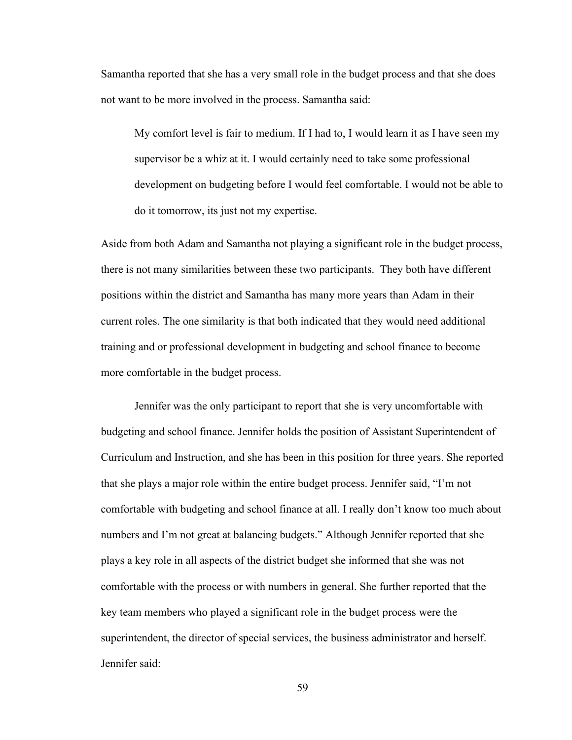Samantha reported that she has a very small role in the budget process and that she does not want to be more involved in the process. Samantha said:

> My comfort level is fair to medium. If I had to, I would learn it as I have seen my supervisor be a whiz at it. I would certainly need to take some professional development on budgeting before I would feel comfortable. I would not be able to do it tomorrow, its just not my expertise.

Aside from both Adam and Samantha not playing a significant role in the budget process, there is not many similarities between these two participants. They both have different positions within the district and Samantha has many more years than Adam in their current roles. The one similarity is that both indicated that they would need additional training and or professional development in budgeting and school finance to become more comfortable in the budget process.

Jennifer was the only participant to report that she is very uncomfortable with budgeting and school finance. Jennifer holds the position of Assistant Superintendent of Curriculum and Instruction, and she has been in this position for three years. She reported that she plays a major role within the entire budget process. Jennifer said, "I'm not comfortable with budgeting and school finance at all. I really don't know too much about numbers and I'm not great at balancing budgets." Although Jennifer reported that she plays a key role in all aspects of the district budget she informed that she was not comfortable with the process or with numbers in general. She further reported that the key team members who played a significant role in the budget process were the superintendent, the director of special services, the business administrator and herself. Jennifer said: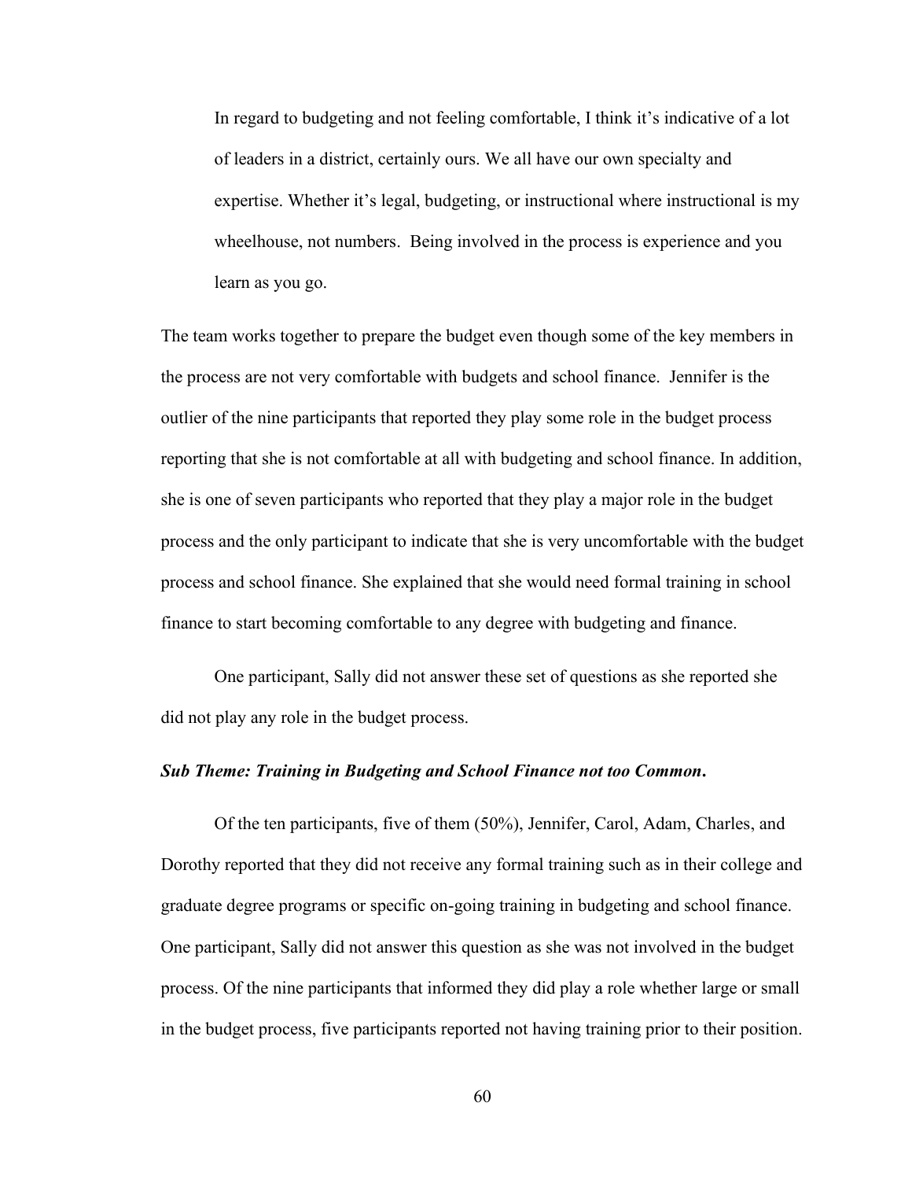> In regard to budgeting and not feeling comfortable, I think it's indicative of a lot of leaders in a district, certainly ours. We all have our own specialty and expertise. Whether it's legal, budgeting, or instructional where instructional is my wheelhouse, not numbers. Being involved in the process is experience and you learn as you go.

The team works together to prepare the budget even though some of the key members in the process are not very comfortable with budgets and school finance. Jennifer is the outlier of the nine participants that reported they play some role in the budget process reporting that she is not comfortable at all with budgeting and school finance. In addition, she is one of seven participants who reported that they play a major role in the budget process and the only participant to indicate that she is very uncomfortable with the budget process and school finance. She explained that she would need formal training in school finance to start becoming comfortable to any degree with budgeting and finance.

One participant, Sally did not answer these set of questions as she reported she did not play any role in the budget process.

***Sub Theme: Training in Budgeting and School Finance not too Common*.**

Of the ten participants, five of them (50%), Jennifer, Carol, Adam, Charles, and Dorothy reported that they did not receive any formal training such as in their college and graduate degree programs or specific on-going training in budgeting and school finance. One participant, Sally did not answer this question as she was not involved in the budget process. Of the nine participants that informed they did play a role whether large or small in the budget process, five participants reported not having training prior to their position.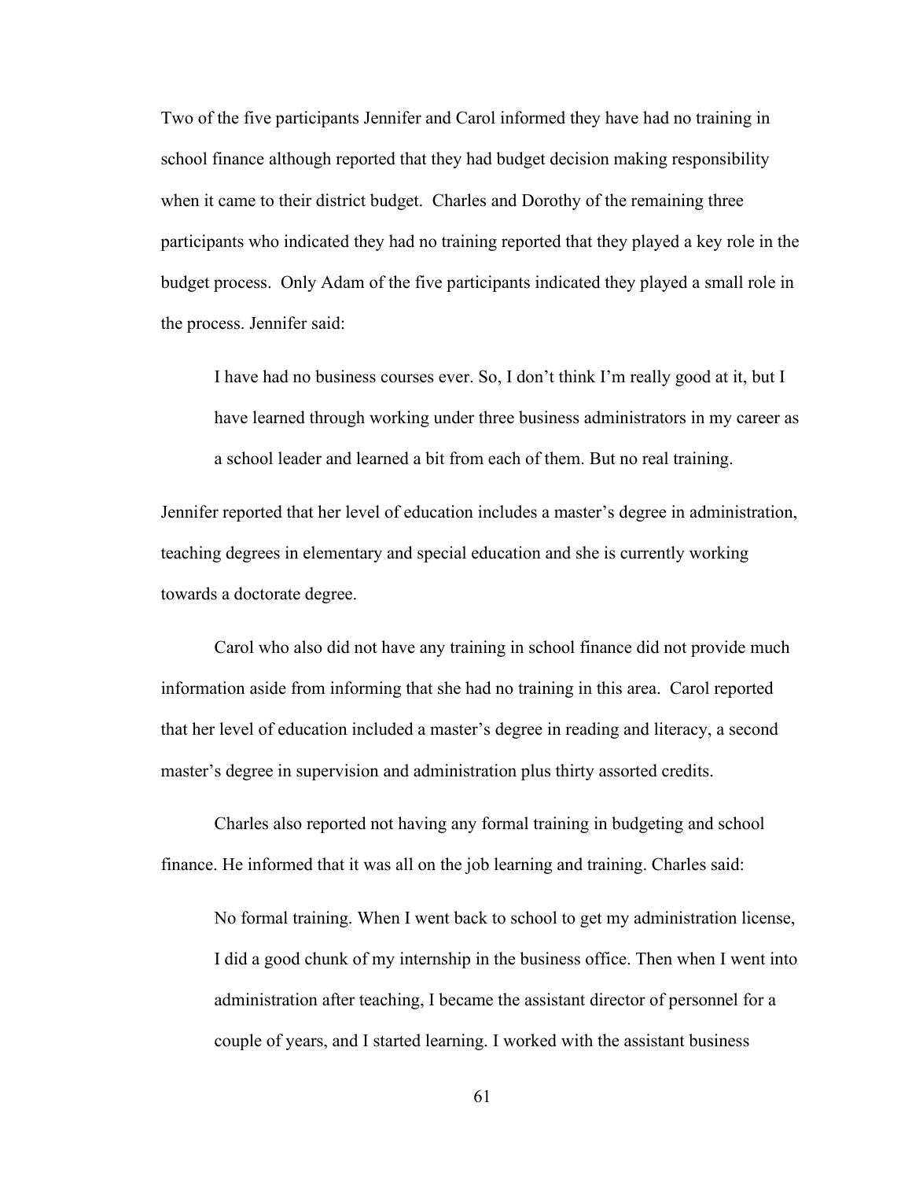Two of the five participants Jennifer and Carol informed they have had no training in school finance although reported that they had budget decision making responsibility when it came to their district budget. Charles and Dorothy of the remaining three participants who indicated they had no training reported that they played a key role in the budget process. Only Adam of the five participants indicated they played a small role in the process. Jennifer said:

> I have had no business courses ever. So, I don't think I'm really good at it, but I have learned through working under three business administrators in my career as a school leader and learned a bit from each of them. But no real training.

Jennifer reported that her level of education includes a master's degree in administration, teaching degrees in elementary and special education and she is currently working towards a doctorate degree.

Carol who also did not have any training in school finance did not provide much information aside from informing that she had no training in this area. Carol reported that her level of education included a master's degree in reading and literacy, a second master's degree in supervision and administration plus thirty assorted credits.

Charles also reported not having any formal training in budgeting and school finance. He informed that it was all on the job learning and training. Charles said:

> No formal training. When I went back to school to get my administration license, I did a good chunk of my internship in the business office. Then when I went into administration after teaching, I became the assistant director of personnel for a couple of years, and I started learning. I worked with the assistant business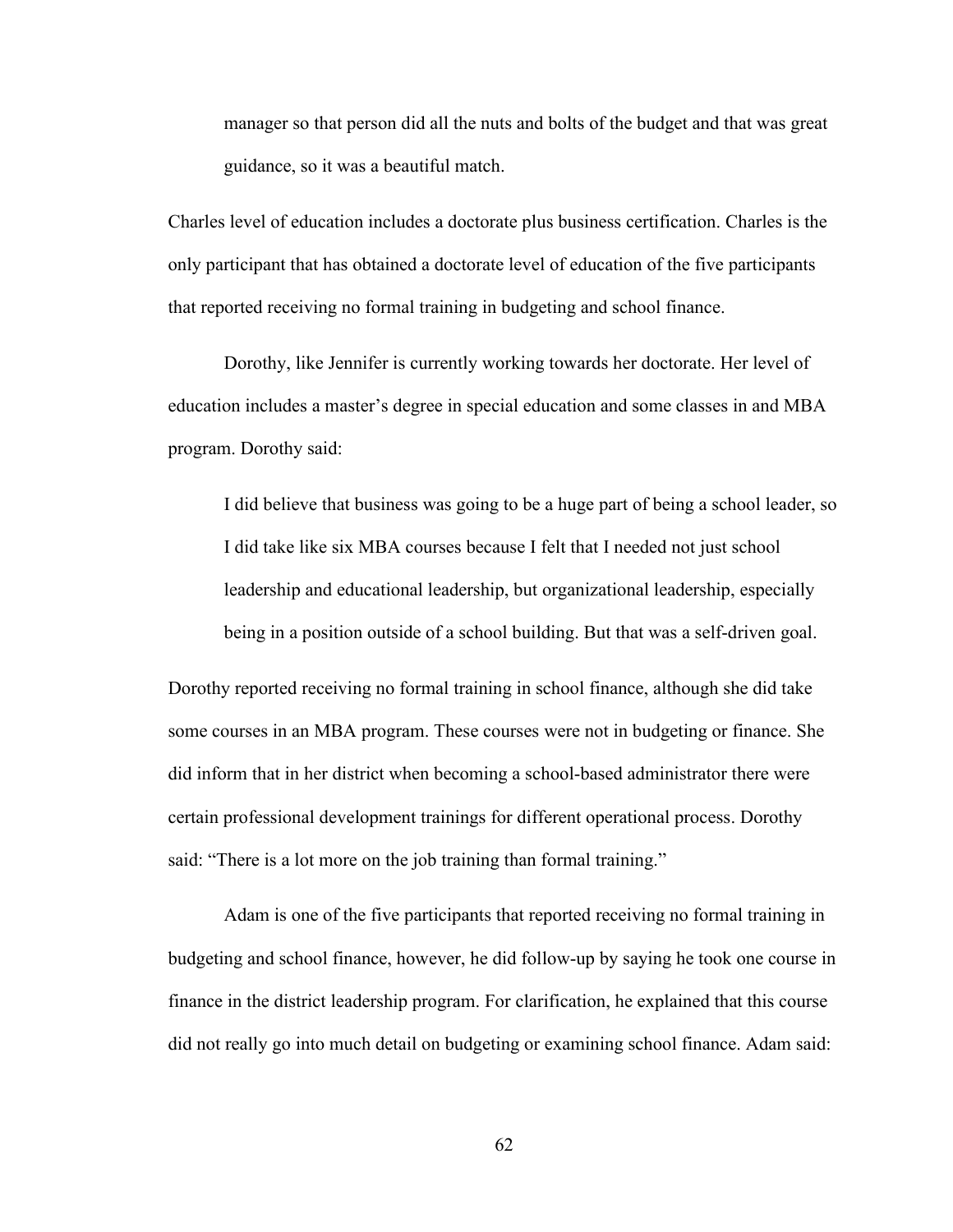> manager so that person did all the nuts and bolts of the budget and that was great guidance, so it was a beautiful match.

Charles level of education includes a doctorate plus business certification. Charles is the only participant that has obtained a doctorate level of education of the five participants that reported receiving no formal training in budgeting and school finance.

Dorothy, like Jennifer is currently working towards her doctorate. Her level of education includes a master's degree in special education and some classes in and MBA program. Dorothy said:

> I did believe that business was going to be a huge part of being a school leader, so I did take like six MBA courses because I felt that I needed not just school leadership and educational leadership, but organizational leadership, especially being in a position outside of a school building. But that was a self-driven goal.

Dorothy reported receiving no formal training in school finance, although she did take some courses in an MBA program. These courses were not in budgeting or finance. She did inform that in her district when becoming a school-based administrator there were certain professional development trainings for different operational process. Dorothy said: "There is a lot more on the job training than formal training."

Adam is one of the five participants that reported receiving no formal training in budgeting and school finance, however, he did follow-up by saying he took one course in finance in the district leadership program. For clarification, he explained that this course did not really go into much detail on budgeting or examining school finance. Adam said: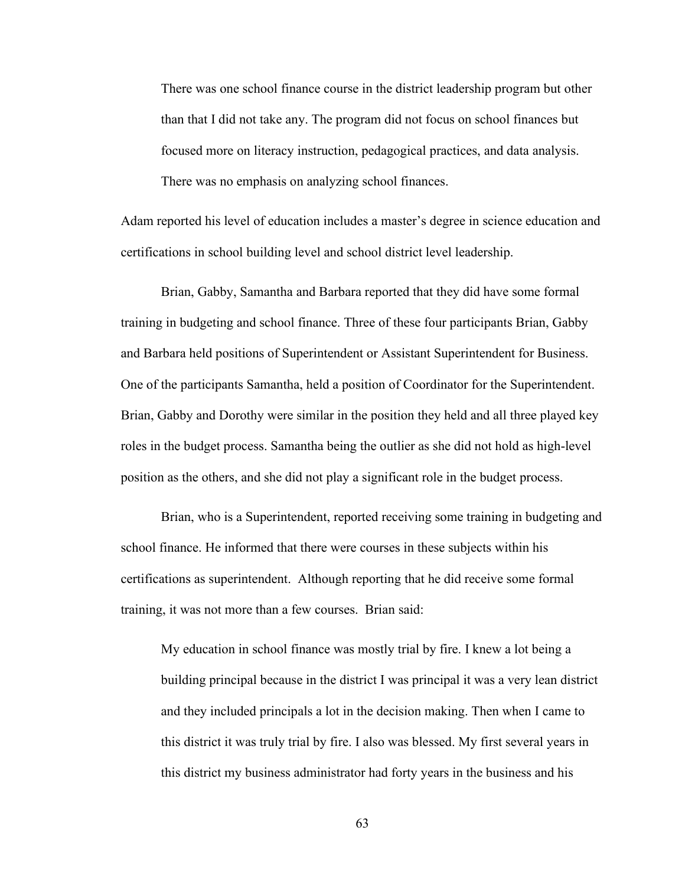> There was one school finance course in the district leadership program but other than that I did not take any. The program did not focus on school finances but focused more on literacy instruction, pedagogical practices, and data analysis. There was no emphasis on analyzing school finances.

Adam reported his level of education includes a master's degree in science education and certifications in school building level and school district level leadership.

Brian, Gabby, Samantha and Barbara reported that they did have some formal training in budgeting and school finance. Three of these four participants Brian, Gabby and Barbara held positions of Superintendent or Assistant Superintendent for Business. One of the participants Samantha, held a position of Coordinator for the Superintendent. Brian, Gabby and Dorothy were similar in the position they held and all three played key roles in the budget process. Samantha being the outlier as she did not hold as high-level position as the others, and she did not play a significant role in the budget process.

Brian, who is a Superintendent, reported receiving some training in budgeting and school finance. He informed that there were courses in these subjects within his certifications as superintendent. Although reporting that he did receive some formal training, it was not more than a few courses. Brian said:

> My education in school finance was mostly trial by fire. I knew a lot being a building principal because in the district I was principal it was a very lean district and they included principals a lot in the decision making. Then when I came to this district it was truly trial by fire. I also was blessed. My first several years in this district my business administrator had forty years in the business and his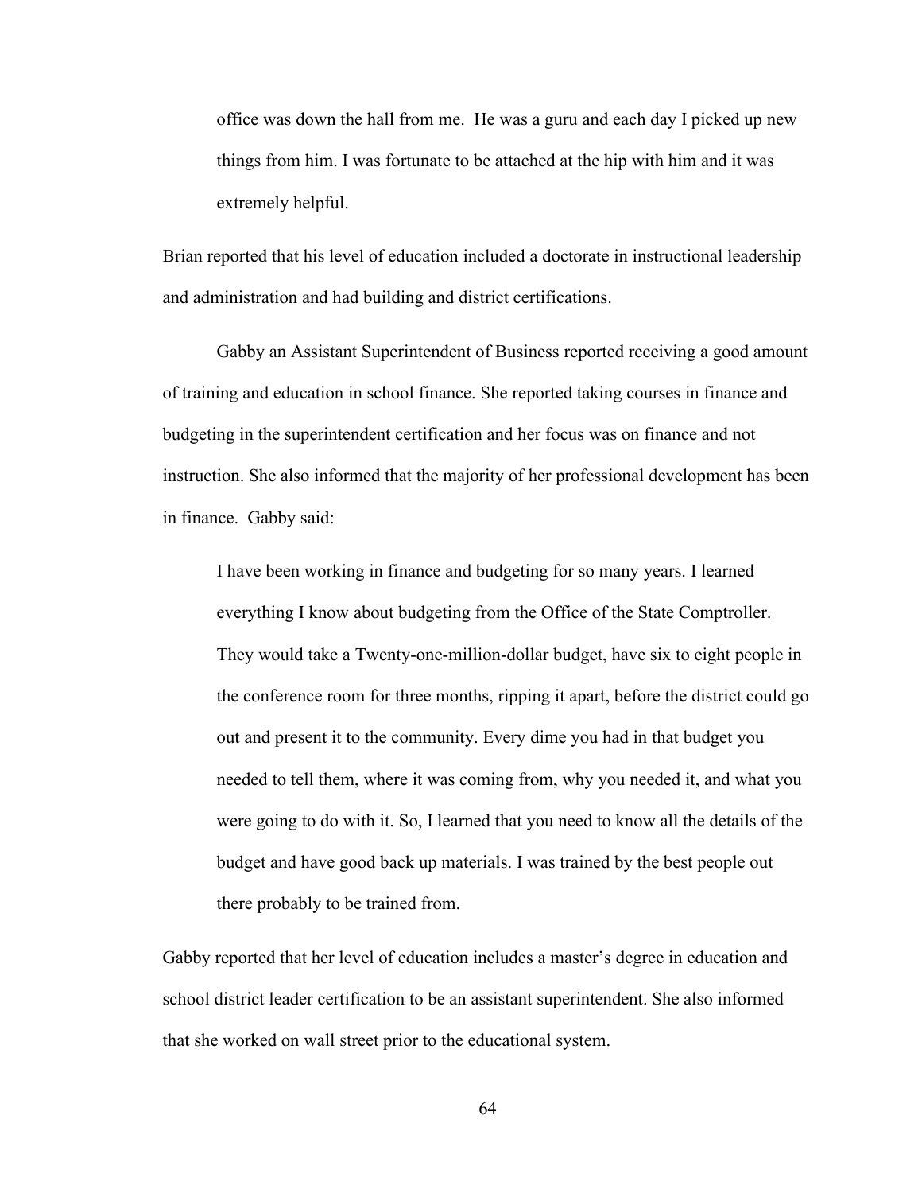> office was down the hall from me. He was a guru and each day I picked up new things from him. I was fortunate to be attached at the hip with him and it was extremely helpful.

Brian reported that his level of education included a doctorate in instructional leadership and administration and had building and district certifications.

Gabby an Assistant Superintendent of Business reported receiving a good amount of training and education in school finance. She reported taking courses in finance and budgeting in the superintendent certification and her focus was on finance and not instruction. She also informed that the majority of her professional development has been in finance. Gabby said:

> I have been working in finance and budgeting for so many years. I learned everything I know about budgeting from the Office of the State Comptroller. They would take a Twenty-one-million-dollar budget, have six to eight people in the conference room for three months, ripping it apart, before the district could go out and present it to the community. Every dime you had in that budget you needed to tell them, where it was coming from, why you needed it, and what you were going to do with it. So, I learned that you need to know all the details of the budget and have good back up materials. I was trained by the best people out there probably to be trained from.

Gabby reported that her level of education includes a master's degree in education and school district leader certification to be an assistant superintendent. She also informed that she worked on wall street prior to the educational system.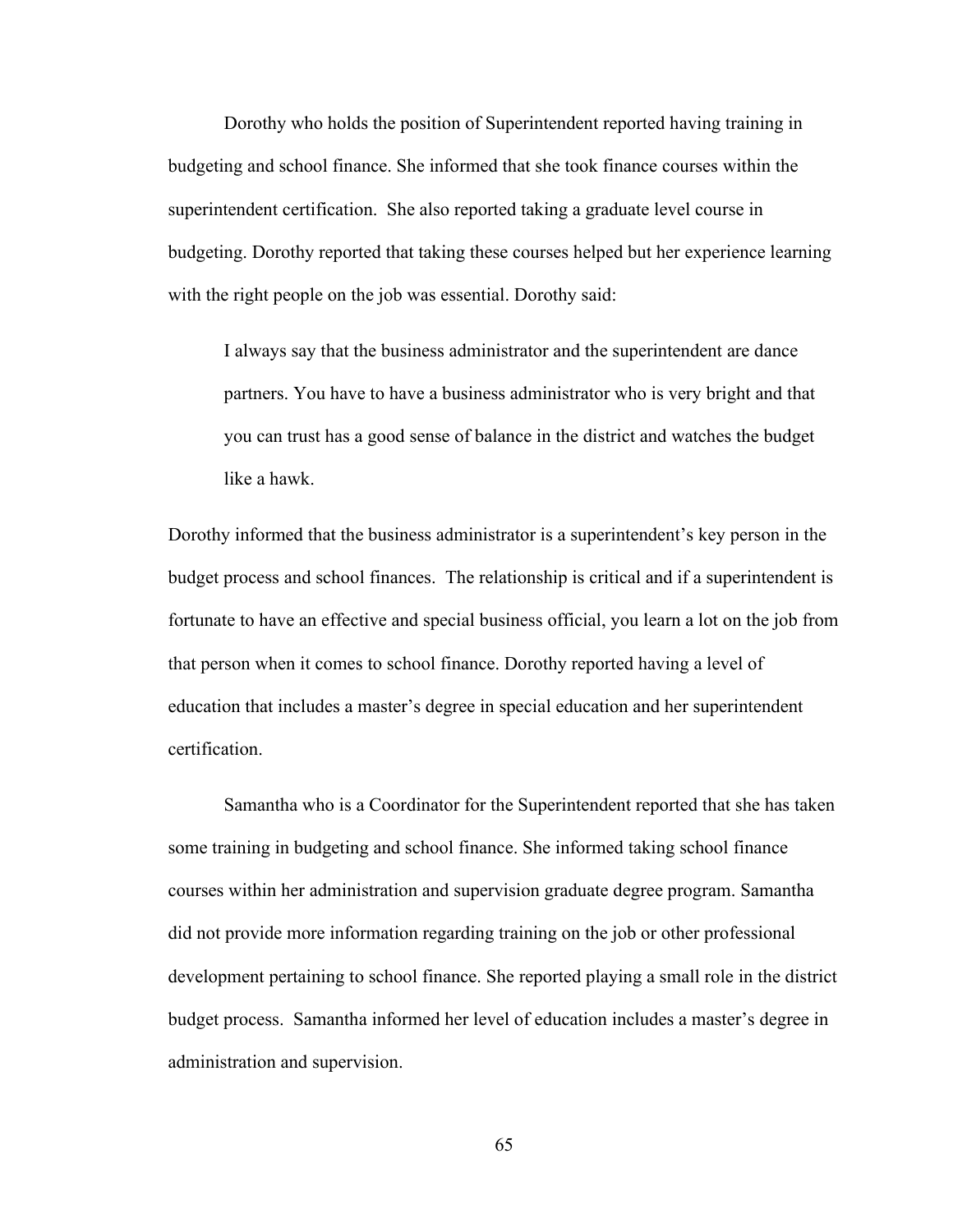Dorothy who holds the position of Superintendent reported having training in budgeting and school finance. She informed that she took finance courses within the superintendent certification.  She also reported taking a graduate level course in budgeting. Dorothy reported that taking these courses helped but her experience learning with the right people on the job was essential. Dorothy said:

> I always say that the business administrator and the superintendent are dance partners. You have to have a business administrator who is very bright and that you can trust has a good sense of balance in the district and watches the budget like a hawk.

Dorothy informed that the business administrator is a superintendent's key person in the budget process and school finances.  The relationship is critical and if a superintendent is fortunate to have an effective and special business official, you learn a lot on the job from that person when it comes to school finance. Dorothy reported having a level of education that includes a master's degree in special education and her superintendent certification.

Samantha who is a Coordinator for the Superintendent reported that she has taken some training in budgeting and school finance. She informed taking school finance courses within her administration and supervision graduate degree program. Samantha did not provide more information regarding training on the job or other professional development pertaining to school finance. She reported playing a small role in the district budget process.  Samantha informed her level of education includes a master's degree in administration and supervision.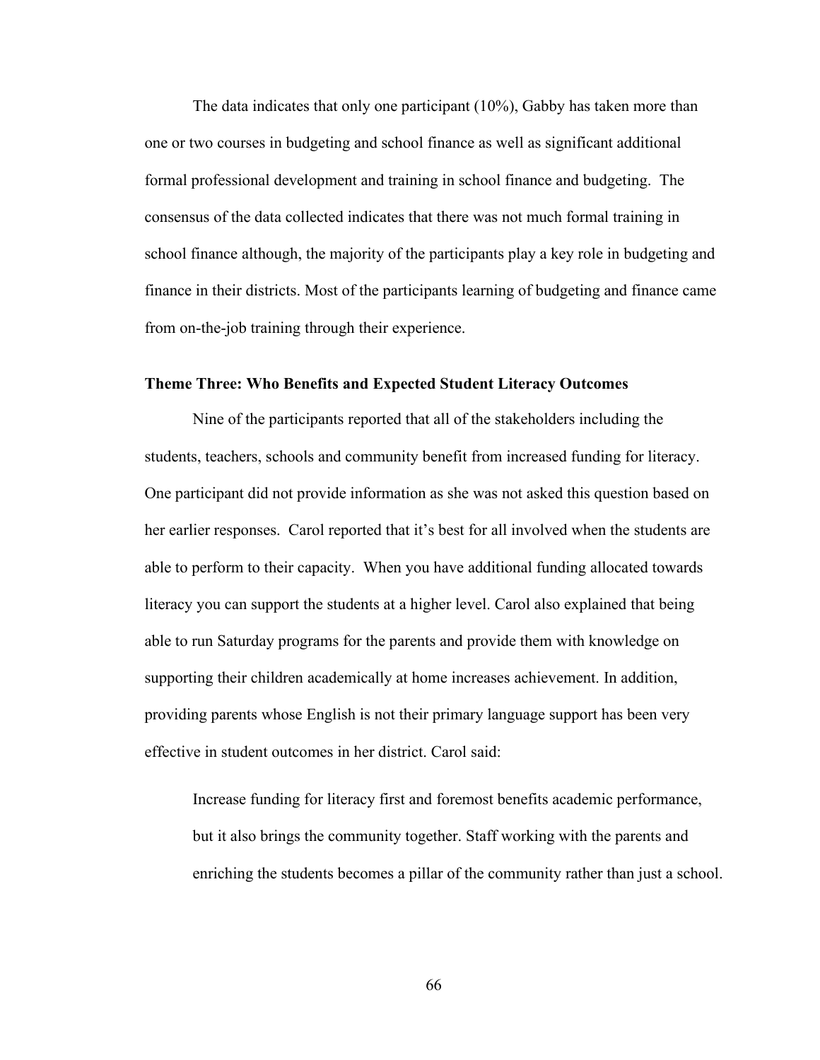The data indicates that only one participant (10%), Gabby has taken more than one or two courses in budgeting and school finance as well as significant additional formal professional development and training in school finance and budgeting. The consensus of the data collected indicates that there was not much formal training in school finance although, the majority of the participants play a key role in budgeting and finance in their districts. Most of the participants learning of budgeting and finance came from on-the-job training through their experience.

### Theme Three: Who Benefits and Expected Student Literacy Outcomes

Nine of the participants reported that all of the stakeholders including the students, teachers, schools and community benefit from increased funding for literacy. One participant did not provide information as she was not asked this question based on her earlier responses. Carol reported that it's best for all involved when the students are able to perform to their capacity. When you have additional funding allocated towards literacy you can support the students at a higher level. Carol also explained that being able to run Saturday programs for the parents and provide them with knowledge on supporting their children academically at home increases achievement. In addition, providing parents whose English is not their primary language support has been very effective in student outcomes in her district. Carol said:

> Increase funding for literacy first and foremost benefits academic performance, but it also brings the community together. Staff working with the parents and enriching the students becomes a pillar of the community rather than just a school.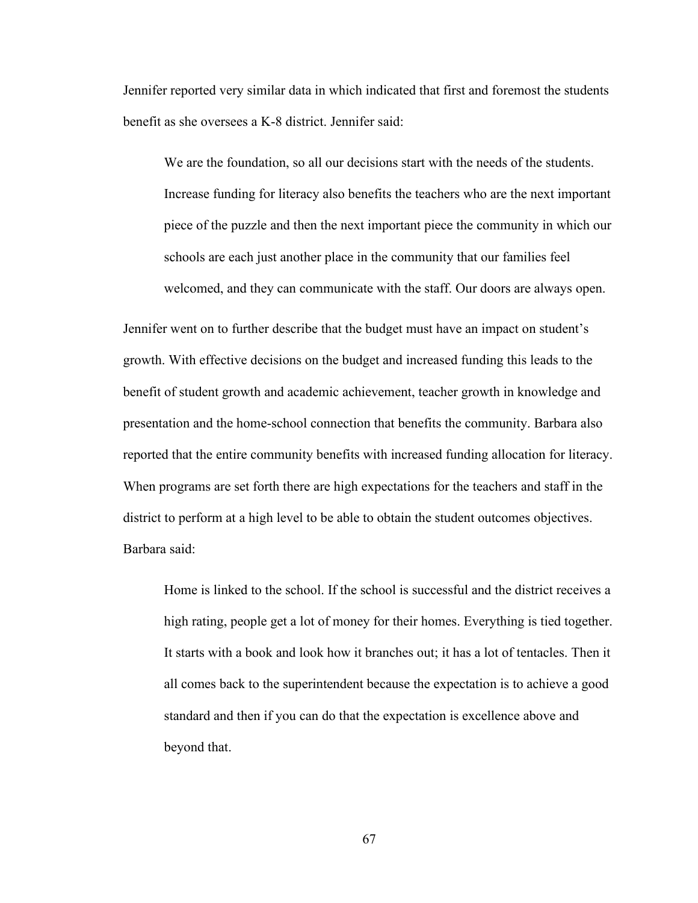Jennifer reported very similar data in which indicated that first and foremost the students benefit as she oversees a K-8 district. Jennifer said:

> We are the foundation, so all our decisions start with the needs of the students. Increase funding for literacy also benefits the teachers who are the next important piece of the puzzle and then the next important piece the community in which our schools are each just another place in the community that our families feel welcomed, and they can communicate with the staff. Our doors are always open.

Jennifer went on to further describe that the budget must have an impact on student's growth. With effective decisions on the budget and increased funding this leads to the benefit of student growth and academic achievement, teacher growth in knowledge and presentation and the home-school connection that benefits the community. Barbara also reported that the entire community benefits with increased funding allocation for literacy. When programs are set forth there are high expectations for the teachers and staff in the district to perform at a high level to be able to obtain the student outcomes objectives. Barbara said:

> Home is linked to the school. If the school is successful and the district receives a high rating, people get a lot of money for their homes. Everything is tied together. It starts with a book and look how it branches out; it has a lot of tentacles. Then it all comes back to the superintendent because the expectation is to achieve a good standard and then if you can do that the expectation is excellence above and beyond that.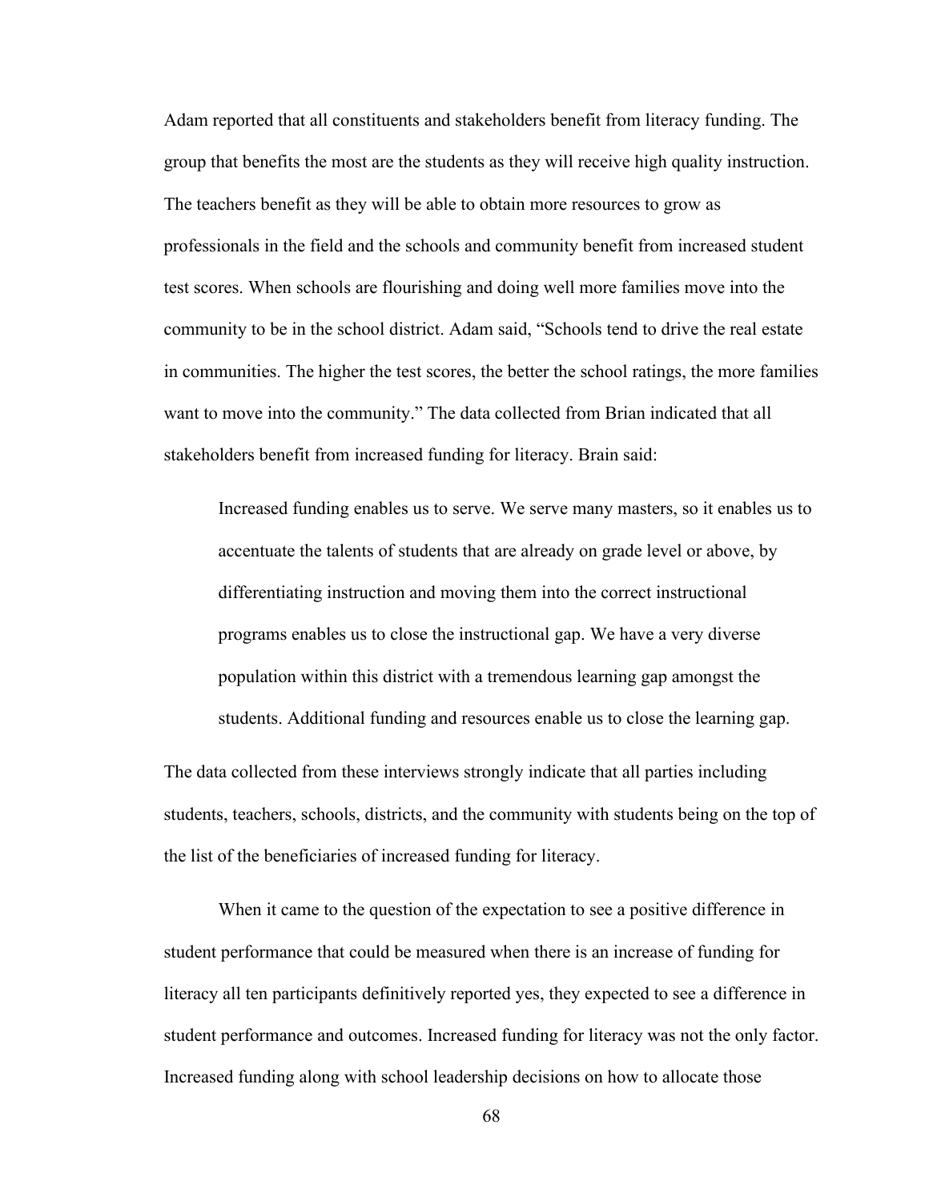Adam reported that all constituents and stakeholders benefit from literacy funding. The group that benefits the most are the students as they will receive high quality instruction. The teachers benefit as they will be able to obtain more resources to grow as professionals in the field and the schools and community benefit from increased student test scores. When schools are flourishing and doing well more families move into the community to be in the school district. Adam said, "Schools tend to drive the real estate in communities. The higher the test scores, the better the school ratings, the more families want to move into the community." The data collected from Brian indicated that all stakeholders benefit from increased funding for literacy. Brain said:

> Increased funding enables us to serve. We serve many masters, so it enables us to accentuate the talents of students that are already on grade level or above, by differentiating instruction and moving them into the correct instructional programs enables us to close the instructional gap. We have a very diverse population within this district with a tremendous learning gap amongst the students. Additional funding and resources enable us to close the learning gap.

The data collected from these interviews strongly indicate that all parties including students, teachers, schools, districts, and the community with students being on the top of the list of the beneficiaries of increased funding for literacy.

When it came to the question of the expectation to see a positive difference in student performance that could be measured when there is an increase of funding for literacy all ten participants definitively reported yes, they expected to see a difference in student performance and outcomes. Increased funding for literacy was not the only factor. Increased funding along with school leadership decisions on how to allocate those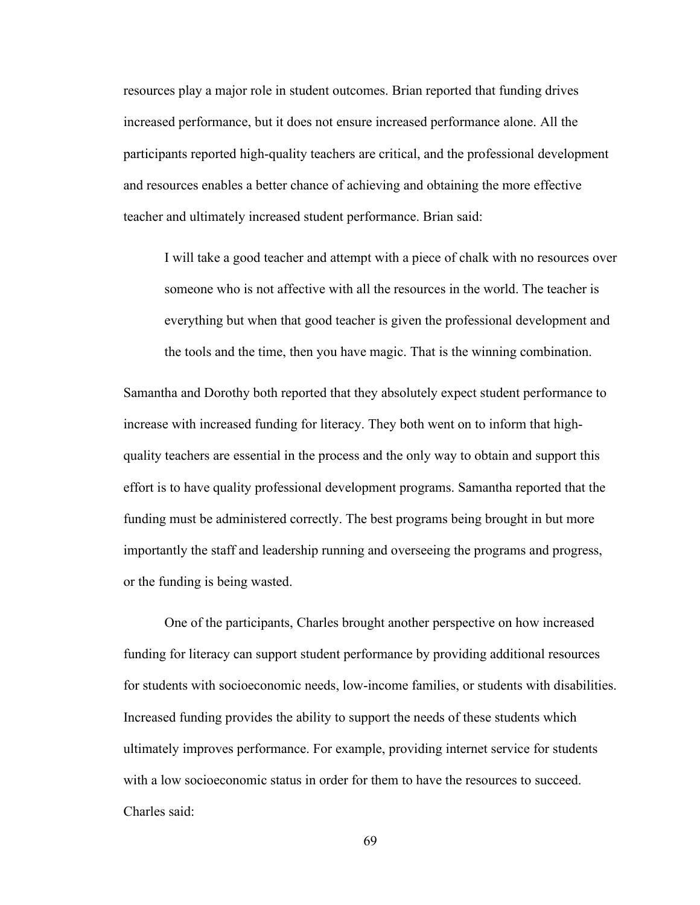resources play a major role in student outcomes. Brian reported that funding drives increased performance, but it does not ensure increased performance alone. All the participants reported high-quality teachers are critical, and the professional development and resources enables a better chance of achieving and obtaining the more effective teacher and ultimately increased student performance. Brian said:

> I will take a good teacher and attempt with a piece of chalk with no resources over someone who is not affective with all the resources in the world. The teacher is everything but when that good teacher is given the professional development and the tools and the time, then you have magic. That is the winning combination.

Samantha and Dorothy both reported that they absolutely expect student performance to increase with increased funding for literacy. They both went on to inform that high-quality teachers are essential in the process and the only way to obtain and support this effort is to have quality professional development programs. Samantha reported that the funding must be administered correctly. The best programs being brought in but more importantly the staff and leadership running and overseeing the programs and progress, or the funding is being wasted.

One of the participants, Charles brought another perspective on how increased funding for literacy can support student performance by providing additional resources for students with socioeconomic needs, low-income families, or students with disabilities. Increased funding provides the ability to support the needs of these students which ultimately improves performance. For example, providing internet service for students with a low socioeconomic status in order for them to have the resources to succeed. Charles said: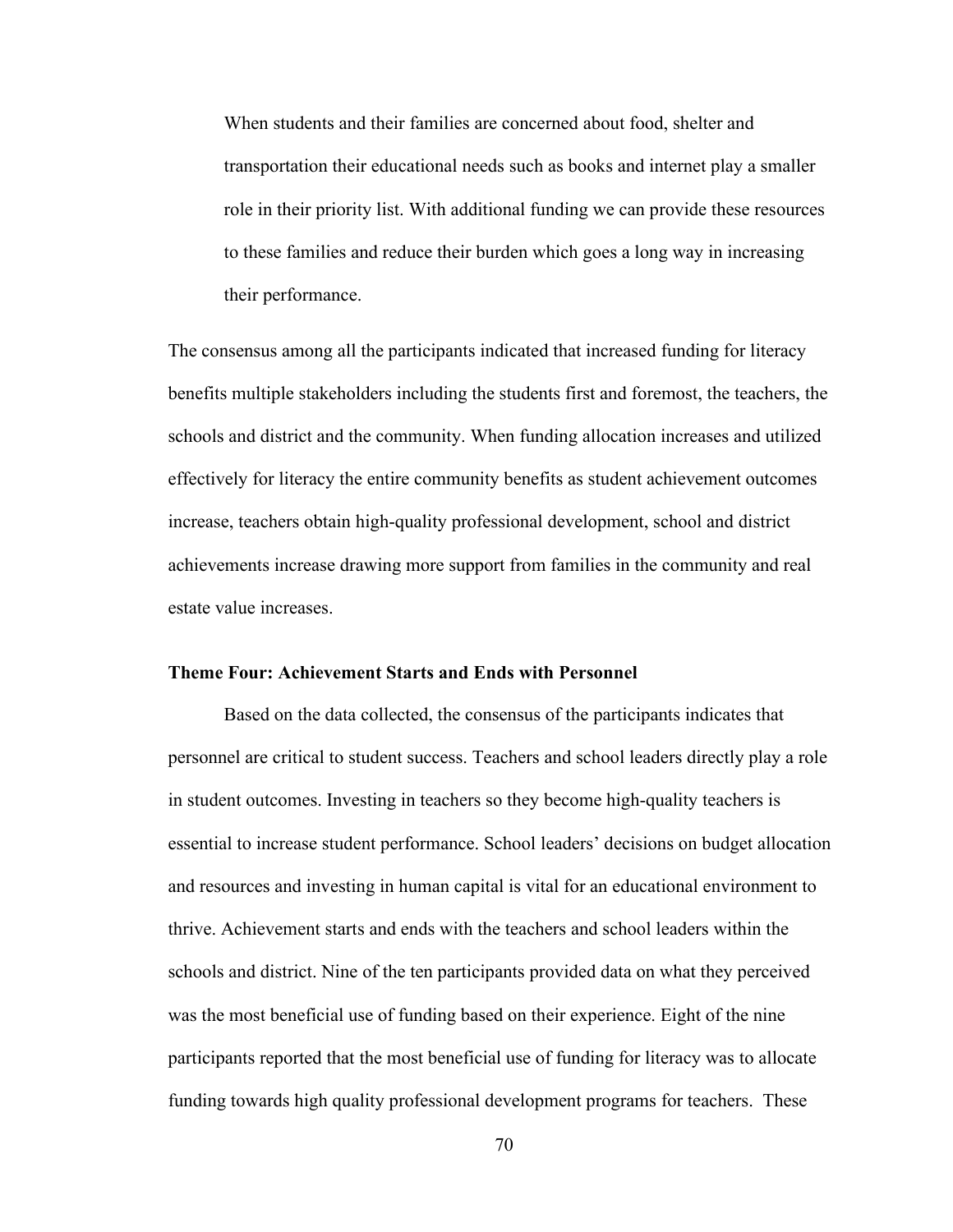> When students and their families are concerned about food, shelter and transportation their educational needs such as books and internet play a smaller role in their priority list. With additional funding we can provide these resources to these families and reduce their burden which goes a long way in increasing their performance.

The consensus among all the participants indicated that increased funding for literacy benefits multiple stakeholders including the students first and foremost, the teachers, the schools and district and the community. When funding allocation increases and utilized effectively for literacy the entire community benefits as student achievement outcomes increase, teachers obtain high-quality professional development, school and district achievements increase drawing more support from families in the community and real estate value increases.

**Theme Four: Achievement Starts and Ends with Personnel**

Based on the data collected, the consensus of the participants indicates that personnel are critical to student success. Teachers and school leaders directly play a role in student outcomes. Investing in teachers so they become high-quality teachers is essential to increase student performance. School leaders' decisions on budget allocation and resources and investing in human capital is vital for an educational environment to thrive. Achievement starts and ends with the teachers and school leaders within the schools and district. Nine of the ten participants provided data on what they perceived was the most beneficial use of funding based on their experience. Eight of the nine participants reported that the most beneficial use of funding for literacy was to allocate funding towards high quality professional development programs for teachers. These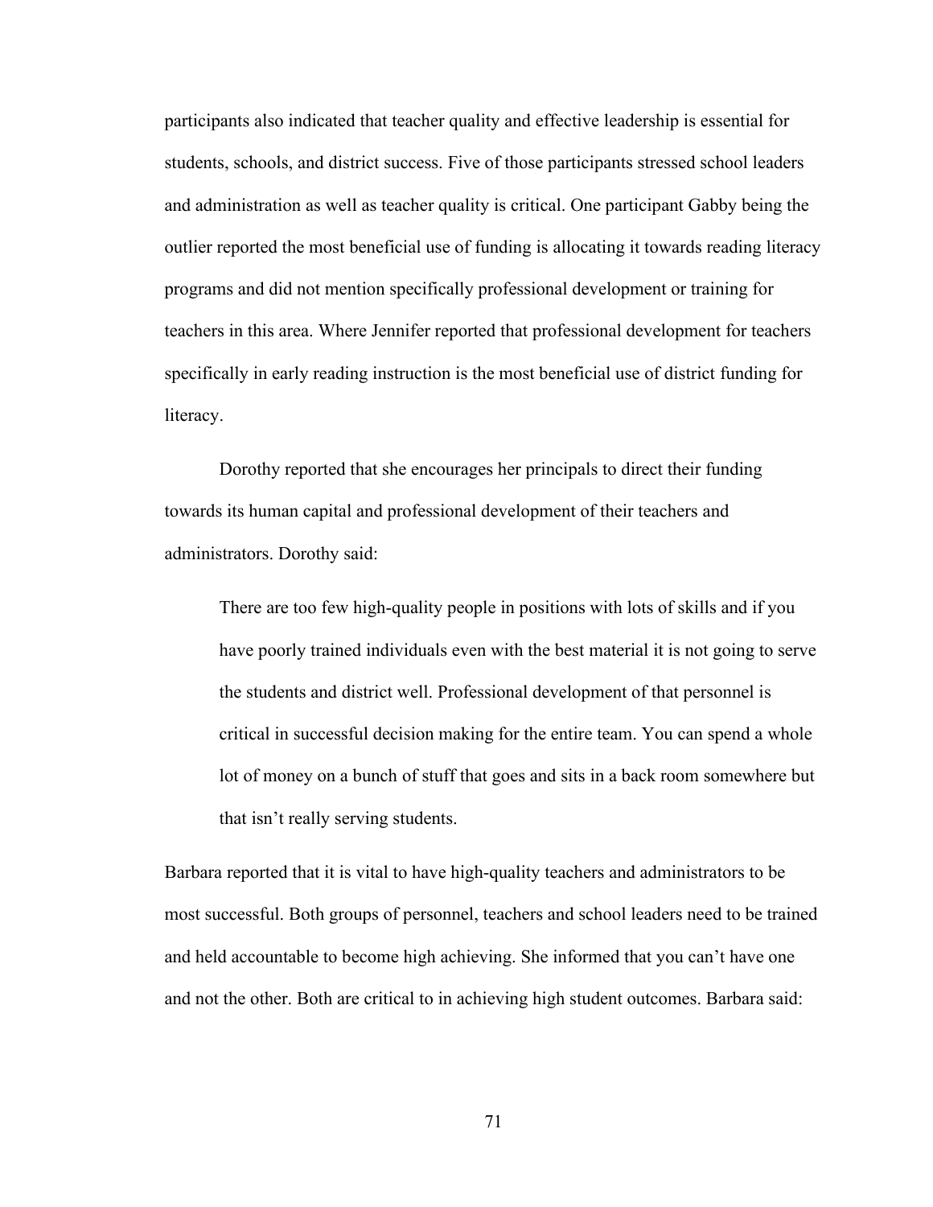participants also indicated that teacher quality and effective leadership is essential for students, schools, and district success. Five of those participants stressed school leaders and administration as well as teacher quality is critical. One participant Gabby being the outlier reported the most beneficial use of funding is allocating it towards reading literacy programs and did not mention specifically professional development or training for teachers in this area. Where Jennifer reported that professional development for teachers specifically in early reading instruction is the most beneficial use of district funding for literacy.

Dorothy reported that she encourages her principals to direct their funding towards its human capital and professional development of their teachers and administrators. Dorothy said:

> There are too few high-quality people in positions with lots of skills and if you have poorly trained individuals even with the best material it is not going to serve the students and district well. Professional development of that personnel is critical in successful decision making for the entire team. You can spend a whole lot of money on a bunch of stuff that goes and sits in a back room somewhere but that isn't really serving students.

Barbara reported that it is vital to have high-quality teachers and administrators to be most successful. Both groups of personnel, teachers and school leaders need to be trained and held accountable to become high achieving. She informed that you can't have one and not the other. Both are critical to in achieving high student outcomes. Barbara said: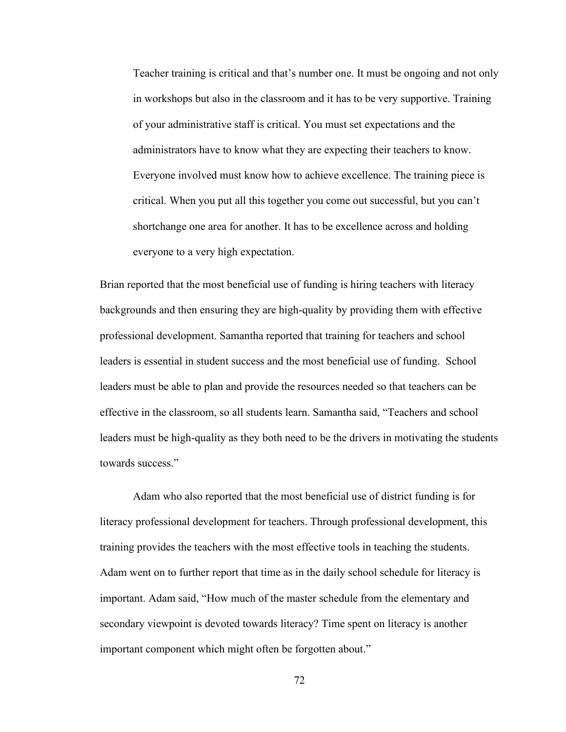> Teacher training is critical and that's number one. It must be ongoing and not only in workshops but also in the classroom and it has to be very supportive. Training of your administrative staff is critical. You must set expectations and the administrators have to know what they are expecting their teachers to know. Everyone involved must know how to achieve excellence. The training piece is critical. When you put all this together you come out successful, but you can't shortchange one area for another. It has to be excellence across and holding everyone to a very high expectation.

Brian reported that the most beneficial use of funding is hiring teachers with literacy backgrounds and then ensuring they are high-quality by providing them with effective professional development. Samantha reported that training for teachers and school leaders is essential in student success and the most beneficial use of funding. School leaders must be able to plan and provide the resources needed so that teachers can be effective in the classroom, so all students learn. Samantha said, "Teachers and school leaders must be high-quality as they both need to be the drivers in motivating the students towards success."

Adam who also reported that the most beneficial use of district funding is for literacy professional development for teachers. Through professional development, this training provides the teachers with the most effective tools in teaching the students. Adam went on to further report that time as in the daily school schedule for literacy is important. Adam said, "How much of the master schedule from the elementary and secondary viewpoint is devoted towards literacy? Time spent on literacy is another important component which might often be forgotten about."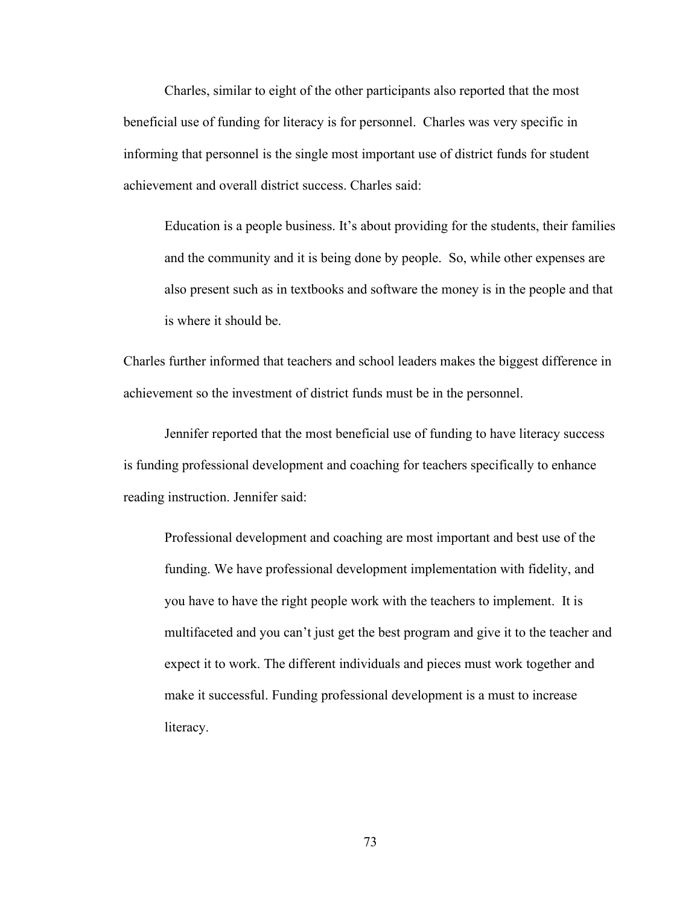Charles, similar to eight of the other participants also reported that the most beneficial use of funding for literacy is for personnel. Charles was very specific in informing that personnel is the single most important use of district funds for student achievement and overall district success. Charles said:

> Education is a people business. It's about providing for the students, their families and the community and it is being done by people. So, while other expenses are also present such as in textbooks and software the money is in the people and that is where it should be.

Charles further informed that teachers and school leaders makes the biggest difference in achievement so the investment of district funds must be in the personnel.

Jennifer reported that the most beneficial use of funding to have literacy success is funding professional development and coaching for teachers specifically to enhance reading instruction. Jennifer said:

> Professional development and coaching are most important and best use of the funding. We have professional development implementation with fidelity, and you have to have the right people work with the teachers to implement. It is multifaceted and you can't just get the best program and give it to the teacher and expect it to work. The different individuals and pieces must work together and make it successful. Funding professional development is a must to increase literacy.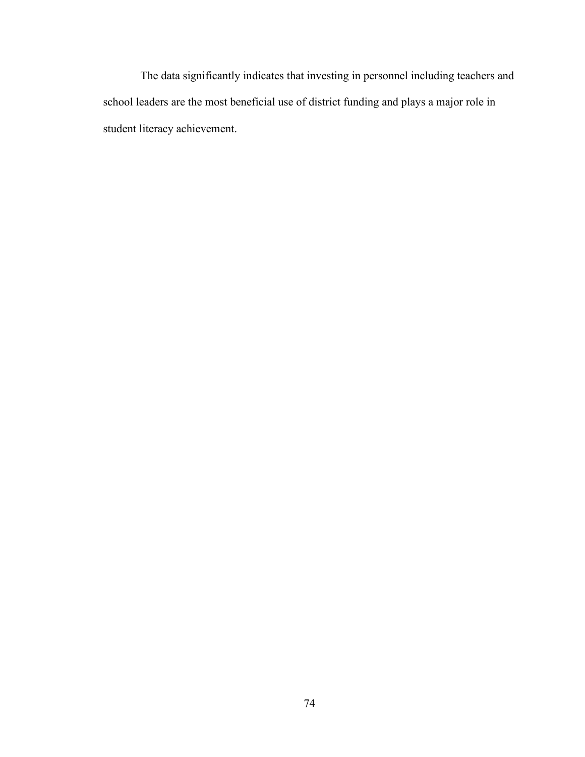The data significantly indicates that investing in personnel including teachers and school leaders are the most beneficial use of district funding and plays a major role in student literacy achievement.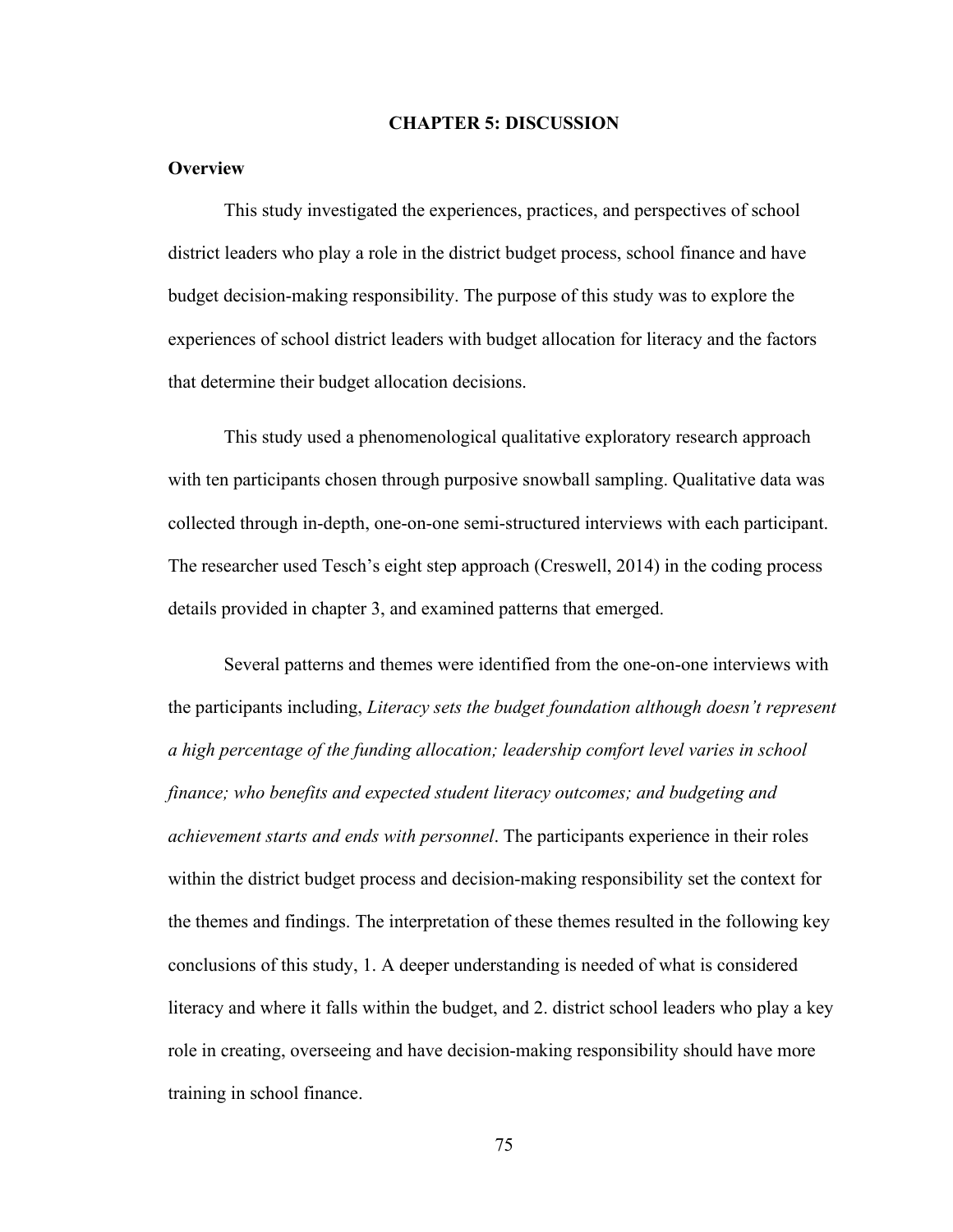# CHAPTER 5: DISCUSSION

## Overview

This study investigated the experiences, practices, and perspectives of school district leaders who play a role in the district budget process, school finance and have budget decision-making responsibility. The purpose of this study was to explore the experiences of school district leaders with budget allocation for literacy and the factors that determine their budget allocation decisions.

This study used a phenomenological qualitative exploratory research approach with ten participants chosen through purposive snowball sampling. Qualitative data was collected through in-depth, one-on-one semi-structured interviews with each participant. The researcher used Tesch's eight step approach (Creswell, 2014) in the coding process details provided in chapter 3, and examined patterns that emerged.

Several patterns and themes were identified from the one-on-one interviews with the participants including, *Literacy sets the budget foundation although doesn't represent a high percentage of the funding allocation; leadership comfort level varies in school finance; who benefits and expected student literacy outcomes; and budgeting and achievement starts and ends with personnel*. The participants experience in their roles within the district budget process and decision-making responsibility set the context for the themes and findings. The interpretation of these themes resulted in the following key conclusions of this study, 1. A deeper understanding is needed of what is considered literacy and where it falls within the budget, and 2. district school leaders who play a key role in creating, overseeing and have decision-making responsibility should have more training in school finance.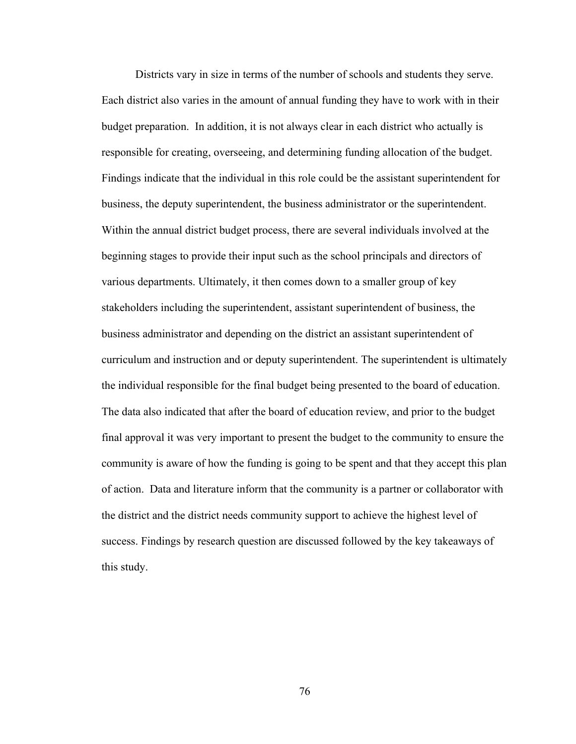Districts vary in size in terms of the number of schools and students they serve. Each district also varies in the amount of annual funding they have to work with in their budget preparation.  In addition, it is not always clear in each district who actually is responsible for creating, overseeing, and determining funding allocation of the budget. Findings indicate that the individual in this role could be the assistant superintendent for business, the deputy superintendent, the business administrator or the superintendent. Within the annual district budget process, there are several individuals involved at the beginning stages to provide their input such as the school principals and directors of various departments. Ultimately, it then comes down to a smaller group of key stakeholders including the superintendent, assistant superintendent of business, the business administrator and depending on the district an assistant superintendent of curriculum and instruction and or deputy superintendent. The superintendent is ultimately the individual responsible for the final budget being presented to the board of education. The data also indicated that after the board of education review, and prior to the budget final approval it was very important to present the budget to the community to ensure the community is aware of how the funding is going to be spent and that they accept this plan of action.  Data and literature inform that the community is a partner or collaborator with the district and the district needs community support to achieve the highest level of success. Findings by research question are discussed followed by the key takeaways of this study.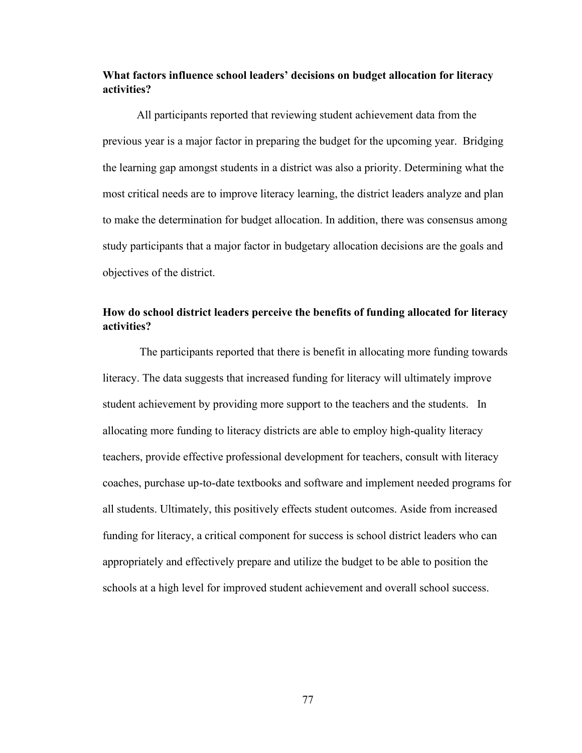**What factors influence school leaders' decisions on budget allocation for literacy activities?**

All participants reported that reviewing student achievement data from the previous year is a major factor in preparing the budget for the upcoming year. Bridging the learning gap amongst students in a district was also a priority. Determining what the most critical needs are to improve literacy learning, the district leaders analyze and plan to make the determination for budget allocation. In addition, there was consensus among study participants that a major factor in budgetary allocation decisions are the goals and objectives of the district.

**How do school district leaders perceive the benefits of funding allocated for literacy activities?**

The participants reported that there is benefit in allocating more funding towards literacy. The data suggests that increased funding for literacy will ultimately improve student achievement by providing more support to the teachers and the students. In allocating more funding to literacy districts are able to employ high-quality literacy teachers, provide effective professional development for teachers, consult with literacy coaches, purchase up-to-date textbooks and software and implement needed programs for all students. Ultimately, this positively effects student outcomes. Aside from increased funding for literacy, a critical component for success is school district leaders who can appropriately and effectively prepare and utilize the budget to be able to position the schools at a high level for improved student achievement and overall school success.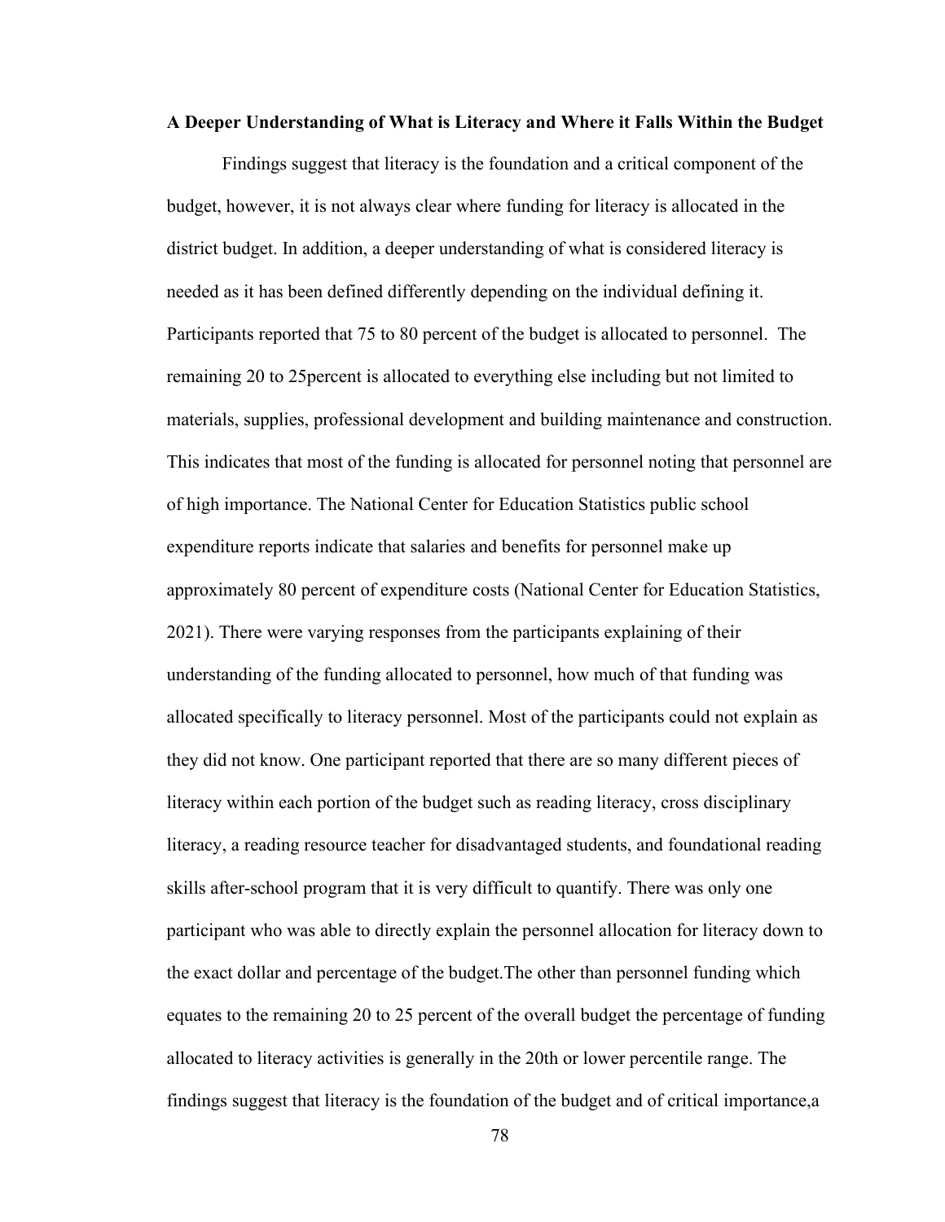**A Deeper Understanding of What is Literacy and Where it Falls Within the Budget**

Findings suggest that literacy is the foundation and a critical component of the budget, however, it is not always clear where funding for literacy is allocated in the district budget. In addition, a deeper understanding of what is considered literacy is needed as it has been defined differently depending on the individual defining it. Participants reported that 75 to 80 percent of the budget is allocated to personnel. The remaining 20 to 25percent is allocated to everything else including but not limited to materials, supplies, professional development and building maintenance and construction. This indicates that most of the funding is allocated for personnel noting that personnel are of high importance. The National Center for Education Statistics public school expenditure reports indicate that salaries and benefits for personnel make up approximately 80 percent of expenditure costs (National Center for Education Statistics, 2021). There were varying responses from the participants explaining of their understanding of the funding allocated to personnel, how much of that funding was allocated specifically to literacy personnel. Most of the participants could not explain as they did not know. One participant reported that there are so many different pieces of literacy within each portion of the budget such as reading literacy, cross disciplinary literacy, a reading resource teacher for disadvantaged students, and foundational reading skills after-school program that it is very difficult to quantify. There was only one participant who was able to directly explain the personnel allocation for literacy down to the exact dollar and percentage of the budget.The other than personnel funding which equates to the remaining 20 to 25 percent of the overall budget the percentage of funding allocated to literacy activities is generally in the 20th or lower percentile range. The findings suggest that literacy is the foundation of the budget and of critical importance,a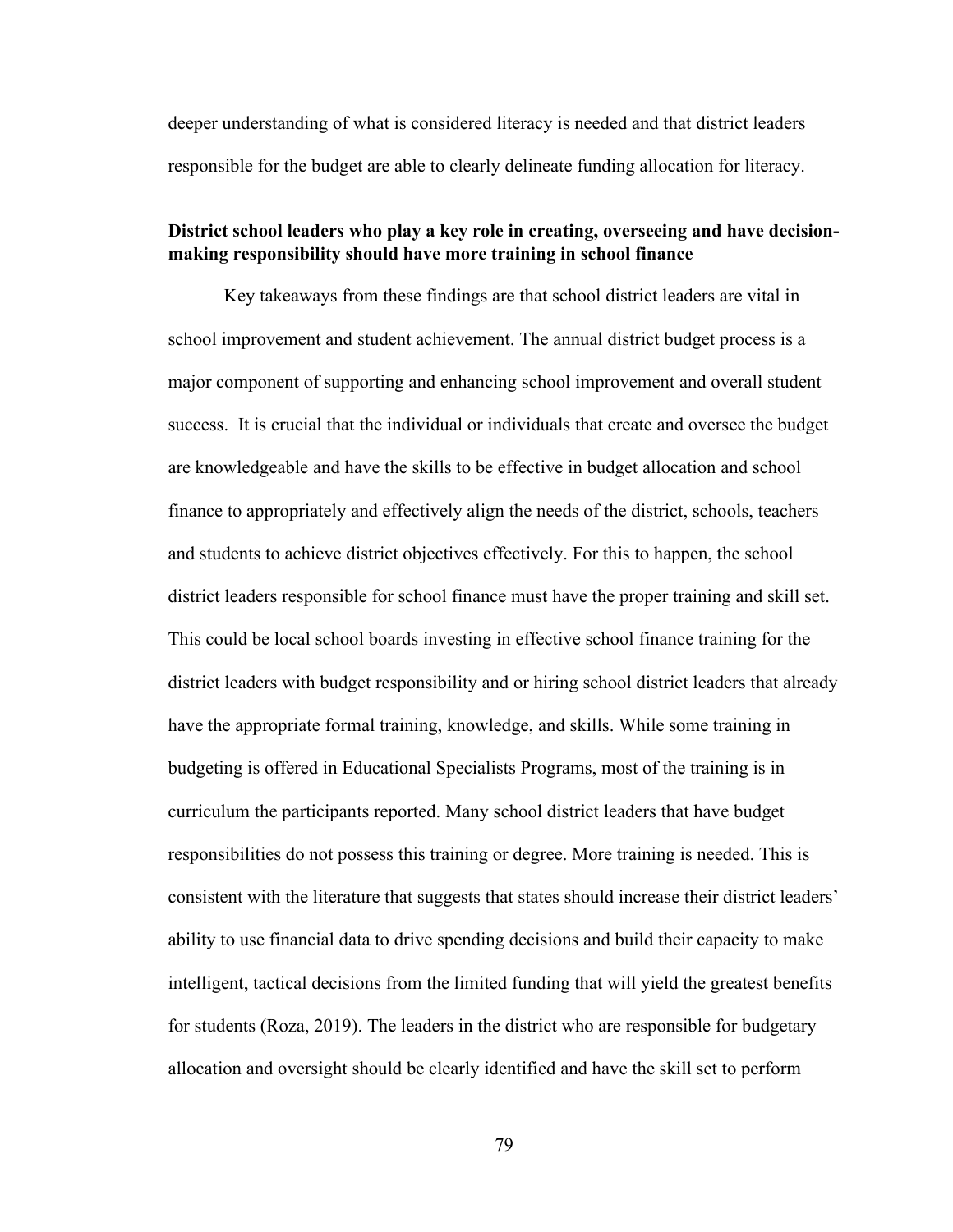deeper understanding of what is considered literacy is needed and that district leaders responsible for the budget are able to clearly delineate funding allocation for literacy.

### District school leaders who play a key role in creating, overseeing and have decision-making responsibility should have more training in school finance

Key takeaways from these findings are that school district leaders are vital in school improvement and student achievement. The annual district budget process is a major component of supporting and enhancing school improvement and overall student success. It is crucial that the individual or individuals that create and oversee the budget are knowledgeable and have the skills to be effective in budget allocation and school finance to appropriately and effectively align the needs of the district, schools, teachers and students to achieve district objectives effectively. For this to happen, the school district leaders responsible for school finance must have the proper training and skill set. This could be local school boards investing in effective school finance training for the district leaders with budget responsibility and or hiring school district leaders that already have the appropriate formal training, knowledge, and skills. While some training in budgeting is offered in Educational Specialists Programs, most of the training is in curriculum the participants reported. Many school district leaders that have budget responsibilities do not possess this training or degree. More training is needed. This is consistent with the literature that suggests that states should increase their district leaders' ability to use financial data to drive spending decisions and build their capacity to make intelligent, tactical decisions from the limited funding that will yield the greatest benefits for students (Roza, 2019). The leaders in the district who are responsible for budgetary allocation and oversight should be clearly identified and have the skill set to perform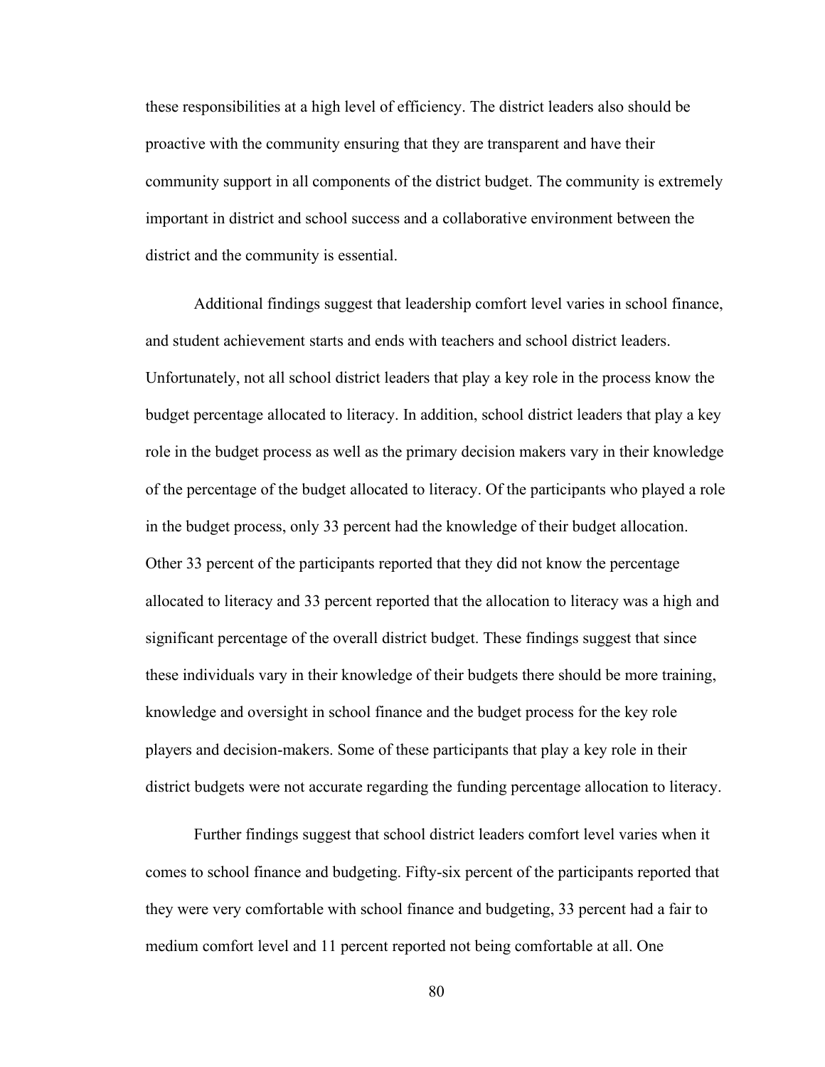these responsibilities at a high level of efficiency. The district leaders also should be proactive with the community ensuring that they are transparent and have their community support in all components of the district budget. The community is extremely important in district and school success and a collaborative environment between the district and the community is essential.

Additional findings suggest that leadership comfort level varies in school finance, and student achievement starts and ends with teachers and school district leaders. Unfortunately, not all school district leaders that play a key role in the process know the budget percentage allocated to literacy. In addition, school district leaders that play a key role in the budget process as well as the primary decision makers vary in their knowledge of the percentage of the budget allocated to literacy. Of the participants who played a role in the budget process, only 33 percent had the knowledge of their budget allocation. Other 33 percent of the participants reported that they did not know the percentage allocated to literacy and 33 percent reported that the allocation to literacy was a high and significant percentage of the overall district budget. These findings suggest that since these individuals vary in their knowledge of their budgets there should be more training, knowledge and oversight in school finance and the budget process for the key role players and decision-makers. Some of these participants that play a key role in their district budgets were not accurate regarding the funding percentage allocation to literacy.

Further findings suggest that school district leaders comfort level varies when it comes to school finance and budgeting. Fifty-six percent of the participants reported that they were very comfortable with school finance and budgeting, 33 percent had a fair to medium comfort level and 11 percent reported not being comfortable at all. One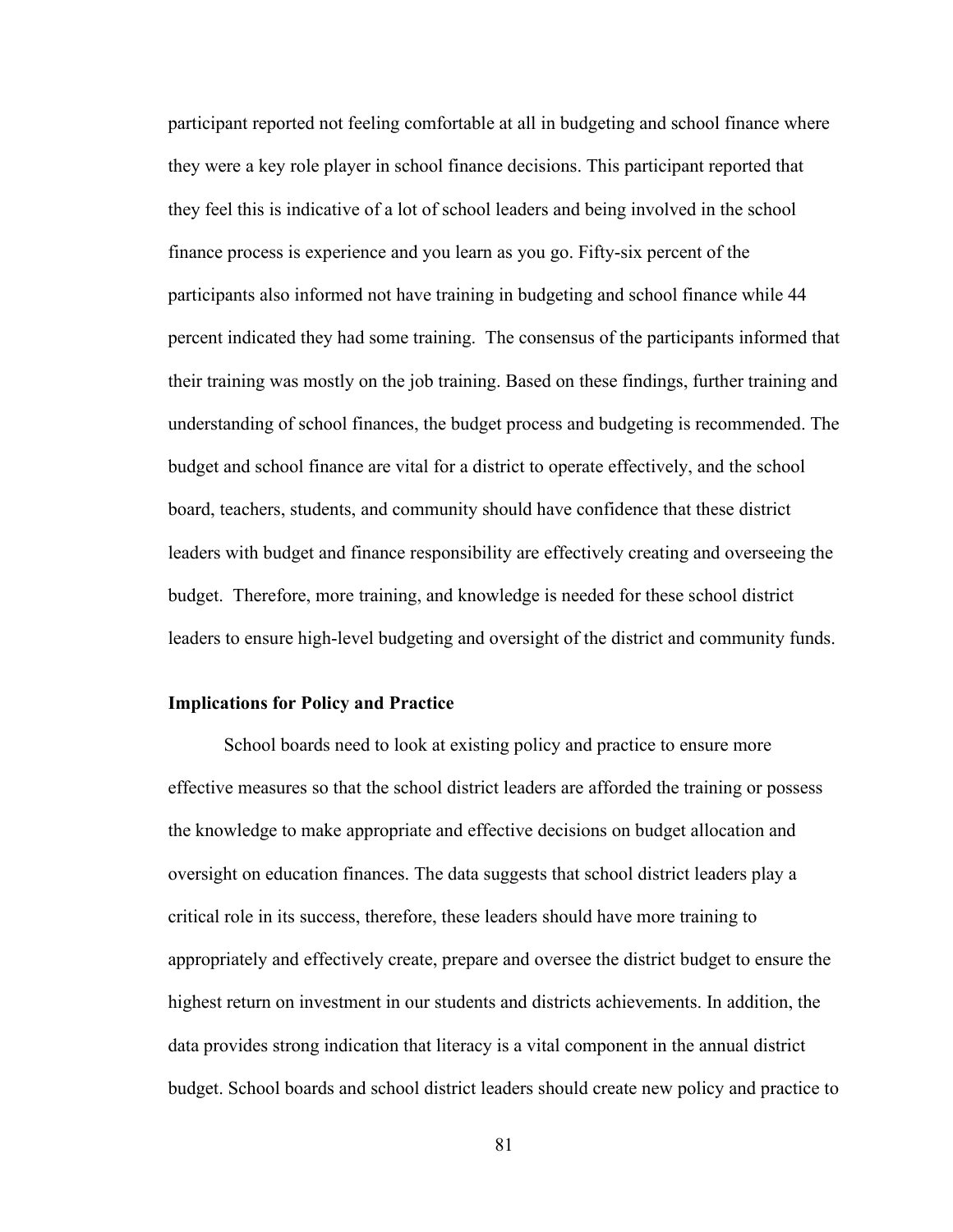participant reported not feeling comfortable at all in budgeting and school finance where they were a key role player in school finance decisions. This participant reported that they feel this is indicative of a lot of school leaders and being involved in the school finance process is experience and you learn as you go. Fifty-six percent of the participants also informed not have training in budgeting and school finance while 44 percent indicated they had some training. The consensus of the participants informed that their training was mostly on the job training. Based on these findings, further training and understanding of school finances, the budget process and budgeting is recommended. The budget and school finance are vital for a district to operate effectively, and the school board, teachers, students, and community should have confidence that these district leaders with budget and finance responsibility are effectively creating and overseeing the budget. Therefore, more training, and knowledge is needed for these school district leaders to ensure high-level budgeting and oversight of the district and community funds.

### Implications for Policy and Practice

School boards need to look at existing policy and practice to ensure more effective measures so that the school district leaders are afforded the training or possess the knowledge to make appropriate and effective decisions on budget allocation and oversight on education finances. The data suggests that school district leaders play a critical role in its success, therefore, these leaders should have more training to appropriately and effectively create, prepare and oversee the district budget to ensure the highest return on investment in our students and districts achievements. In addition, the data provides strong indication that literacy is a vital component in the annual district budget. School boards and school district leaders should create new policy and practice to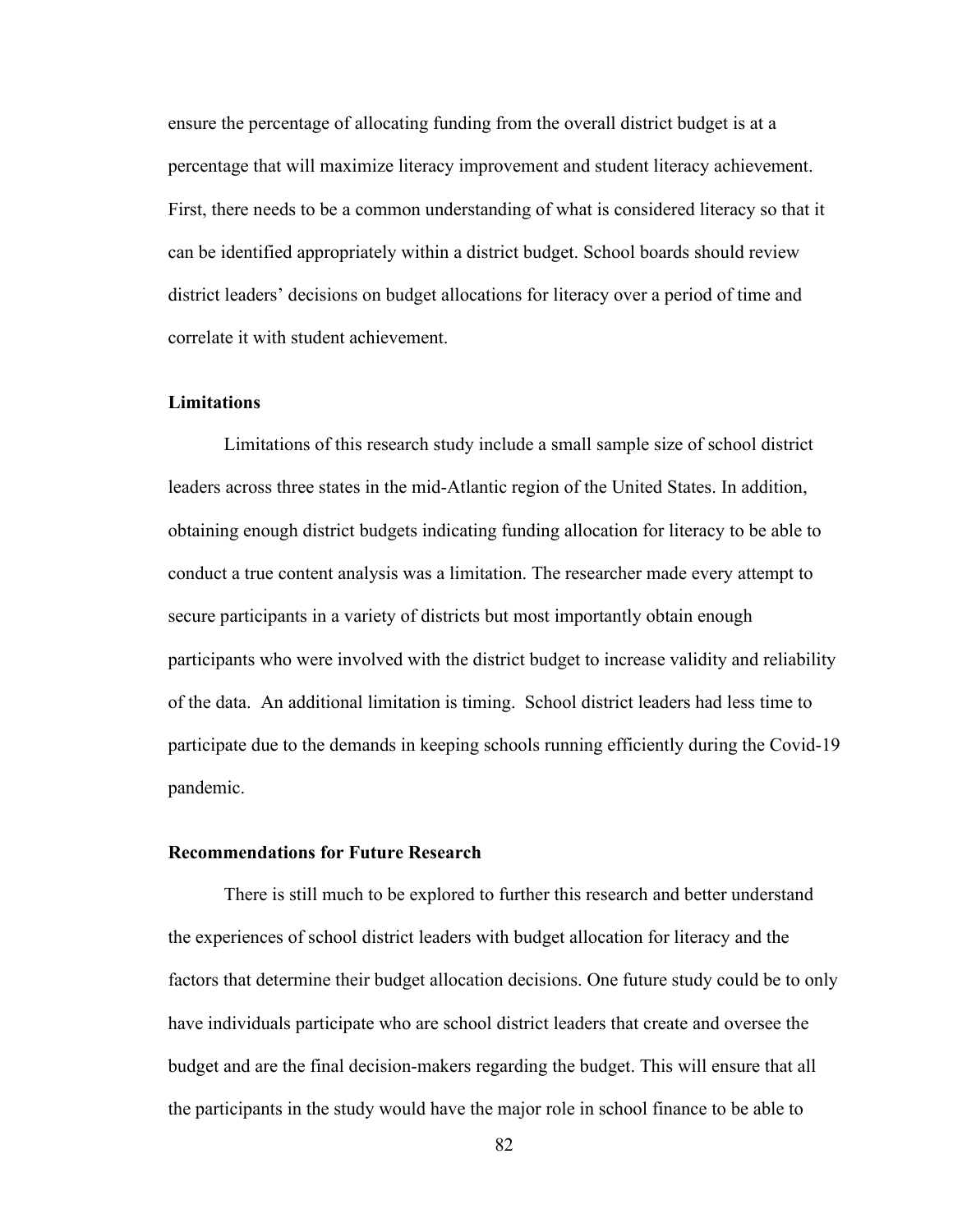ensure the percentage of allocating funding from the overall district budget is at a percentage that will maximize literacy improvement and student literacy achievement. First, there needs to be a common understanding of what is considered literacy so that it can be identified appropriately within a district budget. School boards should review district leaders' decisions on budget allocations for literacy over a period of time and correlate it with student achievement.

## Limitations

Limitations of this research study include a small sample size of school district leaders across three states in the mid-Atlantic region of the United States. In addition, obtaining enough district budgets indicating funding allocation for literacy to be able to conduct a true content analysis was a limitation. The researcher made every attempt to secure participants in a variety of districts but most importantly obtain enough participants who were involved with the district budget to increase validity and reliability of the data. An additional limitation is timing. School district leaders had less time to participate due to the demands in keeping schools running efficiently during the Covid-19 pandemic.

## Recommendations for Future Research

There is still much to be explored to further this research and better understand the experiences of school district leaders with budget allocation for literacy and the factors that determine their budget allocation decisions. One future study could be to only have individuals participate who are school district leaders that create and oversee the budget and are the final decision-makers regarding the budget. This will ensure that all the participants in the study would have the major role in school finance to be able to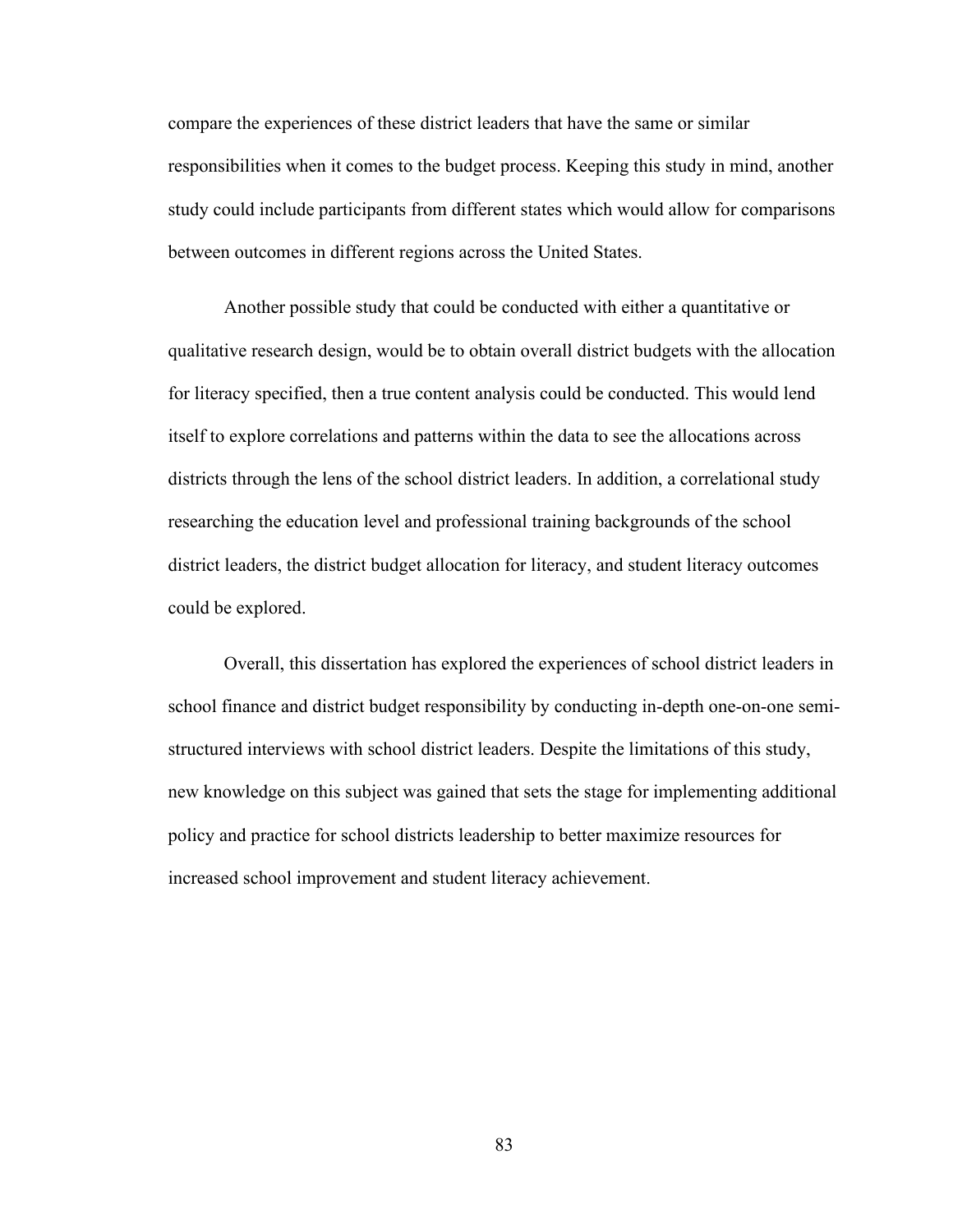compare the experiences of these district leaders that have the same or similar responsibilities when it comes to the budget process. Keeping this study in mind, another study could include participants from different states which would allow for comparisons between outcomes in different regions across the United States.

Another possible study that could be conducted with either a quantitative or qualitative research design, would be to obtain overall district budgets with the allocation for literacy specified, then a true content analysis could be conducted. This would lend itself to explore correlations and patterns within the data to see the allocations across districts through the lens of the school district leaders. In addition, a correlational study researching the education level and professional training backgrounds of the school district leaders, the district budget allocation for literacy, and student literacy outcomes could be explored.

Overall, this dissertation has explored the experiences of school district leaders in school finance and district budget responsibility by conducting in-depth one-on-one semi-structured interviews with school district leaders. Despite the limitations of this study, new knowledge on this subject was gained that sets the stage for implementing additional policy and practice for school districts leadership to better maximize resources for increased school improvement and student literacy achievement.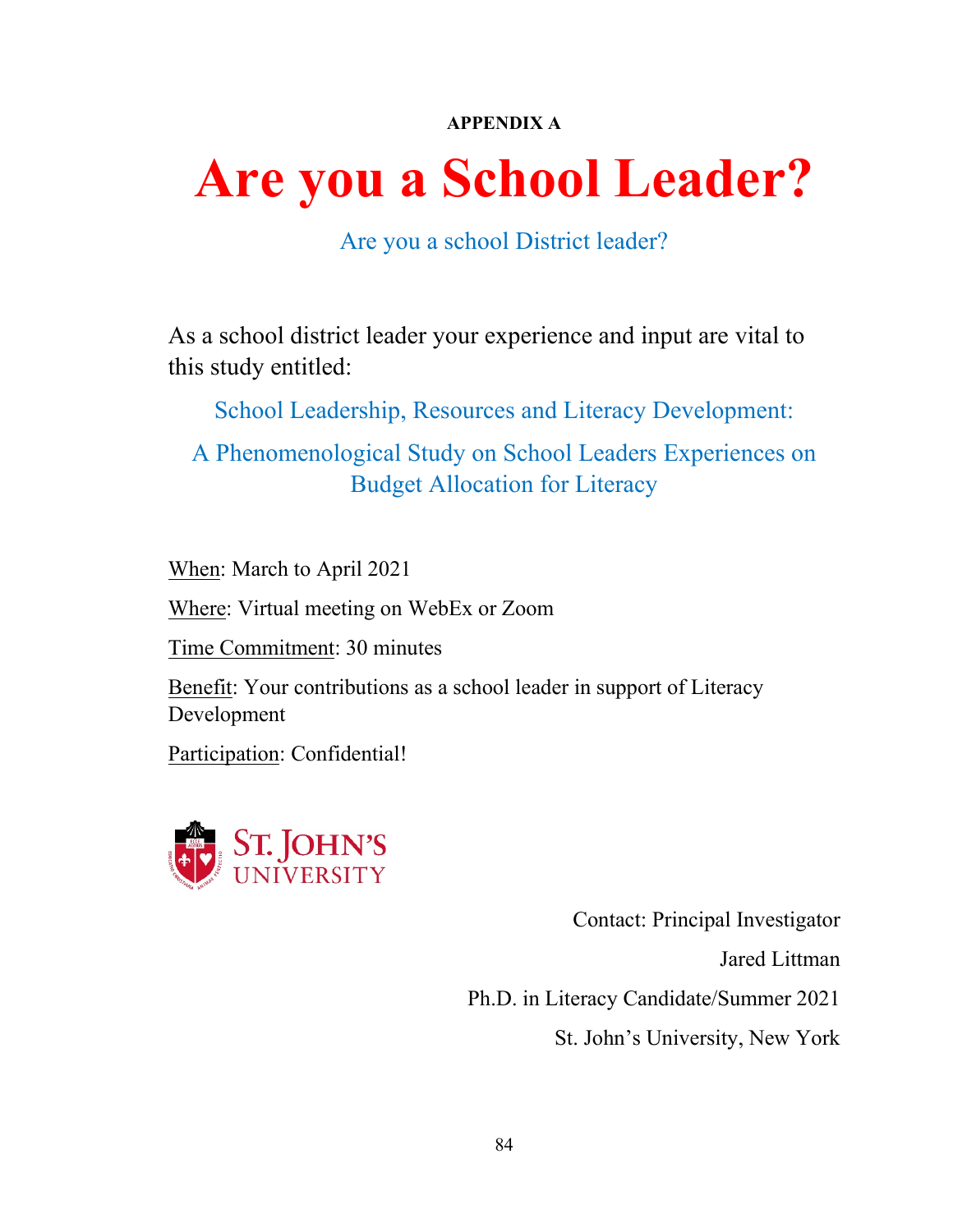**APPENDIX A**

# Are you a School Leader?

Are you a school District leader?

As a school district leader your experience and input are vital to this study entitled:

School Leadership, Resources and Literacy Development:

A Phenomenological Study on School Leaders Experiences on Budget Allocation for Literacy

When: March to April 2021

Where: Virtual meeting on WebEx or Zoom

Time Commitment: 30 minutes

Benefit: Your contributions as a school leader in support of Literacy Development

Participation: Confidential!

ST. JOHN'S UNIVERSITY

Contact: Principal Investigator

Jared Littman

Ph.D. in Literacy Candidate/Summer 2021

St. John's University, New York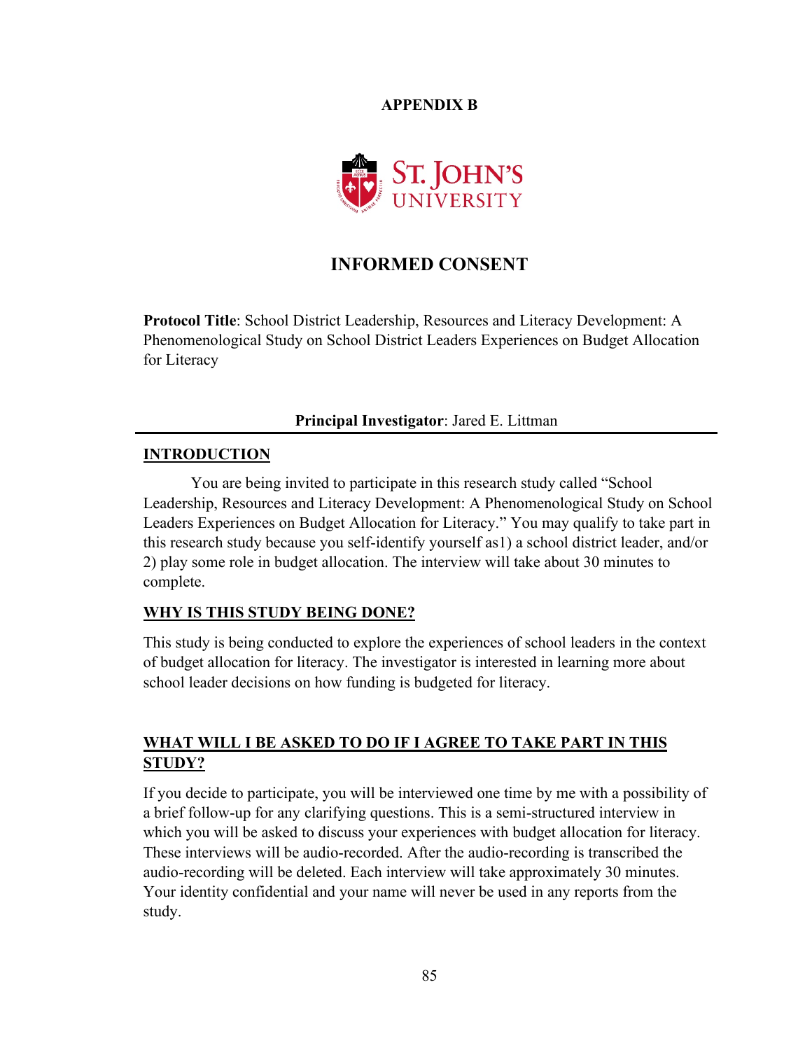**APPENDIX B**

ST. JOHN'S UNIVERSITY

## INFORMED CONSENT

**Protocol Title**: School District Leadership, Resources and Literacy Development: A Phenomenological Study on School District Leaders Experiences on Budget Allocation for Literacy

**Principal Investigator**: Jared E. Littman

### INTRODUCTION

You are being invited to participate in this research study called "School Leadership, Resources and Literacy Development: A Phenomenological Study on School Leaders Experiences on Budget Allocation for Literacy." You may qualify to take part in this research study because you self-identify yourself as1) a school district leader, and/or 2) play some role in budget allocation. The interview will take about 30 minutes to complete.

### WHY IS THIS STUDY BEING DONE?

This study is being conducted to explore the experiences of school leaders in the context of budget allocation for literacy. The investigator is interested in learning more about school leader decisions on how funding is budgeted for literacy.

### WHAT WILL I BE ASKED TO DO IF I AGREE TO TAKE PART IN THIS STUDY?

If you decide to participate, you will be interviewed one time by me with a possibility of a brief follow-up for any clarifying questions. This is a semi-structured interview in which you will be asked to discuss your experiences with budget allocation for literacy. These interviews will be audio-recorded. After the audio-recording is transcribed the audio-recording will be deleted. Each interview will take approximately 30 minutes. Your identity confidential and your name will never be used in any reports from the study.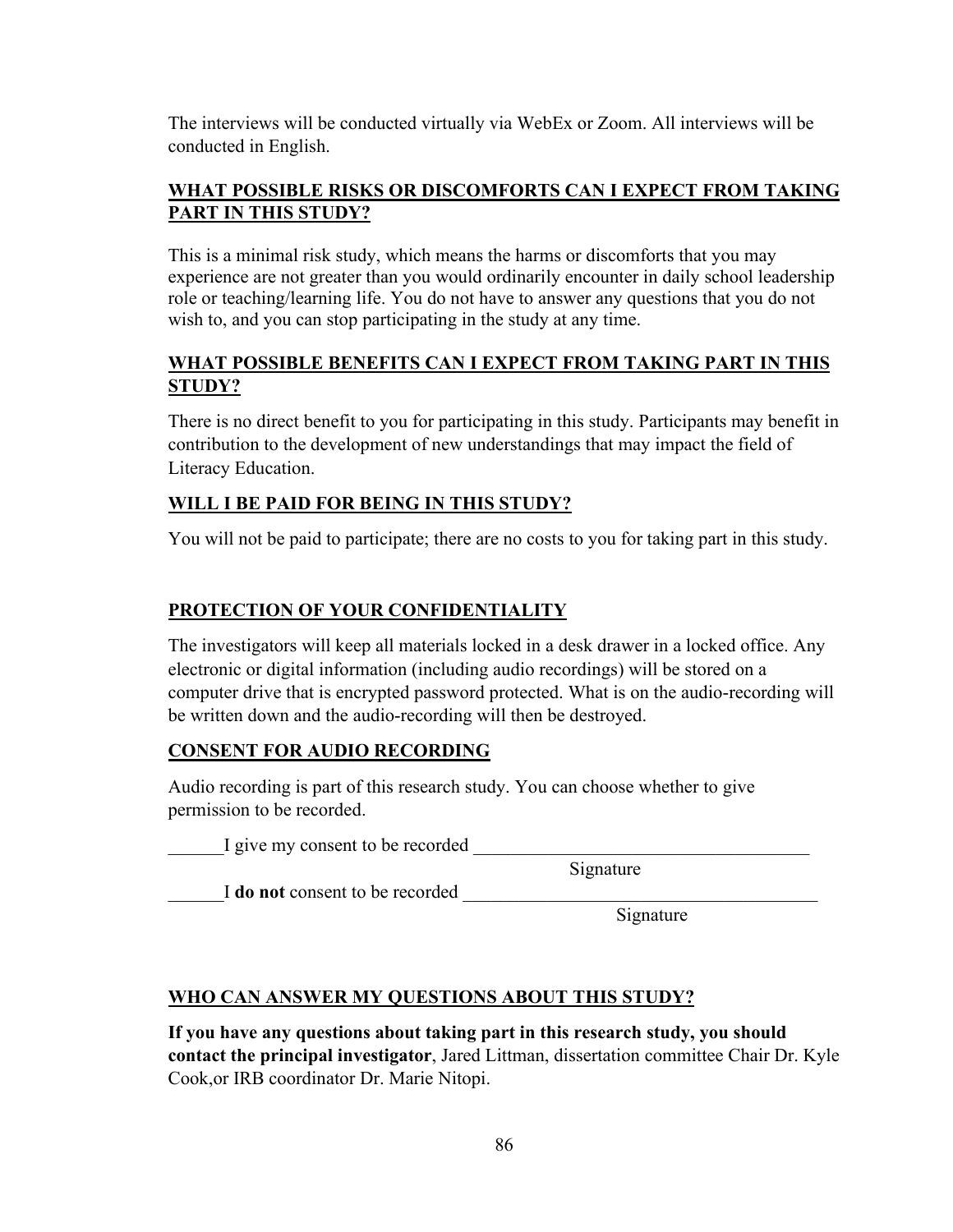The interviews will be conducted virtually via WebEx or Zoom. All interviews will be conducted in English.

## WHAT POSSIBLE RISKS OR DISCOMFORTS CAN I EXPECT FROM TAKING PART IN THIS STUDY?

This is a minimal risk study, which means the harms or discomforts that you may experience are not greater than you would ordinarily encounter in daily school leadership role or teaching/learning life. You do not have to answer any questions that you do not wish to, and you can stop participating in the study at any time.

## WHAT POSSIBLE BENEFITS CAN I EXPECT FROM TAKING PART IN THIS STUDY?

There is no direct benefit to you for participating in this study. Participants may benefit in contribution to the development of new understandings that may impact the field of Literacy Education.

## WILL I BE PAID FOR BEING IN THIS STUDY?

You will not be paid to participate; there are no costs to you for taking part in this study.

## PROTECTION OF YOUR CONFIDENTIALITY

The investigators will keep all materials locked in a desk drawer in a locked office. Any electronic or digital information (including audio recordings) will be stored on a computer drive that is encrypted password protected. What is on the audio-recording will be written down and the audio-recording will then be destroyed.

## CONSENT FOR AUDIO RECORDING

Audio recording is part of this research study. You can choose whether to give permission to be recorded.

______I give my consent to be recorded ____________________________________
Signature

______I **do not** consent to be recorded ____________________________________
Signature

## WHO CAN ANSWER MY QUESTIONS ABOUT THIS STUDY?

**If you have any questions about taking part in this research study, you should contact the principal investigator**, Jared Littman, dissertation committee Chair Dr. Kyle Cook,or IRB coordinator Dr. Marie Nitopi.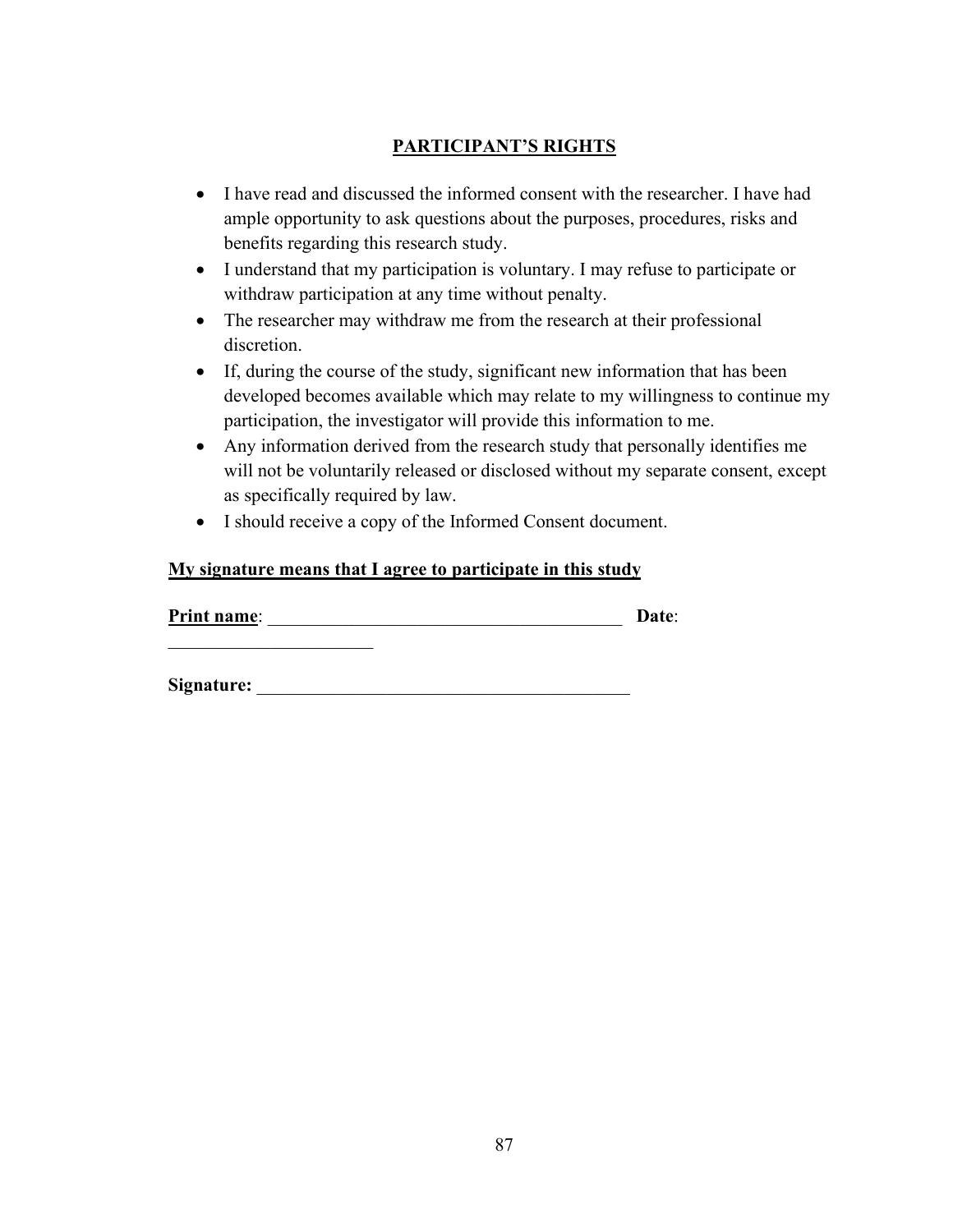## PARTICIPANT'S RIGHTS

- I have read and discussed the informed consent with the researcher. I have had ample opportunity to ask questions about the purposes, procedures, risks and benefits regarding this research study.
- I understand that my participation is voluntary. I may refuse to participate or withdraw participation at any time without penalty.
- The researcher may withdraw me from the research at their professional discretion.
- If, during the course of the study, significant new information that has been developed becomes available which may relate to my willingness to continue my participation, the investigator will provide this information to me.
- Any information derived from the research study that personally identifies me will not be voluntarily released or disclosed without my separate consent, except as specifically required by law.
- I should receive a copy of the Informed Consent document.

**My signature means that I agree to participate in this study**

**Print name**: ________________________________________ **Date**: ______________________

**Signature:** __________________________________________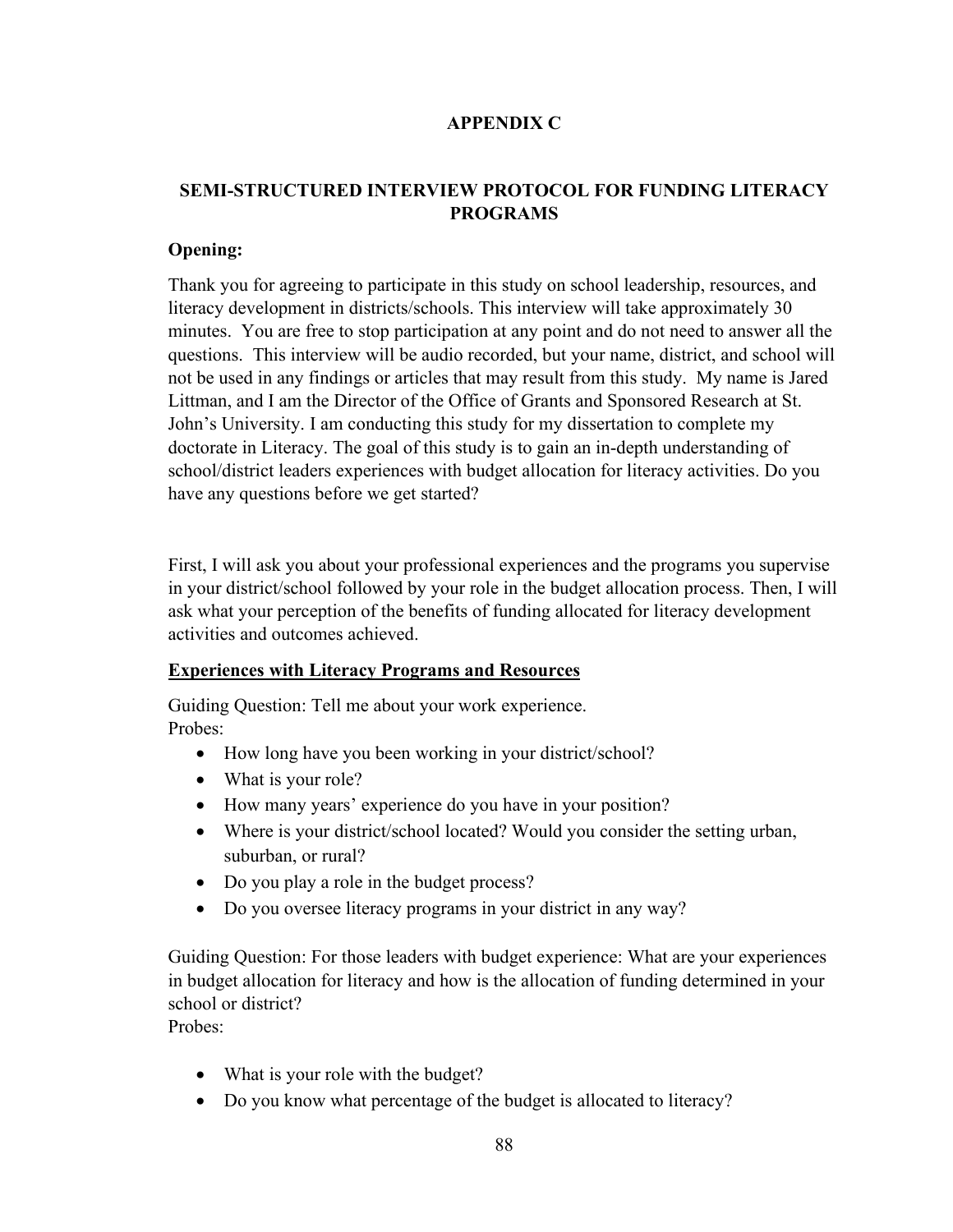# APPENDIX C

## SEMI-STRUCTURED INTERVIEW PROTOCOL FOR FUNDING LITERACY PROGRAMS

**Opening:**

Thank you for agreeing to participate in this study on school leadership, resources, and literacy development in districts/schools. This interview will take approximately 30 minutes. You are free to stop participation at any point and do not need to answer all the questions. This interview will be audio recorded, but your name, district, and school will not be used in any findings or articles that may result from this study. My name is Jared Littman, and I am the Director of the Office of Grants and Sponsored Research at St. John's University. I am conducting this study for my dissertation to complete my doctorate in Literacy. The goal of this study is to gain an in-depth understanding of school/district leaders experiences with budget allocation for literacy activities. Do you have any questions before we get started?

First, I will ask you about your professional experiences and the programs you supervise in your district/school followed by your role in the budget allocation process. Then, I will ask what your perception of the benefits of funding allocated for literacy development activities and outcomes achieved.

**<u>Experiences with Literacy Programs and Resources</u>**

Guiding Question: Tell me about your work experience.
Probes:

- How long have you been working in your district/school?
- What is your role?
- How many years' experience do you have in your position?
- Where is your district/school located? Would you consider the setting urban, suburban, or rural?
- Do you play a role in the budget process?
- Do you oversee literacy programs in your district in any way?

Guiding Question: For those leaders with budget experience: What are your experiences in budget allocation for literacy and how is the allocation of funding determined in your school or district?
Probes:

- What is your role with the budget?
- Do you know what percentage of the budget is allocated to literacy?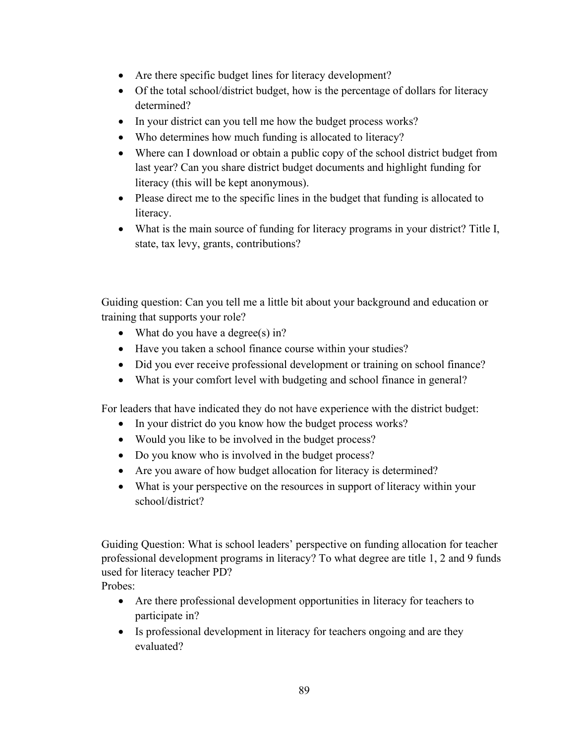- Are there specific budget lines for literacy development?
- Of the total school/district budget, how is the percentage of dollars for literacy determined?
- In your district can you tell me how the budget process works?
- Who determines how much funding is allocated to literacy?
- Where can I download or obtain a public copy of the school district budget from last year? Can you share district budget documents and highlight funding for literacy (this will be kept anonymous).
- Please direct me to the specific lines in the budget that funding is allocated to literacy.
- What is the main source of funding for literacy programs in your district? Title I, state, tax levy, grants, contributions?

Guiding question: Can you tell me a little bit about your background and education or training that supports your role?

- What do you have a degree(s) in?
- Have you taken a school finance course within your studies?
- Did you ever receive professional development or training on school finance?
- What is your comfort level with budgeting and school finance in general?

For leaders that have indicated they do not have experience with the district budget:

- In your district do you know how the budget process works?
- Would you like to be involved in the budget process?
- Do you know who is involved in the budget process?
- Are you aware of how budget allocation for literacy is determined?
- What is your perspective on the resources in support of literacy within your school/district?

Guiding Question: What is school leaders' perspective on funding allocation for teacher professional development programs in literacy? To what degree are title 1, 2 and 9 funds used for literacy teacher PD?

Probes:

- Are there professional development opportunities in literacy for teachers to participate in?
- Is professional development in literacy for teachers ongoing and are they evaluated?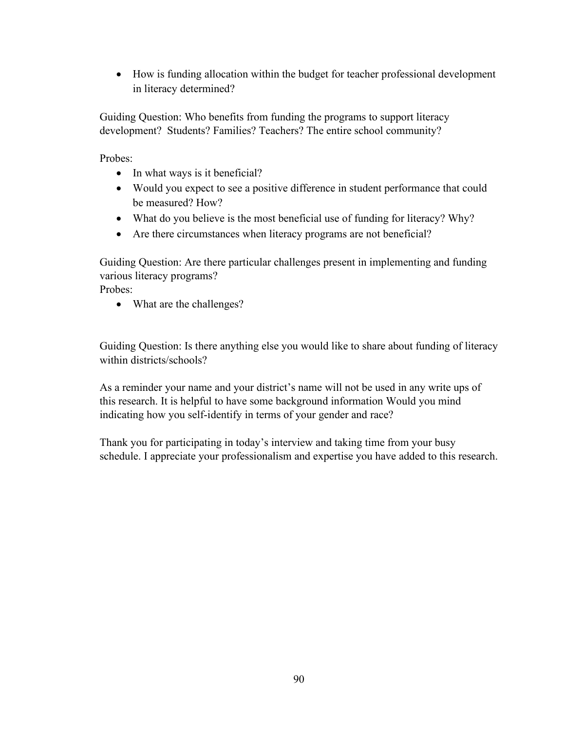- How is funding allocation within the budget for teacher professional development in literacy determined?

Guiding Question: Who benefits from funding the programs to support literacy development? Students? Families? Teachers? The entire school community?

Probes:

- In what ways is it beneficial?
- Would you expect to see a positive difference in student performance that could be measured? How?
- What do you believe is the most beneficial use of funding for literacy? Why?
- Are there circumstances when literacy programs are not beneficial?

Guiding Question: Are there particular challenges present in implementing and funding various literacy programs?

Probes:

- What are the challenges?

Guiding Question: Is there anything else you would like to share about funding of literacy within districts/schools?

As a reminder your name and your district's name will not be used in any write ups of this research. It is helpful to have some background information Would you mind indicating how you self-identify in terms of your gender and race?

Thank you for participating in today's interview and taking time from your busy schedule. I appreciate your professionalism and expertise you have added to this research.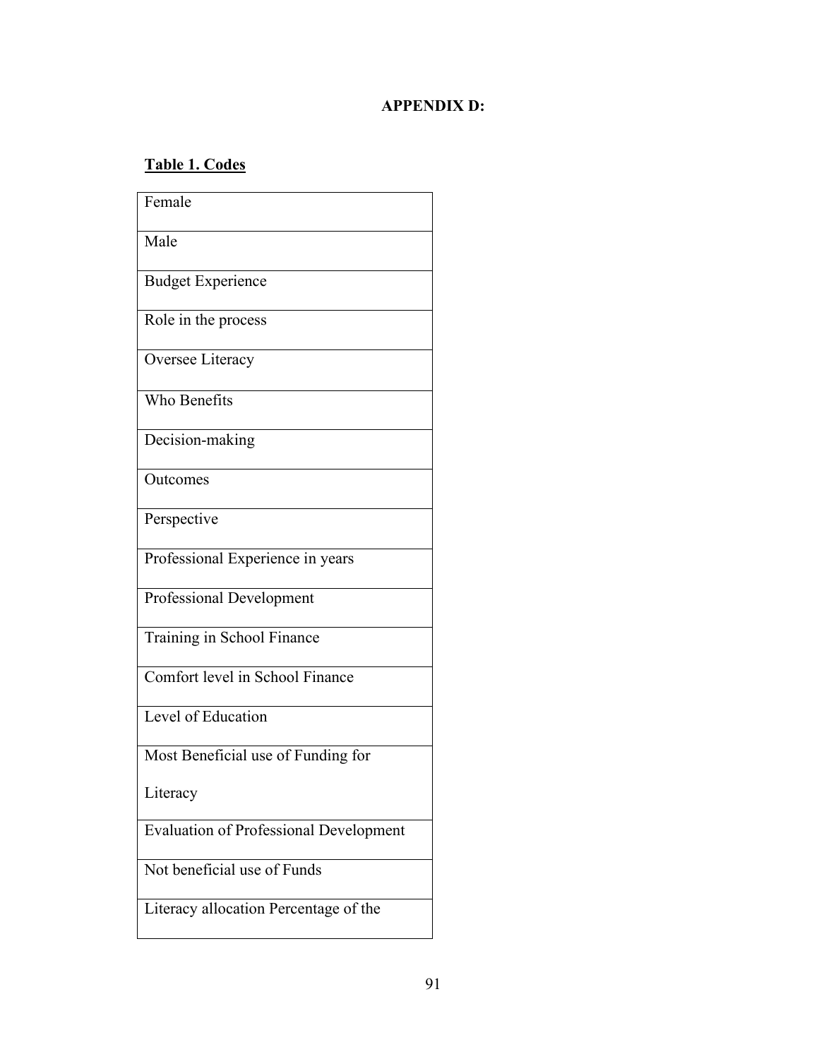**APPENDIX D:**

**Table 1. Codes**

| Codes |
|---|
| Female |
| Male |
| Budget Experience |
| Role in the process |
| Oversee Literacy |
| Who Benefits |
| Decision-making |
| Outcomes |
| Perspective |
| Professional Experience in years |
| Professional Development |
| Training in School Finance |
| Comfort level in School Finance |
| Level of Education |
| Most Beneficial use of Funding for Literacy |
| Evaluation of Professional Development |
| Not beneficial use of Funds |
| Literacy allocation Percentage of the |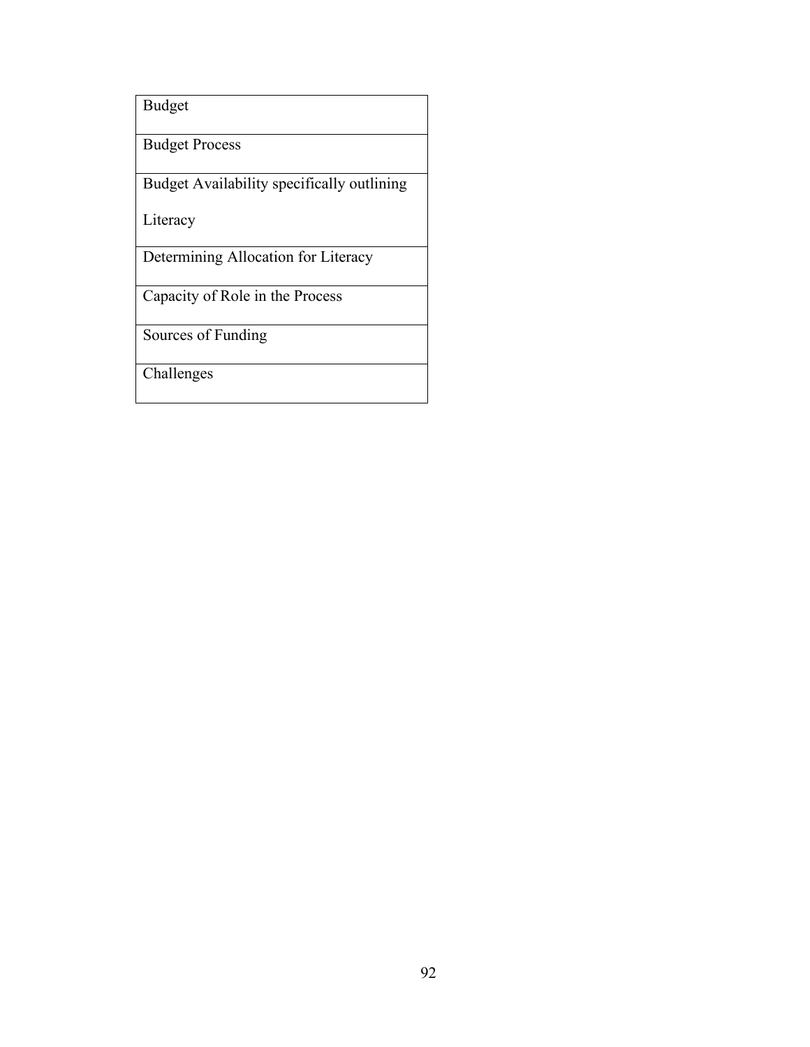| Budget |
| --- |
| Budget Process |
| Budget Availability specifically outlining Literacy |
| Determining Allocation for Literacy |
| Capacity of Role in the Process |
| Sources of Funding |
| Challenges |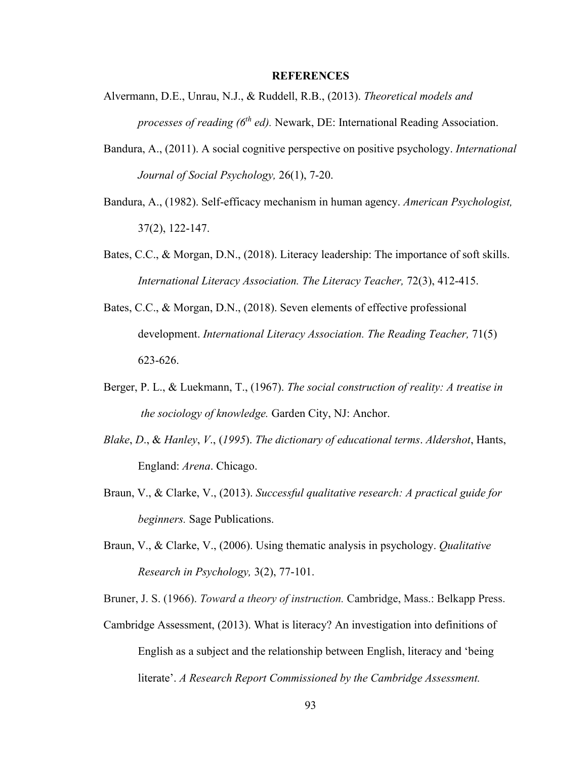# REFERENCES

Alvermann, D.E., Unrau, N.J., & Ruddell, R.B., (2013). *Theoretical models and processes of reading (6th ed).* Newark, DE: International Reading Association.

Bandura, A., (2011). A social cognitive perspective on positive psychology. *International Journal of Social Psychology,* 26(1), 7-20.

Bandura, A., (1982). Self-efficacy mechanism in human agency. *American Psychologist,* 37(2), 122-147.

Bates, C.C., & Morgan, D.N., (2018). Literacy leadership: The importance of soft skills. *International Literacy Association. The Literacy Teacher,* 72(3), 412-415.

Bates, C.C., & Morgan, D.N., (2018). Seven elements of effective professional development. *International Literacy Association. The Reading Teacher,* 71(5) 623-626.

Berger, P. L., & Luekmann, T., (1967). *The social construction of reality: A treatise in the sociology of knowledge.* Garden City, NJ: Anchor.

*Blake*, *D*., & *Hanley*, *V*., (*1995*). *The dictionary of educational terms*. *Aldershot*, Hants, England: *Arena*. Chicago.

Braun, V., & Clarke, V., (2013). *Successful qualitative research: A practical guide for beginners.* Sage Publications.

Braun, V., & Clarke, V., (2006). Using thematic analysis in psychology. *Qualitative Research in Psychology,* 3(2), 77-101.

Bruner, J. S. (1966). *Toward a theory of instruction.* Cambridge, Mass.: Belkapp Press.

Cambridge Assessment, (2013). What is literacy? An investigation into definitions of English as a subject and the relationship between English, literacy and 'being literate'. *A Research Report Commissioned by the Cambridge Assessment.*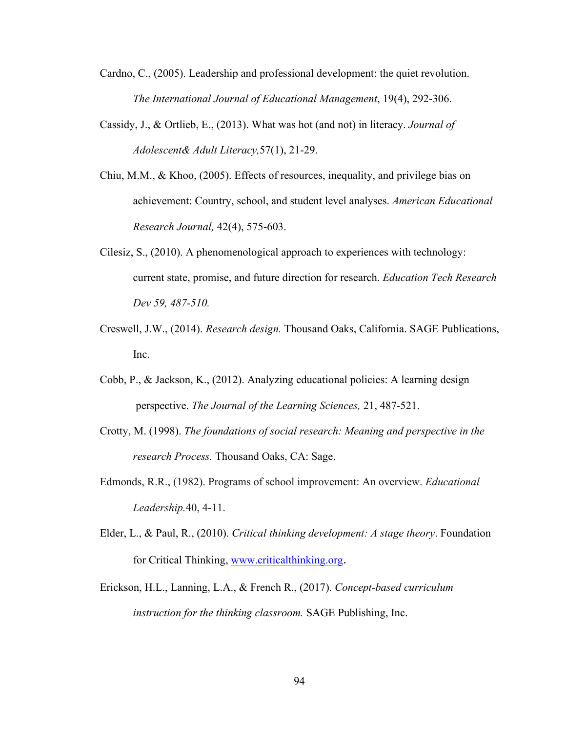Cardno, C., (2005). Leadership and professional development: the quiet revolution. *The International Journal of Educational Management*, 19(4), 292-306.

Cassidy, J., & Ortlieb, E., (2013). What was hot (and not) in literacy. *Journal of Adolescent& Adult Literacy,*57(1), 21-29.

Chiu, M.M., & Khoo, (2005). Effects of resources, inequality, and privilege bias on achievement: Country, school, and student level analyses. *American Educational Research Journal,* 42(4), 575-603.

Cilesiz, S., (2010). A phenomenological approach to experiences with technology: current state, promise, and future direction for research. *Education Tech Research Dev 59, 487-510.*

Creswell, J.W., (2014). *Research design.* Thousand Oaks, California. SAGE Publications, Inc.

Cobb, P., & Jackson, K., (2012). Analyzing educational policies: A learning design perspective. *The Journal of the Learning Sciences,* 21, 487-521.

Crotty, M. (1998). *The foundations of social research: Meaning and perspective in the research Process.* Thousand Oaks, CA: Sage.

Edmonds, R.R., (1982). Programs of school improvement: An overview. *Educational Leadership.*40, 4-11.

Elder, L., & Paul, R., (2010). *Critical thinking development: A stage theory*. Foundation for Critical Thinking, www.criticalthinking.org.

Erickson, H.L., Lanning, L.A., & French R., (2017). *Concept-based curriculum instruction for the thinking classroom.* SAGE Publishing, Inc.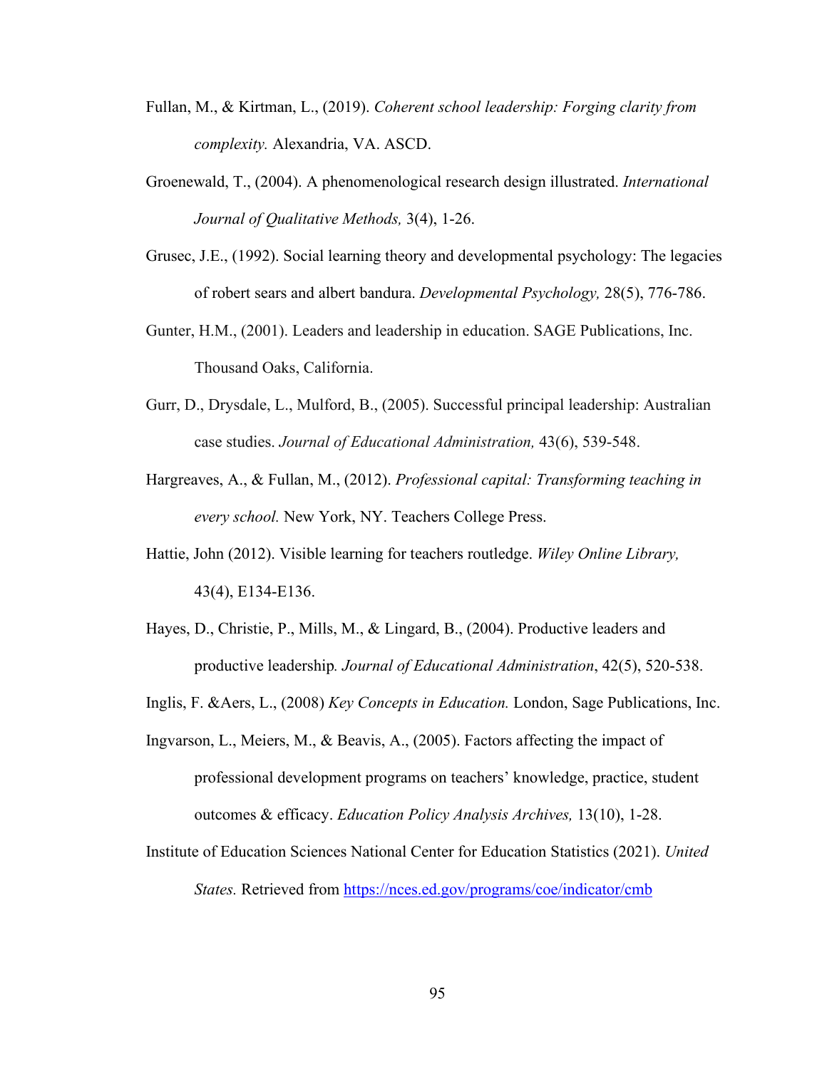Fullan, M., & Kirtman, L., (2019). *Coherent school leadership: Forging clarity from complexity.* Alexandria, VA. ASCD.

Groenewald, T., (2004). A phenomenological research design illustrated. *International Journal of Qualitative Methods,* 3(4), 1-26.

Grusec, J.E., (1992). Social learning theory and developmental psychology: The legacies of robert sears and albert bandura. *Developmental Psychology,* 28(5), 776-786.

Gunter, H.M., (2001). Leaders and leadership in education. SAGE Publications, Inc. Thousand Oaks, California.

Gurr, D., Drysdale, L., Mulford, B., (2005). Successful principal leadership: Australian case studies. *Journal of Educational Administration,* 43(6), 539-548.

Hargreaves, A., & Fullan, M., (2012). *Professional capital: Transforming teaching in every school.* New York, NY. Teachers College Press.

Hattie, John (2012). Visible learning for teachers routledge. *Wiley Online Library,* 43(4), E134-E136.

Hayes, D., Christie, P., Mills, M., & Lingard, B., (2004). Productive leaders and productive leadership*. Journal of Educational Administration*, 42(5), 520-538.

Inglis, F. &Aers, L., (2008) *Key Concepts in Education.* London, Sage Publications, Inc.

Ingvarson, L., Meiers, M., & Beavis, A., (2005). Factors affecting the impact of professional development programs on teachers' knowledge, practice, student outcomes & efficacy. *Education Policy Analysis Archives,* 13(10), 1-28.

Institute of Education Sciences National Center for Education Statistics (2021). *United States.* Retrieved from https://nces.ed.gov/programs/coe/indicator/cmb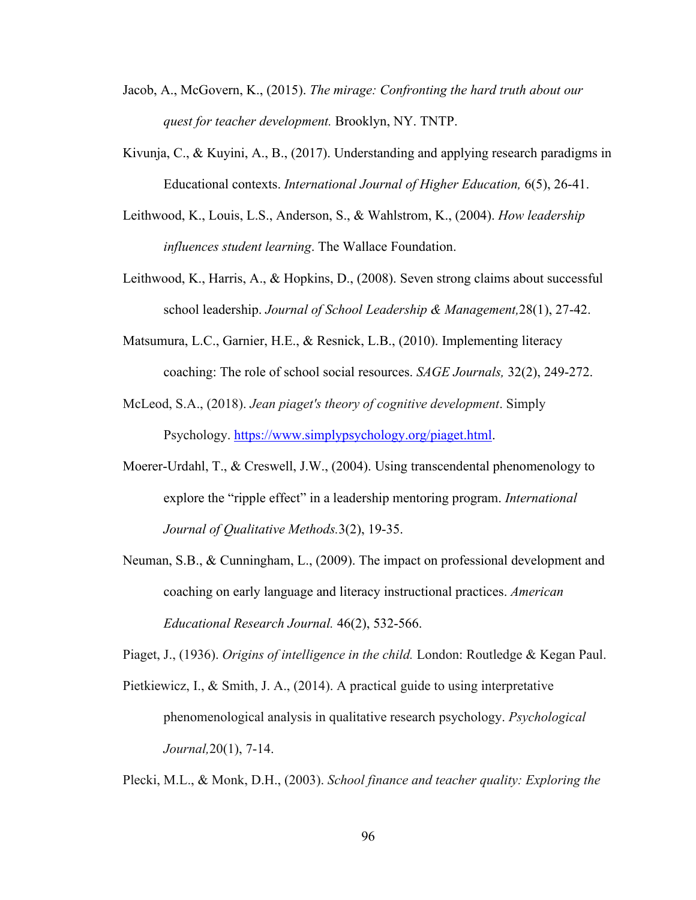Jacob, A., McGovern, K., (2015). *The mirage: Confronting the hard truth about our quest for teacher development.* Brooklyn, NY. TNTP.

Kivunja, C., & Kuyini, A., B., (2017). Understanding and applying research paradigms in Educational contexts. *International Journal of Higher Education,* 6(5), 26-41.

Leithwood, K., Louis, L.S., Anderson, S., & Wahlstrom, K., (2004). *How leadership influences student learning*. The Wallace Foundation.

Leithwood, K., Harris, A., & Hopkins, D., (2008). Seven strong claims about successful school leadership. *Journal of School Leadership & Management,*28(1), 27-42.

Matsumura, L.C., Garnier, H.E., & Resnick, L.B., (2010). Implementing literacy coaching: The role of school social resources. *SAGE Journals,* 32(2), 249-272.

McLeod, S.A., (2018). *Jean piaget's theory of cognitive development*. Simply Psychology. https://www.simplypsychology.org/piaget.html.

Moerer-Urdahl, T., & Creswell, J.W., (2004). Using transcendental phenomenology to explore the "ripple effect" in a leadership mentoring program. *International Journal of Qualitative Methods.*3(2), 19-35.

Neuman, S.B., & Cunningham, L., (2009). The impact on professional development and coaching on early language and literacy instructional practices. *American Educational Research Journal.* 46(2), 532-566.

Piaget, J., (1936). *Origins of intelligence in the child.* London: Routledge & Kegan Paul.

Pietkiewicz, I., & Smith, J. A., (2014). A practical guide to using interpretative phenomenological analysis in qualitative research psychology. *Psychological Journal,*20(1), 7-14.

Plecki, M.L., & Monk, D.H., (2003). *School finance and teacher quality: Exploring the*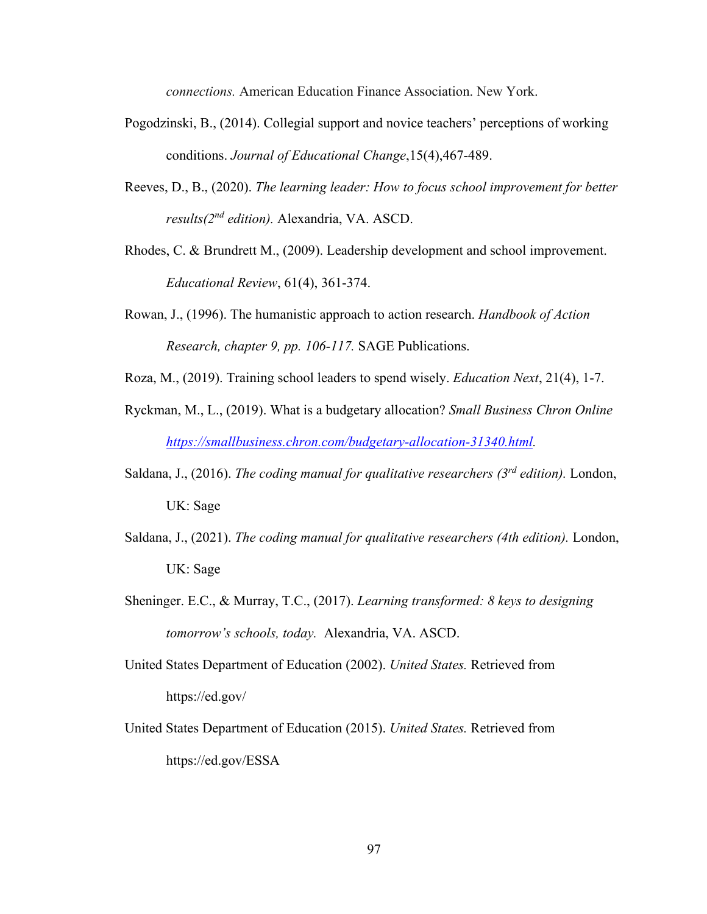*connections.* American Education Finance Association. New York.

Pogodzinski, B., (2014). Collegial support and novice teachers' perceptions of working conditions. *Journal of Educational Change*,15(4),467-489.

Reeves, D., B., (2020). *The learning leader: How to focus school improvement for better results(2nd edition).* Alexandria, VA. ASCD.

Rhodes, C. & Brundrett M., (2009). Leadership development and school improvement. *Educational Review*, 61(4), 361-374.

Rowan, J., (1996). The humanistic approach to action research. *Handbook of Action Research, chapter 9, pp. 106-117.* SAGE Publications.

Roza, M., (2019). Training school leaders to spend wisely. *Education Next*, 21(4), 1-7.

Ryckman, M., L., (2019). What is a budgetary allocation? *Small Business Chron Online* *https://smallbusiness.chron.com/budgetary-allocation-31340.html.*

Saldana, J., (2016). *The coding manual for qualitative researchers (3rd edition).* London, UK: Sage

Saldana, J., (2021). *The coding manual for qualitative researchers (4th edition).* London, UK: Sage

Sheninger. E.C., & Murray, T.C., (2017). *Learning transformed: 8 keys to designing tomorrow's schools, today.* Alexandria, VA. ASCD.

United States Department of Education (2002). *United States.* Retrieved from https://ed.gov/

United States Department of Education (2015). *United States.* Retrieved from https://ed.gov/ESSA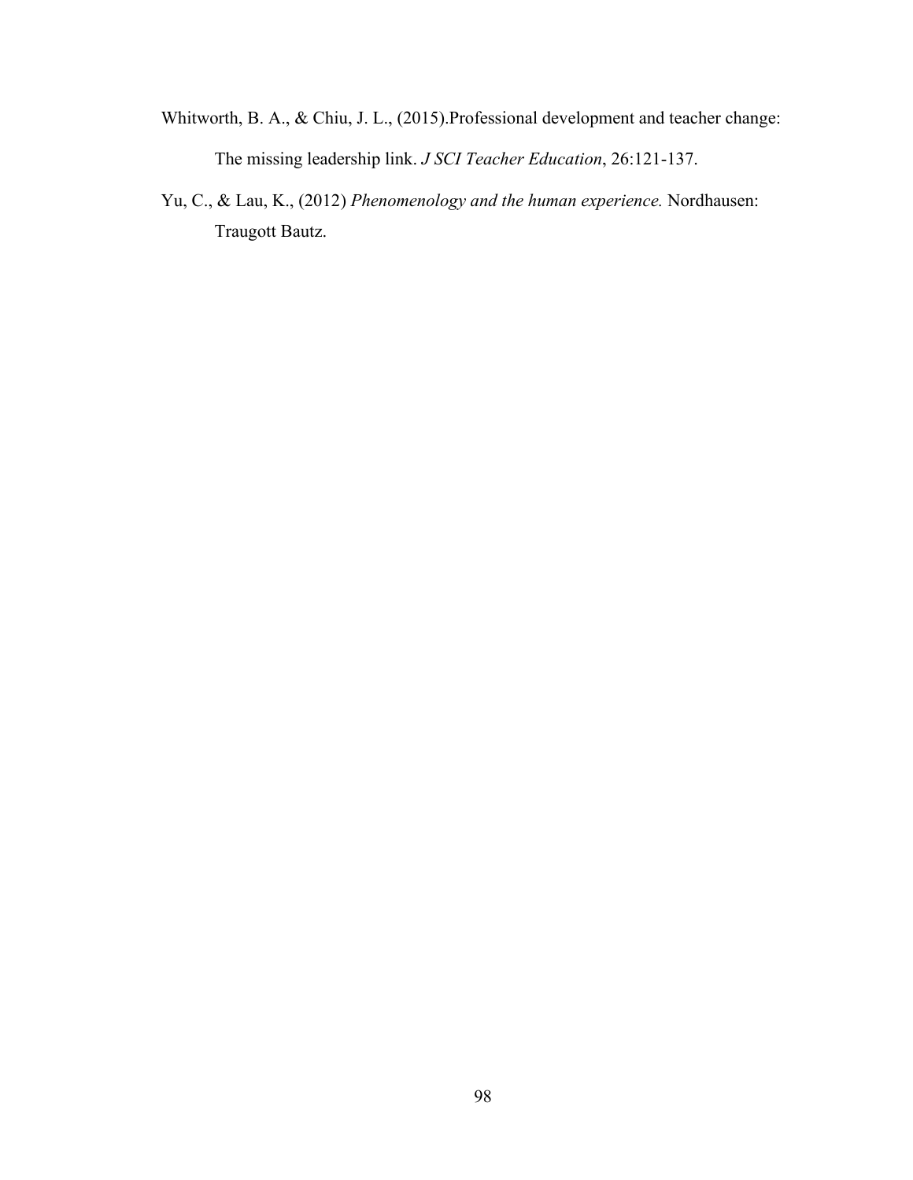Whitworth, B. A., & Chiu, J. L., (2015).Professional development and teacher change: The missing leadership link. *J SCI Teacher Education*, 26:121-137.

Yu, C., & Lau, K., (2012) *Phenomenology and the human experience.* Nordhausen: Traugott Bautz.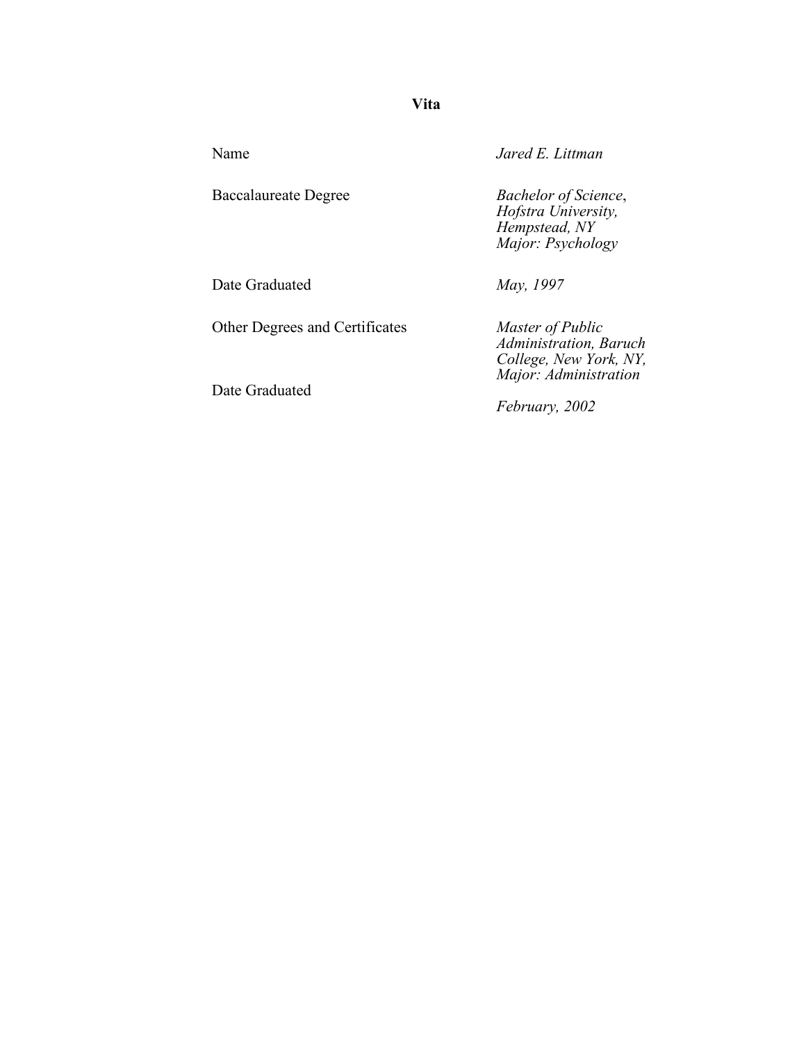# Vita

| | |
|---|---|
| Name | *Jared E. Littman* |
| Baccalaureate Degree | *Bachelor of Science*, *Hofstra University, Hempstead, NY Major: Psychology* |
| Date Graduated | *May, 1997* |
| Other Degrees and Certificates | *Master of Public Administration, Baruch College, New York, NY, Major: Administration* |
| Date Graduated | *February, 2002* |